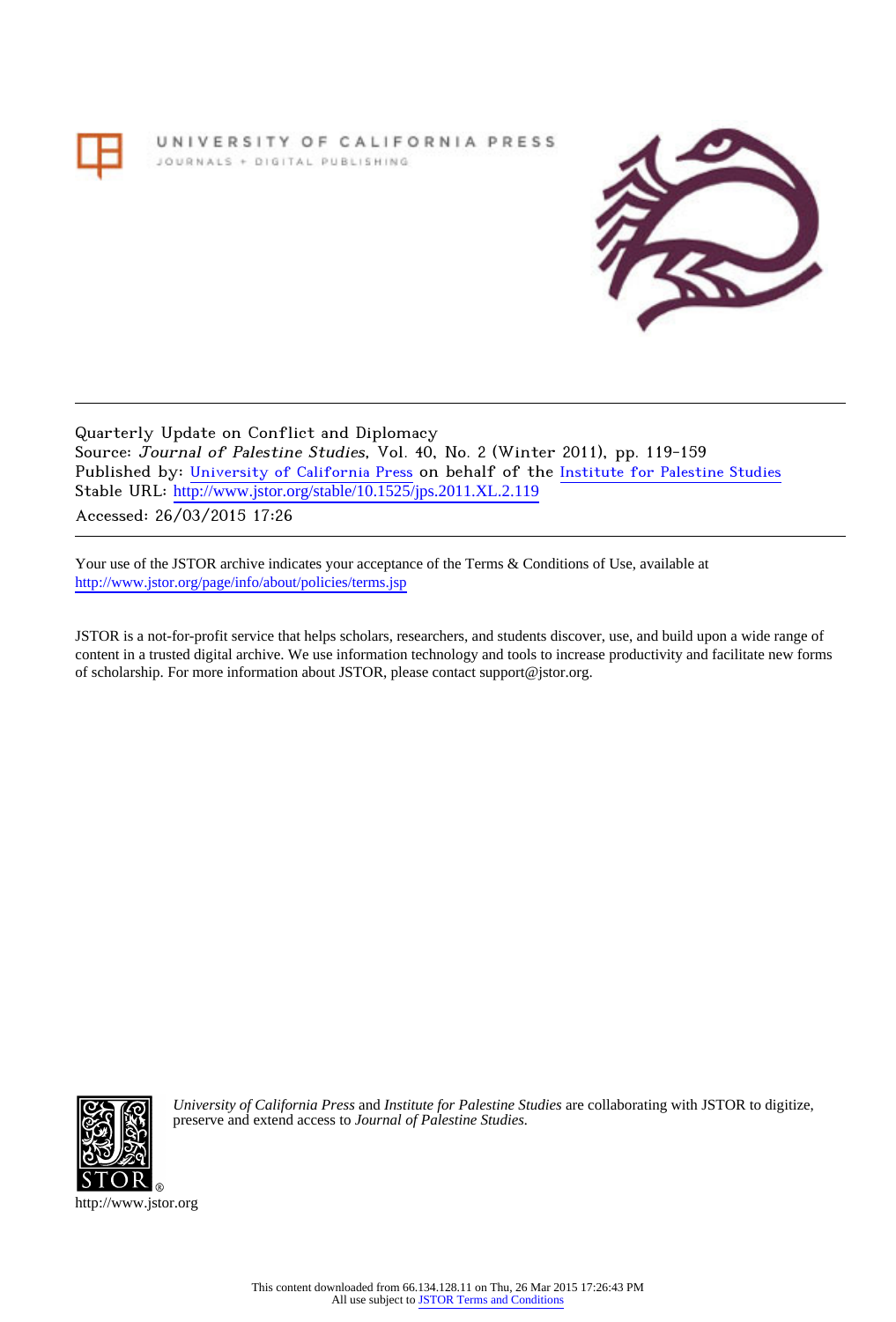UNIVERSITY OF CALIFORNIA PRESS
JOURNALS + DIGITAL PUBLISHING

Quarterly Update on Conflict and Diplomacy
Source: *Journal of Palestine Studies*, Vol. 40, No. 2 (Winter 2011), pp. 119-159
Published by: University of California Press on behalf of the Institute for Palestine Studies
Stable URL: http://www.jstor.org/stable/10.1525/jps.2011.XL.2.119
Accessed: 26/03/2015 17:26

Your use of the JSTOR archive indicates your acceptance of the Terms & Conditions of Use, available at http://www.jstor.org/page/info/about/policies/terms.jsp

JSTOR is a not-for-profit service that helps scholars, researchers, and students discover, use, and build upon a wide range of content in a trusted digital archive. We use information technology and tools to increase productivity and facilitate new forms of scholarship. For more information about JSTOR, please contact support@jstor.org.

*University of California Press* and *Institute for Palestine Studies* are collaborating with JSTOR to digitize, preserve and extend access to *Journal of Palestine Studies.*

http://www.jstor.org

This content downloaded from 66.134.128.11 on Thu, 26 Mar 2015 17:26:43 PM
All use subject to JSTOR Terms and Conditions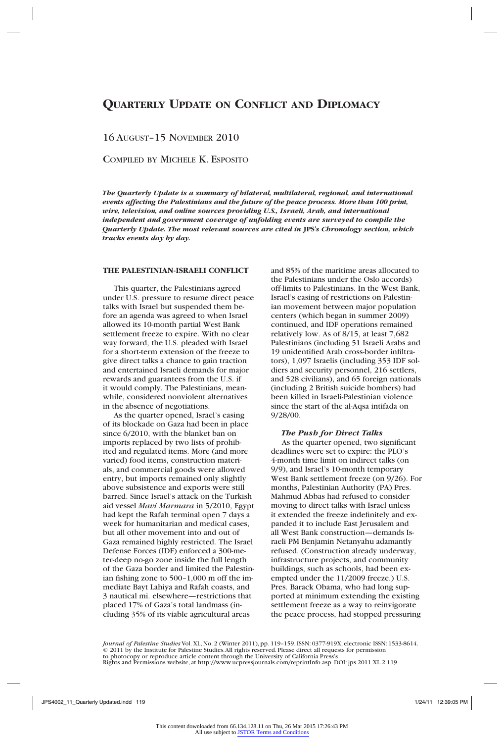# QUARTERLY UPDATE ON CONFLICT AND DIPLOMACY

16 AUGUST–15 NOVEMBER 2010

COMPILED BY MICHELE K. ESPOSITO

***The Quarterly Update is a summary of bilateral, multilateral, regional, and international events affecting the Palestinians and the future of the peace process. More than 100 print, wire, television, and online sources providing U.S., Israeli, Arab, and international independent and government coverage of unfolding events are surveyed to compile the Quarterly Update. The most relevant sources are cited in JPS's Chronology section, which tracks events day by day.***

## THE PALESTINIAN-ISRAELI CONFLICT

This quarter, the Palestinians agreed under U.S. pressure to resume direct peace talks with Israel but suspended them before an agenda was agreed to when Israel allowed its 10-month partial West Bank settlement freeze to expire. With no clear way forward, the U.S. pleaded with Israel for a short-term extension of the freeze to give direct talks a chance to gain traction and entertained Israeli demands for major rewards and guarantees from the U.S. if it would comply. The Palestinians, meanwhile, considered nonviolent alternatives in the absence of negotiations.

As the quarter opened, Israel's easing of its blockade on Gaza had been in place since 6/2010, with the blanket ban on imports replaced by two lists of prohibited and regulated items. More (and more varied) food items, construction materials, and commercial goods were allowed entry, but imports remained only slightly above subsistence and exports were still barred. Since Israel's attack on the Turkish aid vessel *Mavi Marmara* in 5/2010, Egypt had kept the Rafah terminal open 7 days a week for humanitarian and medical cases, but all other movement into and out of Gaza remained highly restricted. The Israel Defense Forces (IDF) enforced a 300-meter-deep no-go zone inside the full length of the Gaza border and limited the Palestinian fishing zone to 500–1,000 m off the immediate Bayt Lahiya and Rafah coasts, and 3 nautical mi. elsewhere—restrictions that placed 17% of Gaza's total landmass (including 35% of its viable agricultural areas and 85% of the maritime areas allocated to the Palestinians under the Oslo accords) off-limits to Palestinians. In the West Bank, Israel's easing of restrictions on Palestinian movement between major population centers (which began in summer 2009) continued, and IDF operations remained relatively low. As of 8/15, at least 7,682 Palestinians (including 51 Israeli Arabs and 19 unidentified Arab cross-border infiltrators), 1,097 Israelis (including 353 IDF soldiers and security personnel, 216 settlers, and 528 civilians), and 65 foreign nationals (including 2 British suicide bombers) had been killed in Israeli-Palestinian violence since the start of the al-Aqsa intifada on 9/28/00.

### *The Push for Direct Talks*

As the quarter opened, two significant deadlines were set to expire: the PLO's 4-month time limit on indirect talks (on 9/9), and Israel's 10-month temporary West Bank settlement freeze (on 9/26). For months, Palestinian Authority (PA) Pres. Mahmud Abbas had refused to consider moving to direct talks with Israel unless it extended the freeze indefinitely and expanded it to include East Jerusalem and all West Bank construction—demands Israeli PM Benjamin Netanyahu adamantly refused. (Construction already underway, infrastructure projects, and community buildings, such as schools, had been exempted under the 11/2009 freeze.) U.S. Pres. Barack Obama, who had long supported at minimum extending the existing settlement freeze as a way to reinvigorate the peace process, had stopped pressuring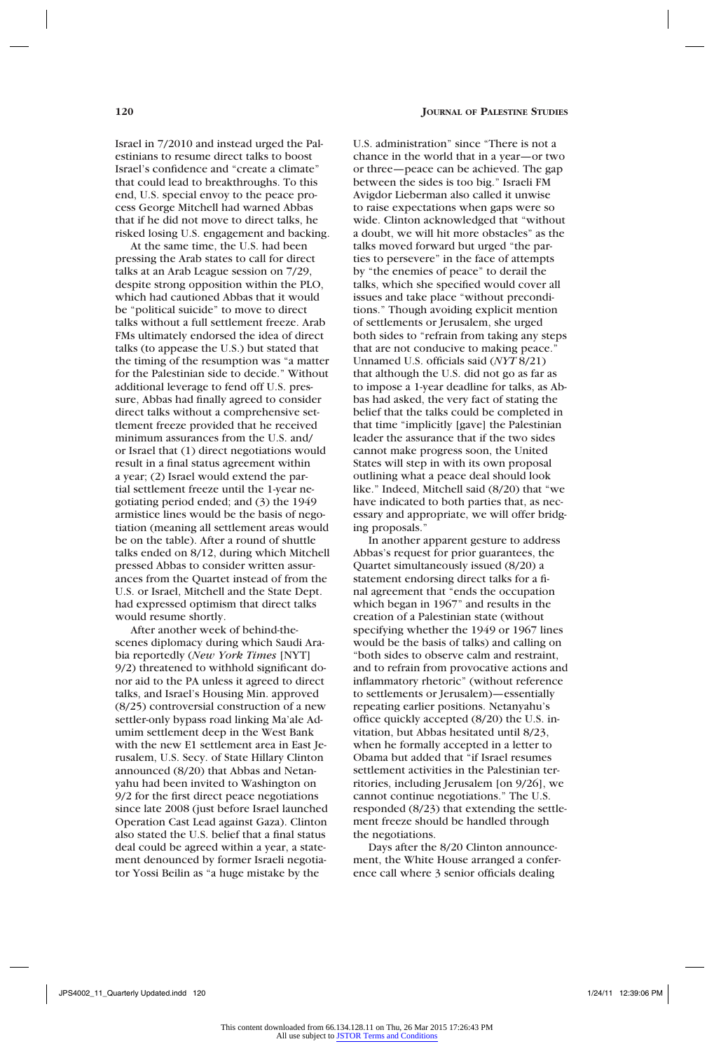Israel in 7/2010 and instead urged the Palestinians to resume direct talks to boost Israel's confidence and "create a climate" that could lead to breakthroughs. To this end, U.S. special envoy to the peace process George Mitchell had warned Abbas that if he did not move to direct talks, he risked losing U.S. engagement and backing.

At the same time, the U.S. had been pressing the Arab states to call for direct talks at an Arab League session on 7/29, despite strong opposition within the PLO, which had cautioned Abbas that it would be "political suicide" to move to direct talks without a full settlement freeze. Arab FMs ultimately endorsed the idea of direct talks (to appease the U.S.) but stated that the timing of the resumption was "a matter for the Palestinian side to decide." Without additional leverage to fend off U.S. pressure, Abbas had finally agreed to consider direct talks without a comprehensive settlement freeze provided that he received minimum assurances from the U.S. and/or Israel that (1) direct negotiations would result in a final status agreement within a year; (2) Israel would extend the partial settlement freeze until the 1-year negotiating period ended; and (3) the 1949 armistice lines would be the basis of negotiation (meaning all settlement areas would be on the table). After a round of shuttle talks ended on 8/12, during which Mitchell pressed Abbas to consider written assurances from the Quartet instead of from the U.S. or Israel, Mitchell and the State Dept. had expressed optimism that direct talks would resume shortly.

After another week of behind-the-scenes diplomacy during which Saudi Arabia reportedly (*New York Times* [NYT] 9/2) threatened to withhold significant donor aid to the PA unless it agreed to direct talks, and Israel's Housing Min. approved (8/25) controversial construction of a new settler-only bypass road linking Ma'ale Adumim settlement deep in the West Bank with the new E1 settlement area in East Jerusalem, U.S. Secy. of State Hillary Clinton announced (8/20) that Abbas and Netanyahu had been invited to Washington on 9/2 for the first direct peace negotiations since late 2008 (just before Israel launched Operation Cast Lead against Gaza). Clinton also stated the U.S. belief that a final status deal could be agreed within a year, a statement denounced by former Israeli negotiator Yossi Beilin as "a huge mistake by the U.S. administration" since "There is not a chance in the world that in a year—or two or three—peace can be achieved. The gap between the sides is too big." Israeli FM Avigdor Lieberman also called it unwise to raise expectations when gaps were so wide. Clinton acknowledged that "without a doubt, we will hit more obstacles" as the talks moved forward but urged "the parties to persevere" in the face of attempts by "the enemies of peace" to derail the talks, which she specified would cover all issues and take place "without preconditions." Though avoiding explicit mention of settlements or Jerusalem, she urged both sides to "refrain from taking any steps that are not conducive to making peace." Unnamed U.S. officials said (*NYT* 8/21) that although the U.S. did not go as far as to impose a 1-year deadline for talks, as Abbas had asked, the very fact of stating the belief that the talks could be completed in that time "implicitly [gave] the Palestinian leader the assurance that if the two sides cannot make progress soon, the United States will step in with its own proposal outlining what a peace deal should look like." Indeed, Mitchell said (8/20) that "we have indicated to both parties that, as necessary and appropriate, we will offer bridging proposals."

In another apparent gesture to address Abbas's request for prior guarantees, the Quartet simultaneously issued (8/20) a statement endorsing direct talks for a final agreement that "ends the occupation which began in 1967" and results in the creation of a Palestinian state (without specifying whether the 1949 or 1967 lines would be the basis of talks) and calling on "both sides to observe calm and restraint, and to refrain from provocative actions and inflammatory rhetoric" (without reference to settlements or Jerusalem)—essentially repeating earlier positions. Netanyahu's office quickly accepted (8/20) the U.S. invitation, but Abbas hesitated until 8/23, when he formally accepted in a letter to Obama but added that "if Israel resumes settlement activities in the Palestinian territories, including Jerusalem [on 9/26], we cannot continue negotiations." The U.S. responded (8/23) that extending the settlement freeze should be handled through the negotiations.

Days after the 8/20 Clinton announcement, the White House arranged a conference call where 3 senior officials dealing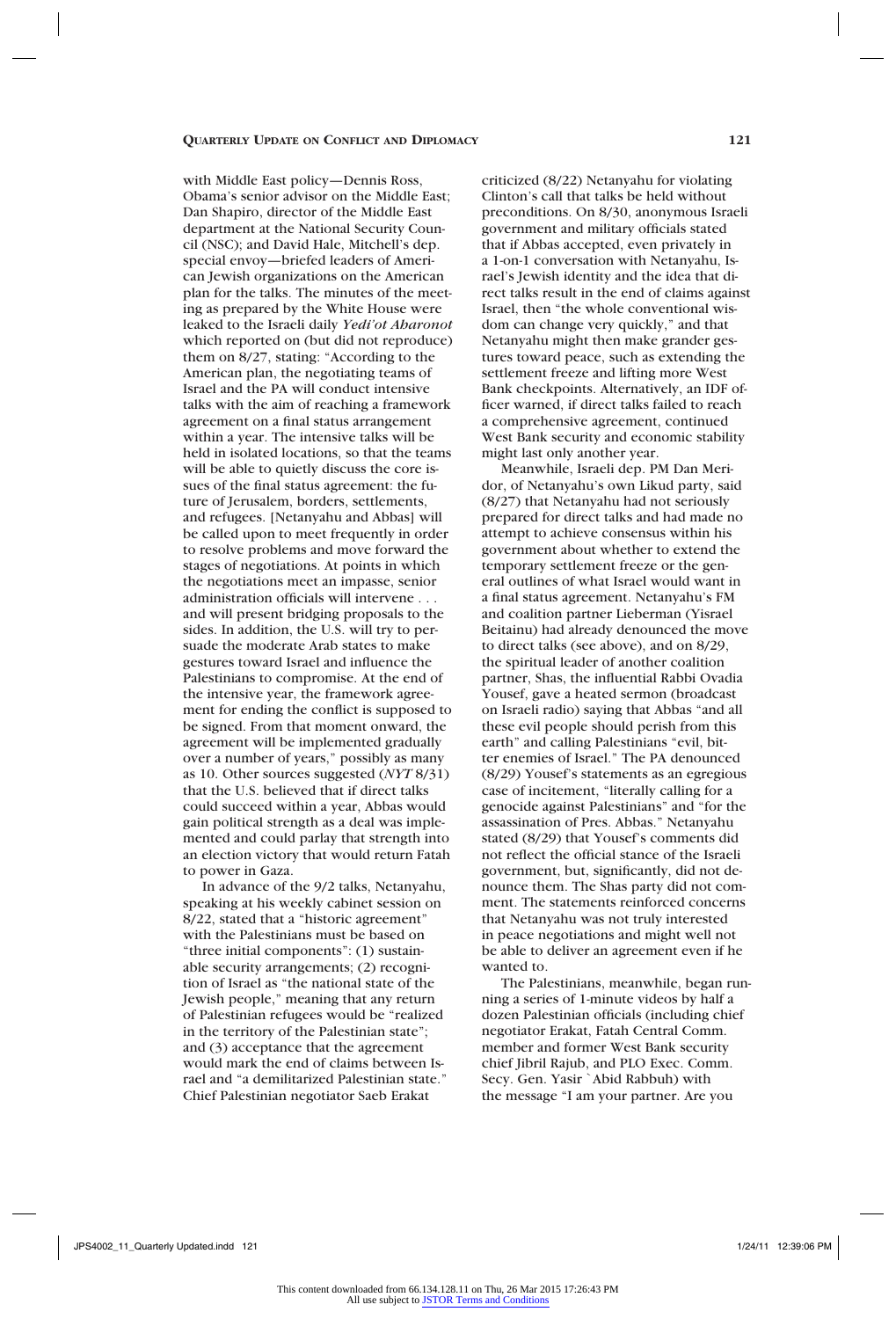with Middle East policy—Dennis Ross, Obama's senior advisor on the Middle East; Dan Shapiro, director of the Middle East department at the National Security Council (NSC); and David Hale, Mitchell's dep. special envoy—briefed leaders of American Jewish organizations on the American plan for the talks. The minutes of the meeting as prepared by the White House were leaked to the Israeli daily *Yedi'ot Aharonot* which reported on (but did not reproduce) them on 8/27, stating: "According to the American plan, the negotiating teams of Israel and the PA will conduct intensive talks with the aim of reaching a framework agreement on a final status arrangement within a year. The intensive talks will be held in isolated locations, so that the teams will be able to quietly discuss the core issues of the final status agreement: the future of Jerusalem, borders, settlements, and refugees. [Netanyahu and Abbas] will be called upon to meet frequently in order to resolve problems and move forward the stages of negotiations. At points in which the negotiations meet an impasse, senior administration officials will intervene . . . and will present bridging proposals to the sides. In addition, the U.S. will try to persuade the moderate Arab states to make gestures toward Israel and influence the Palestinians to compromise. At the end of the intensive year, the framework agreement for ending the conflict is supposed to be signed. From that moment onward, the agreement will be implemented gradually over a number of years," possibly as many as 10. Other sources suggested (*NYT* 8/31) that the U.S. believed that if direct talks could succeed within a year, Abbas would gain political strength as a deal was implemented and could parlay that strength into an election victory that would return Fatah to power in Gaza.

In advance of the 9/2 talks, Netanyahu, speaking at his weekly cabinet session on 8/22, stated that a "historic agreement" with the Palestinians must be based on "three initial components": (1) sustainable security arrangements; (2) recognition of Israel as "the national state of the Jewish people," meaning that any return of Palestinian refugees would be "realized in the territory of the Palestinian state"; and (3) acceptance that the agreement would mark the end of claims between Israel and "a demilitarized Palestinian state." Chief Palestinian negotiator Saeb Erakat criticized (8/22) Netanyahu for violating Clinton's call that talks be held without preconditions. On 8/30, anonymous Israeli government and military officials stated that if Abbas accepted, even privately in a 1-on-1 conversation with Netanyahu, Israel's Jewish identity and the idea that direct talks result in the end of claims against Israel, then "the whole conventional wisdom can change very quickly," and that Netanyahu might then make grander gestures toward peace, such as extending the settlement freeze and lifting more West Bank checkpoints. Alternatively, an IDF officer warned, if direct talks failed to reach a comprehensive agreement, continued West Bank security and economic stability might last only another year.

Meanwhile, Israeli dep. PM Dan Meridor, of Netanyahu's own Likud party, said (8/27) that Netanyahu had not seriously prepared for direct talks and had made no attempt to achieve consensus within his government about whether to extend the temporary settlement freeze or the general outlines of what Israel would want in a final status agreement. Netanyahu's FM and coalition partner Lieberman (Yisrael Beitainu) had already denounced the move to direct talks (see above), and on 8/29, the spiritual leader of another coalition partner, Shas, the influential Rabbi Ovadia Yousef, gave a heated sermon (broadcast on Israeli radio) saying that Abbas "and all these evil people should perish from this earth" and calling Palestinians "evil, bitter enemies of Israel." The PA denounced (8/29) Yousef's statements as an egregious case of incitement, "literally calling for a genocide against Palestinians" and "for the assassination of Pres. Abbas." Netanyahu stated (8/29) that Yousef's comments did not reflect the official stance of the Israeli government, but, significantly, did not denounce them. The Shas party did not comment. The statements reinforced concerns that Netanyahu was not truly interested in peace negotiations and might well not be able to deliver an agreement even if he wanted to.

The Palestinians, meanwhile, began running a series of 1-minute videos by half a dozen Palestinian officials (including chief negotiator Erakat, Fatah Central Comm. member and former West Bank security chief Jibril Rajub, and PLO Exec. Comm. Secy. Gen. Yasir `Abid Rabbuh) with the message "I am your partner. Are you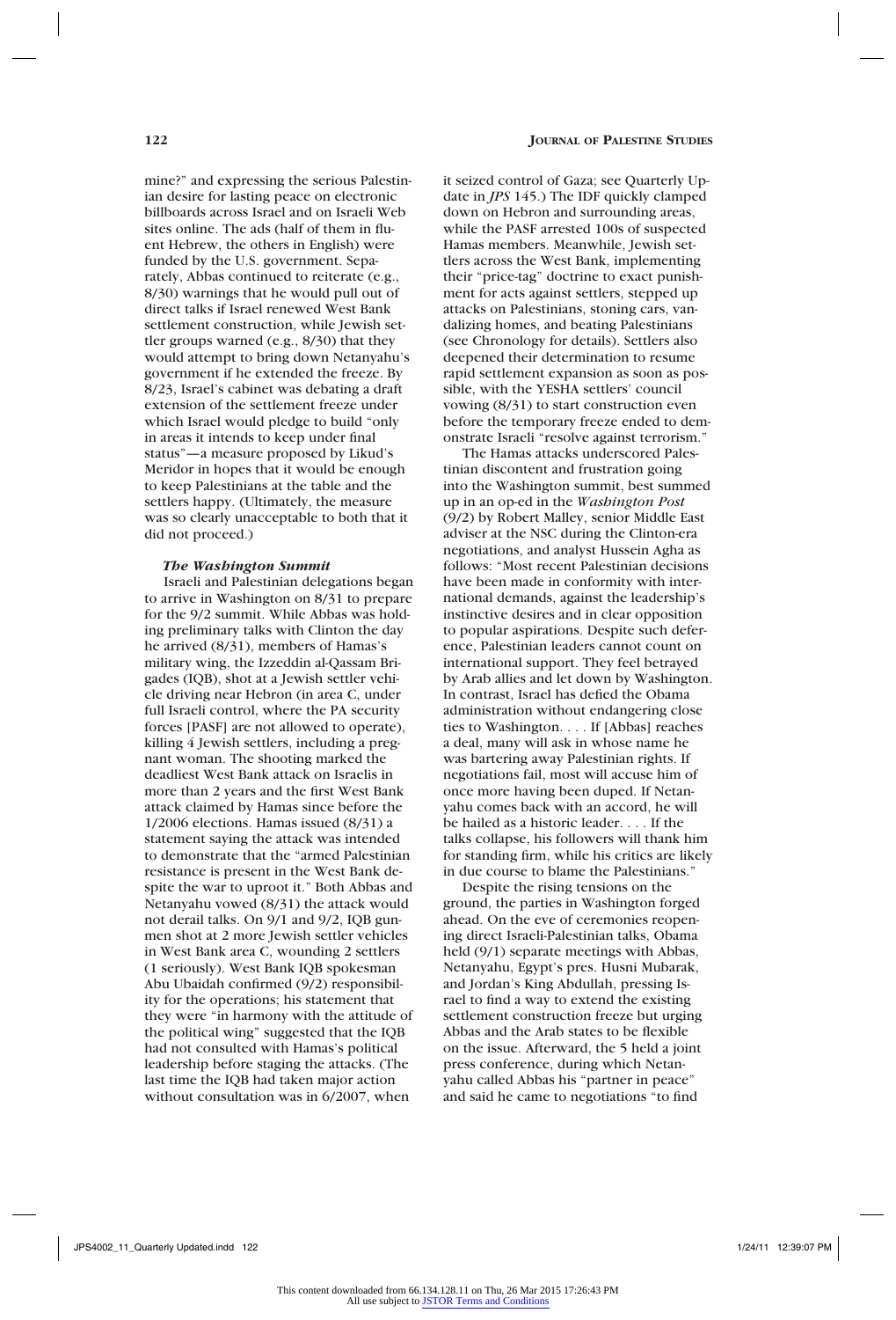mine?" and expressing the serious Palestinian desire for lasting peace on electronic billboards across Israel and on Israeli Web sites online. The ads (half of them in fluent Hebrew, the others in English) were funded by the U.S. government. Separately, Abbas continued to reiterate (e.g., 8/30) warnings that he would pull out of direct talks if Israel renewed West Bank settlement construction, while Jewish settler groups warned (e.g., 8/30) that they would attempt to bring down Netanyahu's government if he extended the freeze. By 8/23, Israel's cabinet was debating a draft extension of the settlement freeze under which Israel would pledge to build "only in areas it intends to keep under final status"—a measure proposed by Likud's Meridor in hopes that it would be enough to keep Palestinians at the table and the settlers happy. (Ultimately, the measure was so clearly unacceptable to both that it did not proceed.)

### *The Washington Summit*

Israeli and Palestinian delegations began to arrive in Washington on 8/31 to prepare for the 9/2 summit. While Abbas was holding preliminary talks with Clinton the day he arrived (8/31), members of Hamas's military wing, the Izzeddin al-Qassam Brigades (IQB), shot at a Jewish settler vehicle driving near Hebron (in area C, under full Israeli control, where the PA security forces [PASF] are not allowed to operate), killing 4 Jewish settlers, including a pregnant woman. The shooting marked the deadliest West Bank attack on Israelis in more than 2 years and the first West Bank attack claimed by Hamas since before the 1/2006 elections. Hamas issued (8/31) a statement saying the attack was intended to demonstrate that the "armed Palestinian resistance is present in the West Bank despite the war to uproot it." Both Abbas and Netanyahu vowed (8/31) the attack would not derail talks. On 9/1 and 9/2, IQB gunmen shot at 2 more Jewish settler vehicles in West Bank area C, wounding 2 settlers (1 seriously). West Bank IQB spokesman Abu Ubaidah confirmed (9/2) responsibility for the operations; his statement that they were "in harmony with the attitude of the political wing" suggested that the IQB had not consulted with Hamas's political leadership before staging the attacks. (The last time the IQB had taken major action without consultation was in 6/2007, when it seized control of Gaza; see Quarterly Update in *JPS* 145.) The IDF quickly clamped down on Hebron and surrounding areas, while the PASF arrested 100s of suspected Hamas members. Meanwhile, Jewish settlers across the West Bank, implementing their "price-tag" doctrine to exact punishment for acts against settlers, stepped up attacks on Palestinians, stoning cars, vandalizing homes, and beating Palestinians (see Chronology for details). Settlers also deepened their determination to resume rapid settlement expansion as soon as possible, with the YESHA settlers' council vowing (8/31) to start construction even before the temporary freeze ended to demonstrate Israeli "resolve against terrorism."

The Hamas attacks underscored Palestinian discontent and frustration going into the Washington summit, best summed up in an op-ed in the *Washington Post* (9/2) by Robert Malley, senior Middle East adviser at the NSC during the Clinton-era negotiations, and analyst Hussein Agha as follows: "Most recent Palestinian decisions have been made in conformity with international demands, against the leadership's instinctive desires and in clear opposition to popular aspirations. Despite such deference, Palestinian leaders cannot count on international support. They feel betrayed by Arab allies and let down by Washington. In contrast, Israel has defied the Obama administration without endangering close ties to Washington. . . . If [Abbas] reaches a deal, many will ask in whose name he was bartering away Palestinian rights. If negotiations fail, most will accuse him of once more having been duped. If Netanyahu comes back with an accord, he will be hailed as a historic leader. . . . If the talks collapse, his followers will thank him for standing firm, while his critics are likely in due course to blame the Palestinians."

Despite the rising tensions on the ground, the parties in Washington forged ahead. On the eve of ceremonies reopening direct Israeli-Palestinian talks, Obama held (9/1) separate meetings with Abbas, Netanyahu, Egypt's pres. Husni Mubarak, and Jordan's King Abdullah, pressing Israel to find a way to extend the existing settlement construction freeze but urging Abbas and the Arab states to be flexible on the issue. Afterward, the 5 held a joint press conference, during which Netanyahu called Abbas his "partner in peace" and said he came to negotiations "to find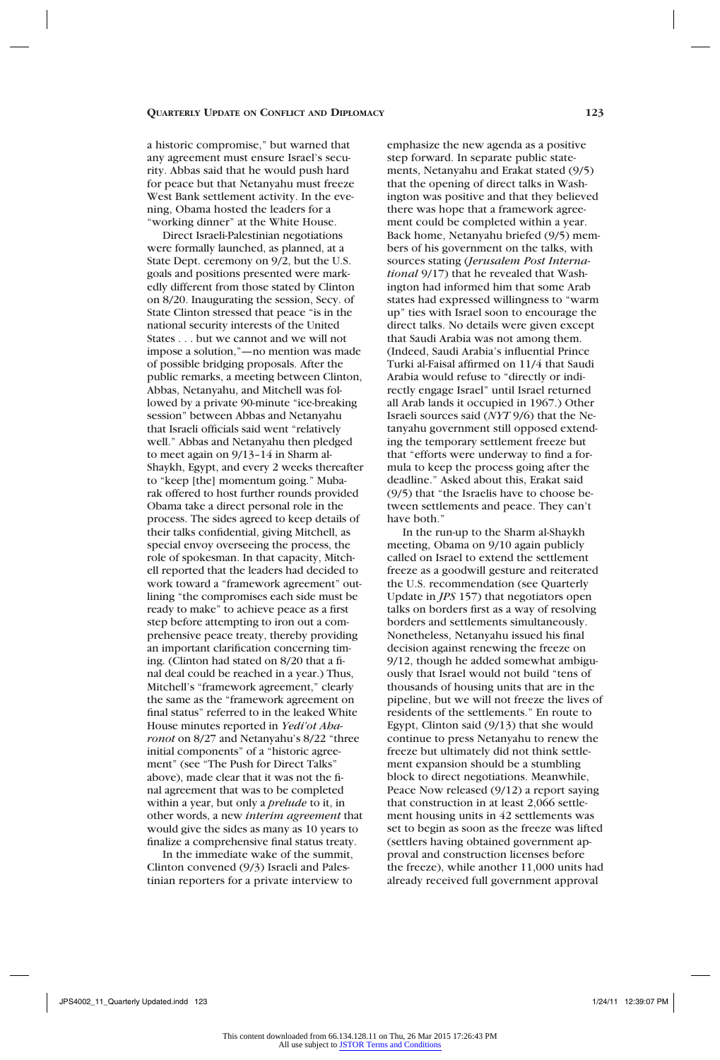a historic compromise," but warned that any agreement must ensure Israel's security. Abbas said that he would push hard for peace but that Netanyahu must freeze West Bank settlement activity. In the evening, Obama hosted the leaders for a "working dinner" at the White House.

Direct Israeli-Palestinian negotiations were formally launched, as planned, at a State Dept. ceremony on 9/2, but the U.S. goals and positions presented were markedly different from those stated by Clinton on 8/20. Inaugurating the session, Secy. of State Clinton stressed that peace "is in the national security interests of the United States . . . but we cannot and we will not impose a solution,"—no mention was made of possible bridging proposals. After the public remarks, a meeting between Clinton, Abbas, Netanyahu, and Mitchell was followed by a private 90-minute "ice-breaking session" between Abbas and Netanyahu that Israeli officials said went "relatively well." Abbas and Netanyahu then pledged to meet again on 9/13–14 in Sharm al-Shaykh, Egypt, and every 2 weeks thereafter to "keep [the] momentum going." Mubarak offered to host further rounds provided Obama take a direct personal role in the process. The sides agreed to keep details of their talks confidential, giving Mitchell, as special envoy overseeing the process, the role of spokesman. In that capacity, Mitchell reported that the leaders had decided to work toward a "framework agreement" outlining "the compromises each side must be ready to make" to achieve peace as a first step before attempting to iron out a comprehensive peace treaty, thereby providing an important clarification concerning timing. (Clinton had stated on 8/20 that a final deal could be reached in a year.) Thus, Mitchell's "framework agreement," clearly the same as the "framework agreement on final status" referred to in the leaked White House minutes reported in *Yedi'ot Aharonot* on 8/27 and Netanyahu's 8/22 "three initial components" of a "historic agreement" (see "The Push for Direct Talks" above), made clear that it was not the final agreement that was to be completed within a year, but only a *prelude* to it, in other words, a new *interim agreement* that would give the sides as many as 10 years to finalize a comprehensive final status treaty.

In the immediate wake of the summit, Clinton convened (9/3) Israeli and Palestinian reporters for a private interview to emphasize the new agenda as a positive step forward. In separate public statements, Netanyahu and Erakat stated (9/5) that the opening of direct talks in Washington was positive and that they believed there was hope that a framework agreement could be completed within a year. Back home, Netanyahu briefed (9/5) members of his government on the talks, with sources stating (*Jerusalem Post International* 9/17) that he revealed that Washington had informed him that some Arab states had expressed willingness to "warm up" ties with Israel soon to encourage the direct talks. No details were given except that Saudi Arabia was not among them. (Indeed, Saudi Arabia's influential Prince Turki al-Faisal affirmed on 11/4 that Saudi Arabia would refuse to "directly or indirectly engage Israel" until Israel returned all Arab lands it occupied in 1967.) Other Israeli sources said (*NYT* 9/6) that the Netanyahu government still opposed extending the temporary settlement freeze but that "efforts were underway to find a formula to keep the process going after the deadline." Asked about this, Erakat said (9/5) that "the Israelis have to choose between settlements and peace. They can't have both."

In the run-up to the Sharm al-Shaykh meeting, Obama on 9/10 again publicly called on Israel to extend the settlement freeze as a goodwill gesture and reiterated the U.S. recommendation (see Quarterly Update in *JPS* 157) that negotiators open talks on borders first as a way of resolving borders and settlements simultaneously. Nonetheless, Netanyahu issued his final decision against renewing the freeze on 9/12, though he added somewhat ambiguously that Israel would not build "tens of thousands of housing units that are in the pipeline, but we will not freeze the lives of residents of the settlements." En route to Egypt, Clinton said (9/13) that she would continue to press Netanyahu to renew the freeze but ultimately did not think settlement expansion should be a stumbling block to direct negotiations. Meanwhile, Peace Now released (9/12) a report saying that construction in at least 2,066 settlement housing units in 42 settlements was set to begin as soon as the freeze was lifted (settlers having obtained government approval and construction licenses before the freeze), while another 11,000 units had already received full government approval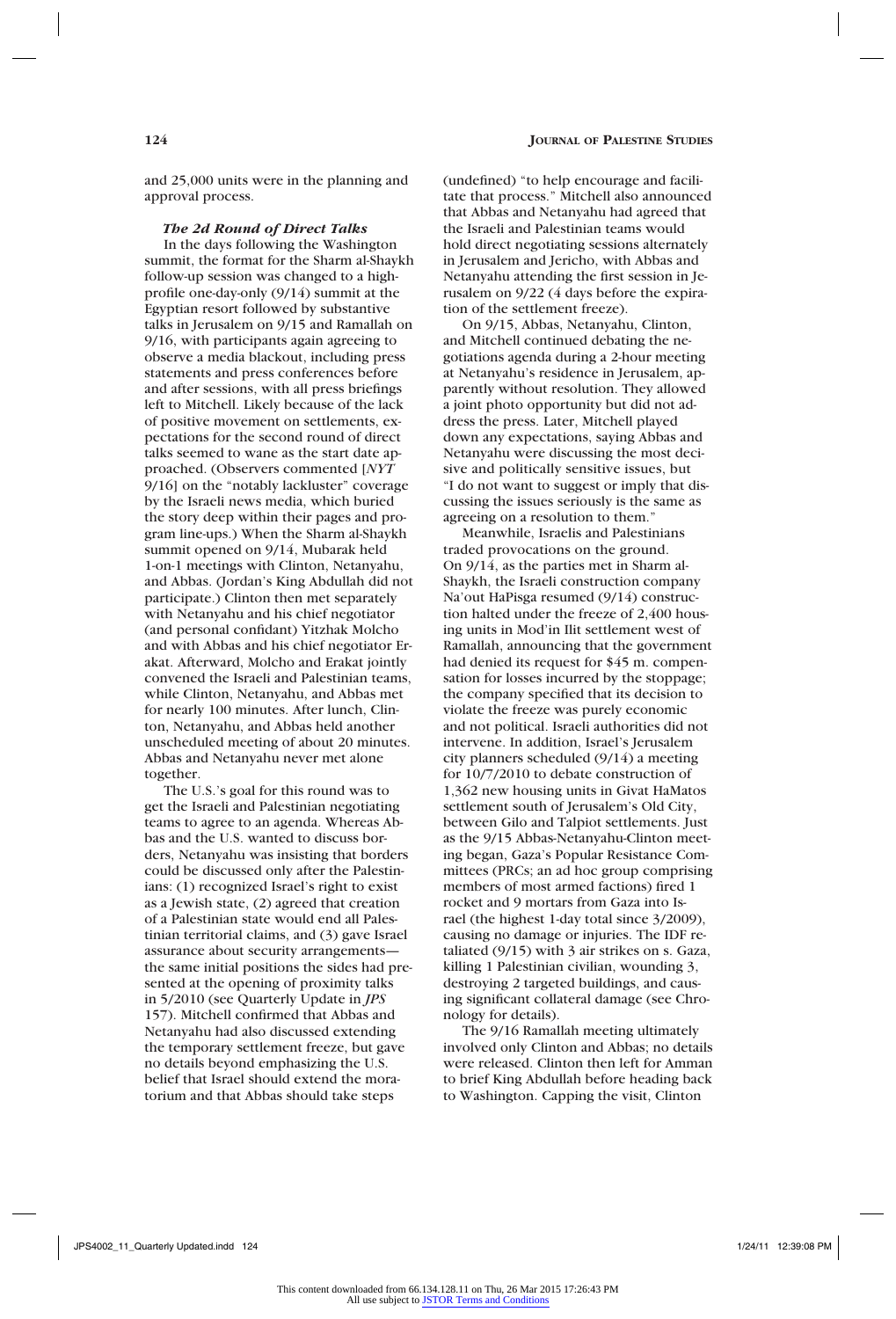and 25,000 units were in the planning and approval process.

### *The 2d Round of Direct Talks*

In the days following the Washington summit, the format for the Sharm al-Shaykh follow-up session was changed to a high-profile one-day-only (9/14) summit at the Egyptian resort followed by substantive talks in Jerusalem on 9/15 and Ramallah on 9/16, with participants again agreeing to observe a media blackout, including press statements and press conferences before and after sessions, with all press briefings left to Mitchell. Likely because of the lack of positive movement on settlements, expectations for the second round of direct talks seemed to wane as the start date approached. (Observers commented [*NYT* 9/16] on the "notably lackluster" coverage by the Israeli news media, which buried the story deep within their pages and program line-ups.) When the Sharm al-Shaykh summit opened on 9/14, Mubarak held 1-on-1 meetings with Clinton, Netanyahu, and Abbas. (Jordan's King Abdullah did not participate.) Clinton then met separately with Netanyahu and his chief negotiator (and personal confidant) Yitzhak Molcho and with Abbas and his chief negotiator Erakat. Afterward, Molcho and Erakat jointly convened the Israeli and Palestinian teams, while Clinton, Netanyahu, and Abbas met for nearly 100 minutes. After lunch, Clinton, Netanyahu, and Abbas held another unscheduled meeting of about 20 minutes. Abbas and Netanyahu never met alone together.

The U.S.'s goal for this round was to get the Israeli and Palestinian negotiating teams to agree to an agenda. Whereas Abbas and the U.S. wanted to discuss borders, Netanyahu was insisting that borders could be discussed only after the Palestinians: (1) recognized Israel's right to exist as a Jewish state, (2) agreed that creation of a Palestinian state would end all Palestinian territorial claims, and (3) gave Israel assurance about security arrangements—the same initial positions the sides had presented at the opening of proximity talks in 5/2010 (see Quarterly Update in *JPS* 157). Mitchell confirmed that Abbas and Netanyahu had also discussed extending the temporary settlement freeze, but gave no details beyond emphasizing the U.S. belief that Israel should extend the moratorium and that Abbas should take steps (undefined) "to help encourage and facilitate that process." Mitchell also announced that Abbas and Netanyahu had agreed that the Israeli and Palestinian teams would hold direct negotiating sessions alternately in Jerusalem and Jericho, with Abbas and Netanyahu attending the first session in Jerusalem on 9/22 (4 days before the expiration of the settlement freeze).

On 9/15, Abbas, Netanyahu, Clinton, and Mitchell continued debating the negotiations agenda during a 2-hour meeting at Netanyahu's residence in Jerusalem, apparently without resolution. They allowed a joint photo opportunity but did not address the press. Later, Mitchell played down any expectations, saying Abbas and Netanyahu were discussing the most decisive and politically sensitive issues, but "I do not want to suggest or imply that discussing the issues seriously is the same as agreeing on a resolution to them."

Meanwhile, Israelis and Palestinians traded provocations on the ground. On 9/14, as the parties met in Sharm al-Shaykh, the Israeli construction company Na'out HaPisga resumed (9/14) construction halted under the freeze of 2,400 housing units in Mod'in Ilit settlement west of Ramallah, announcing that the government had denied its request for \$45 m. compensation for losses incurred by the stoppage; the company specified that its decision to violate the freeze was purely economic and not political. Israeli authorities did not intervene. In addition, Israel's Jerusalem city planners scheduled (9/14) a meeting for 10/7/2010 to debate construction of 1,362 new housing units in Givat HaMatos settlement south of Jerusalem's Old City, between Gilo and Talpiot settlements. Just as the 9/15 Abbas-Netanyahu-Clinton meeting began, Gaza's Popular Resistance Committees (PRCs; an ad hoc group comprising members of most armed factions) fired 1 rocket and 9 mortars from Gaza into Israel (the highest 1-day total since 3/2009), causing no damage or injuries. The IDF retaliated (9/15) with 3 air strikes on s. Gaza, killing 1 Palestinian civilian, wounding 3, destroying 2 targeted buildings, and causing significant collateral damage (see Chronology for details).

The 9/16 Ramallah meeting ultimately involved only Clinton and Abbas; no details were released. Clinton then left for Amman to brief King Abdullah before heading back to Washington. Capping the visit, Clinton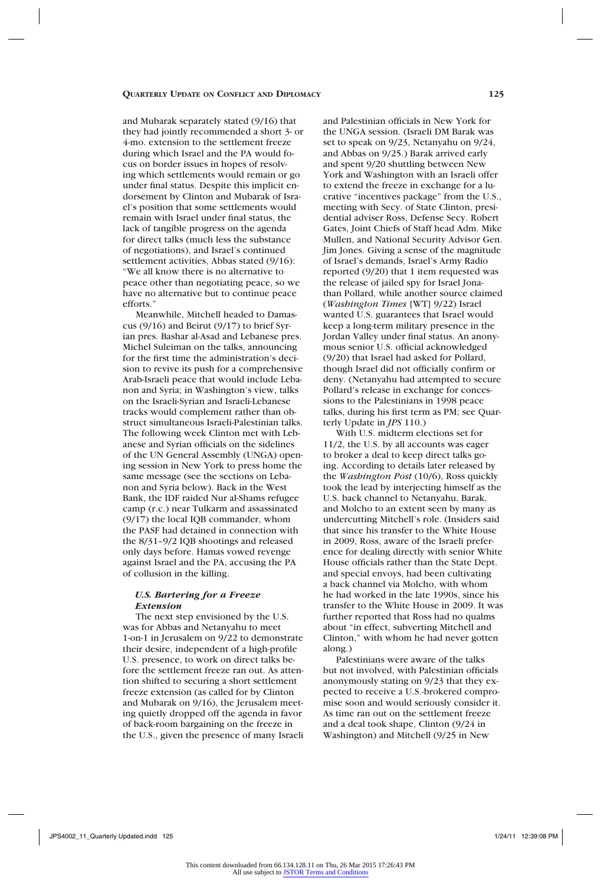and Mubarak separately stated (9/16) that they had jointly recommended a short 3- or 4-mo. extension to the settlement freeze during which Israel and the PA would focus on border issues in hopes of resolving which settlements would remain or go under final status. Despite this implicit endorsement by Clinton and Mubarak of Israel's position that some settlements would remain with Israel under final status, the lack of tangible progress on the agenda for direct talks (much less the substance of negotiations), and Israel's continued settlement activities, Abbas stated (9/16): "We all know there is no alternative to peace other than negotiating peace, so we have no alternative but to continue peace efforts."

Meanwhile, Mitchell headed to Damascus (9/16) and Beirut (9/17) to brief Syrian pres. Bashar al-Asad and Lebanese pres. Michel Suleiman on the talks, announcing for the first time the administration's decision to revive its push for a comprehensive Arab-Israeli peace that would include Lebanon and Syria; in Washington's view, talks on the Israeli-Syrian and Israeli-Lebanese tracks would complement rather than obstruct simultaneous Israeli-Palestinian talks. The following week Clinton met with Lebanese and Syrian officials on the sidelines of the UN General Assembly (UNGA) opening session in New York to press home the same message (see the sections on Lebanon and Syria below). Back in the West Bank, the IDF raided Nur al-Shams refugee camp (r.c.) near Tulkarm and assassinated (9/17) the local IQB commander, whom the PASF had detained in connection with the 8/31–9/2 IQB shootings and released only days before. Hamas vowed revenge against Israel and the PA, accusing the PA of collusion in the killing.

### *U.S. Bartering for a Freeze Extension*

The next step envisioned by the U.S. was for Abbas and Netanyahu to meet 1-on-1 in Jerusalem on 9/22 to demonstrate their desire, independent of a high-profile U.S. presence, to work on direct talks before the settlement freeze ran out. As attention shifted to securing a short settlement freeze extension (as called for by Clinton and Mubarak on 9/16), the Jerusalem meeting quietly dropped off the agenda in favor of back-room bargaining on the freeze in the U.S., given the presence of many Israeli and Palestinian officials in New York for the UNGA session. (Israeli DM Barak was set to speak on 9/23, Netanyahu on 9/24, and Abbas on 9/25.) Barak arrived early and spent 9/20 shuttling between New York and Washington with an Israeli offer to extend the freeze in exchange for a lucrative "incentives package" from the U.S., meeting with Secy. of State Clinton, presidential adviser Ross, Defense Secy. Robert Gates, Joint Chiefs of Staff head Adm. Mike Mullen, and National Security Advisor Gen. Jim Jones. Giving a sense of the magnitude of Israel's demands, Israel's Army Radio reported (9/20) that 1 item requested was the release of jailed spy for Israel Jonathan Pollard, while another source claimed (*Washington Times* [WT] 9/22) Israel wanted U.S. guarantees that Israel would keep a long-term military presence in the Jordan Valley under final status. An anonymous senior U.S. official acknowledged (9/20) that Israel had asked for Pollard, though Israel did not officially confirm or deny. (Netanyahu had attempted to secure Pollard's release in exchange for concessions to the Palestinians in 1998 peace talks, during his first term as PM; see Quarterly Update in *JPS* 110.)

With U.S. midterm elections set for 11/2, the U.S. by all accounts was eager to broker a deal to keep direct talks going. According to details later released by the *Washington Post* (10/6), Ross quickly took the lead by interjecting himself as the U.S. back channel to Netanyahu, Barak, and Molcho to an extent seen by many as undercutting Mitchell's role. (Insiders said that since his transfer to the White House in 2009, Ross, aware of the Israeli preference for dealing directly with senior White House officials rather than the State Dept. and special envoys, had been cultivating a back channel via Molcho, with whom he had worked in the late 1990s, since his transfer to the White House in 2009. It was further reported that Ross had no qualms about "in effect, subverting Mitchell and Clinton," with whom he had never gotten along.)

Palestinians were aware of the talks but not involved, with Palestinian officials anonymously stating on 9/23 that they expected to receive a U.S.-brokered compromise soon and would seriously consider it. As time ran out on the settlement freeze and a deal took shape, Clinton (9/24 in Washington) and Mitchell (9/25 in New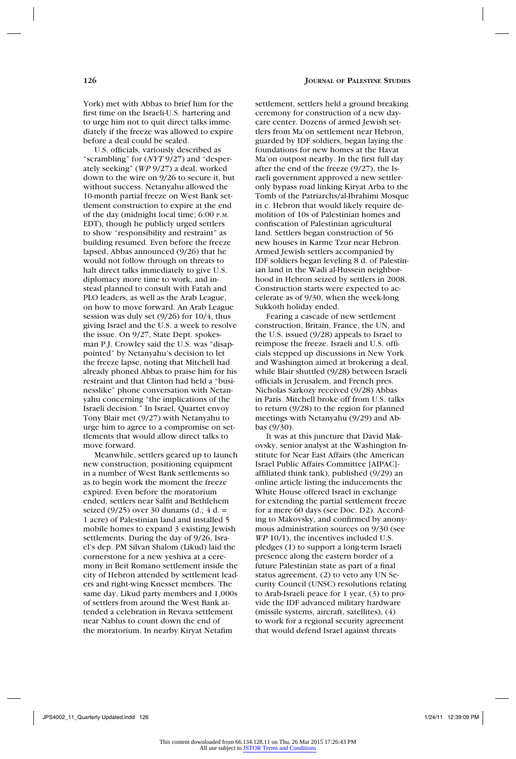York) met with Abbas to brief him for the first time on the Israeli-U.S. bartering and to urge him not to quit direct talks immediately if the freeze was allowed to expire before a deal could be sealed.

U.S. officials, variously described as "scrambling" for (*NYT* 9/27) and "desperately seeking" (*WP* 9/27) a deal, worked down to the wire on 9/26 to secure it, but without success. Netanyahu allowed the 10-month partial freeze on West Bank settlement construction to expire at the end of the day (midnight local time; 6:00 P.M. EDT), though he publicly urged settlers to show "responsibility and restraint" as building resumed. Even before the freeze lapsed, Abbas announced (9/26) that he would not follow through on threats to halt direct talks immediately to give U.S. diplomacy more time to work, and instead planned to consult with Fatah and PLO leaders, as well as the Arab League, on how to move forward. An Arab League session was duly set (9/26) for 10/4, thus giving Israel and the U.S. a week to resolve the issue. On 9/27, State Dept. spokesman P.J. Crowley said the U.S. was "disappointed" by Netanyahu's decision to let the freeze lapse, noting that Mitchell had already phoned Abbas to praise him for his restraint and that Clinton had held a "businesslike" phone conversation with Netanyahu concerning "the implications of the Israeli decision." In Israel, Quartet envoy Tony Blair met (9/27) with Netanyahu to urge him to agree to a compromise on settlements that would allow direct talks to move forward.

Meanwhile, settlers geared up to launch new construction, positioning equipment in a number of West Bank settlements so as to begin work the moment the freeze expired. Even before the moratorium ended, settlers near Salfit and Bethlehem seized (9/25) over 30 dunams (d.; 4 d. = 1 acre) of Palestinian land and installed 5 mobile homes to expand 3 existing Jewish settlements. During the day of 9/26, Israel's dep. PM Silvan Shalom (Likud) laid the cornerstone for a new yeshiva at a ceremony in Beit Romano settlement inside the city of Hebron attended by settlement leaders and right-wing Knesset members. The same day, Likud party members and 1,000s of settlers from around the West Bank attended a celebration in Revava settlement near Nablus to count down the end of the moratorium. In nearby Kiryat Netafim settlement, settlers held a ground breaking ceremony for construction of a new day-care center. Dozens of armed Jewish settlers from Ma'on settlement near Hebron, guarded by IDF soldiers, began laying the foundations for new homes at the Havat Ma'on outpost nearby. In the first full day after the end of the freeze (9/27), the Israeli government approved a new settler-only bypass road linking Kiryat Arba to the Tomb of the Patriarchs/al-Ibrahimi Mosque in c. Hebron that would likely require demolition of 10s of Palestinian homes and confiscation of Palestinian agricultural land. Settlers began construction of 56 new houses in Karme Tzur near Hebron. Armed Jewish settlers accompanied by IDF soldiers began leveling 8 d. of Palestinian land in the Wadi al-Hussein neighborhood in Hebron seized by settlers in 2008. Construction starts were expected to accelerate as of 9/30, when the week-long Sukkoth holiday ended.

Fearing a cascade of new settlement construction, Britain, France, the UN, and the U.S. issued (9/28) appeals to Israel to reimpose the freeze. Israeli and U.S. officials stepped up discussions in New York and Washington aimed at brokering a deal, while Blair shuttled (9/28) between Israeli officials in Jerusalem, and French pres. Nicholas Sarkozy received (9/28) Abbas in Paris. Mitchell broke off from U.S. talks to return (9/28) to the region for planned meetings with Netanyahu (9/29) and Abbas (9/30).

It was at this juncture that David Makovsky, senior analyst at the Washington Institute for Near East Affairs (the American Israel Public Affairs Committee [AIPAC]-affiliated think tank), published (9/29) an online article listing the inducements the White House offered Israel in exchange for extending the partial settlement freeze for a mere 60 days (see Doc. D2). According to Makovsky, and confirmed by anonymous administration sources on 9/30 (see *WP* 10/1), the incentives included U.S. pledges (1) to support a long-term Israeli presence along the eastern border of a future Palestinian state as part of a final status agreement, (2) to veto any UN Security Council (UNSC) resolutions relating to Arab-Israeli peace for 1 year, (3) to provide the IDF advanced military hardware (missile systems, aircraft, satellites), (4) to work for a regional security agreement that would defend Israel against threats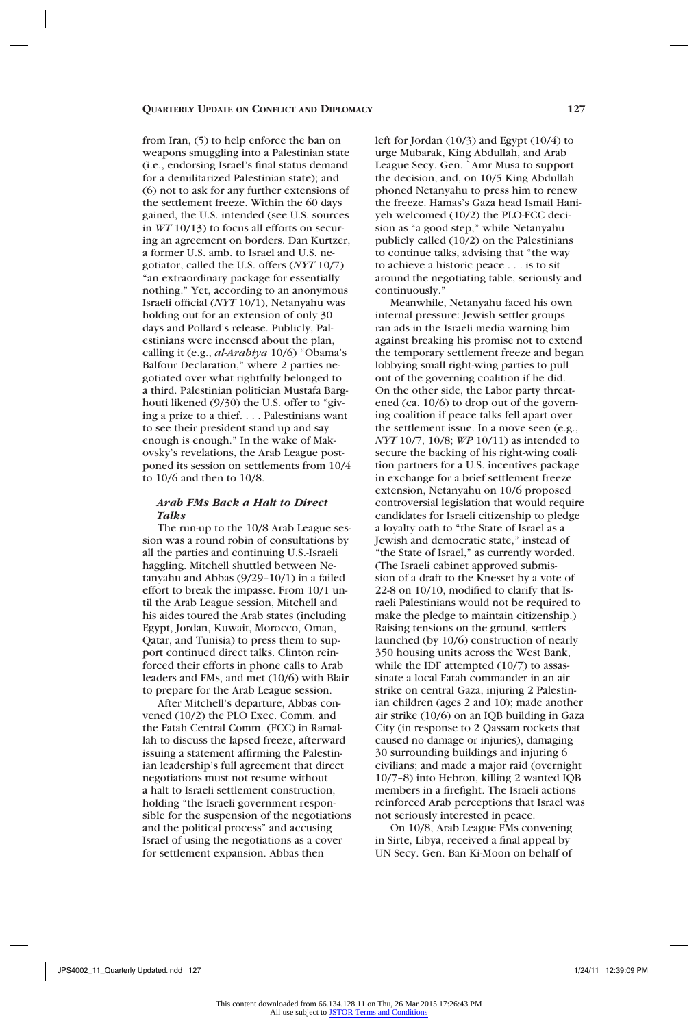from Iran, (5) to help enforce the ban on weapons smuggling into a Palestinian state (i.e., endorsing Israel's final status demand for a demilitarized Palestinian state); and (6) not to ask for any further extensions of the settlement freeze. Within the 60 days gained, the U.S. intended (see U.S. sources in *WT* 10/13) to focus all efforts on securing an agreement on borders. Dan Kurtzer, a former U.S. amb. to Israel and U.S. negotiator, called the U.S. offers (*NYT* 10/7) "an extraordinary package for essentially nothing." Yet, according to an anonymous Israeli official (*NYT* 10/1), Netanyahu was holding out for an extension of only 30 days and Pollard's release. Publicly, Palestinians were incensed about the plan, calling it (e.g., *al-Arabiya* 10/6) "Obama's Balfour Declaration," where 2 parties negotiated over what rightfully belonged to a third. Palestinian politician Mustafa Barghouti likened (9/30) the U.S. offer to "giving a prize to a thief. . . . Palestinians want to see their president stand up and say enough is enough." In the wake of Makovsky's revelations, the Arab League postponed its session on settlements from 10/4 to 10/6 and then to 10/8.

### *Arab FMs Back a Halt to Direct Talks*

The run-up to the 10/8 Arab League session was a round robin of consultations by all the parties and continuing U.S.-Israeli haggling. Mitchell shuttled between Netanyahu and Abbas (9/29–10/1) in a failed effort to break the impasse. From 10/1 until the Arab League session, Mitchell and his aides toured the Arab states (including Egypt, Jordan, Kuwait, Morocco, Oman, Qatar, and Tunisia) to press them to support continued direct talks. Clinton reinforced their efforts in phone calls to Arab leaders and FMs, and met (10/6) with Blair to prepare for the Arab League session.

After Mitchell's departure, Abbas convened (10/2) the PLO Exec. Comm. and the Fatah Central Comm. (FCC) in Ramallah to discuss the lapsed freeze, afterward issuing a statement affirming the Palestinian leadership's full agreement that direct negotiations must not resume without a halt to Israeli settlement construction, holding "the Israeli government responsible for the suspension of the negotiations and the political process" and accusing Israel of using the negotiations as a cover for settlement expansion. Abbas then left for Jordan (10/3) and Egypt (10/4) to urge Mubarak, King Abdullah, and Arab League Secy. Gen. `Amr Musa to support the decision, and, on 10/5 King Abdullah phoned Netanyahu to press him to renew the freeze. Hamas's Gaza head Ismail Haniyeh welcomed (10/2) the PLO-FCC decision as "a good step," while Netanyahu publicly called (10/2) on the Palestinians to continue talks, advising that "the way to achieve a historic peace . . . is to sit around the negotiating table, seriously and continuously."

Meanwhile, Netanyahu faced his own internal pressure: Jewish settler groups ran ads in the Israeli media warning him against breaking his promise not to extend the temporary settlement freeze and began lobbying small right-wing parties to pull out of the governing coalition if he did. On the other side, the Labor party threatened (ca. 10/6) to drop out of the governing coalition if peace talks fell apart over the settlement issue. In a move seen (e.g., *NYT* 10/7, 10/8; *WP* 10/11) as intended to secure the backing of his right-wing coalition partners for a U.S. incentives package in exchange for a brief settlement freeze extension, Netanyahu on 10/6 proposed controversial legislation that would require candidates for Israeli citizenship to pledge a loyalty oath to "the State of Israel as a Jewish and democratic state," instead of "the State of Israel," as currently worded. (The Israeli cabinet approved submission of a draft to the Knesset by a vote of 22-8 on 10/10, modified to clarify that Israeli Palestinians would not be required to make the pledge to maintain citizenship.) Raising tensions on the ground, settlers launched (by 10/6) construction of nearly 350 housing units across the West Bank, while the IDF attempted (10/7) to assassinate a local Fatah commander in an air strike on central Gaza, injuring 2 Palestinian children (ages 2 and 10); made another air strike (10/6) on an IQB building in Gaza City (in response to 2 Qassam rockets that caused no damage or injuries), damaging 30 surrounding buildings and injuring 6 civilians; and made a major raid (overnight 10/7–8) into Hebron, killing 2 wanted IQB members in a firefight. The Israeli actions reinforced Arab perceptions that Israel was not seriously interested in peace.

On 10/8, Arab League FMs convening in Sirte, Libya, received a final appeal by UN Secy. Gen. Ban Ki-Moon on behalf of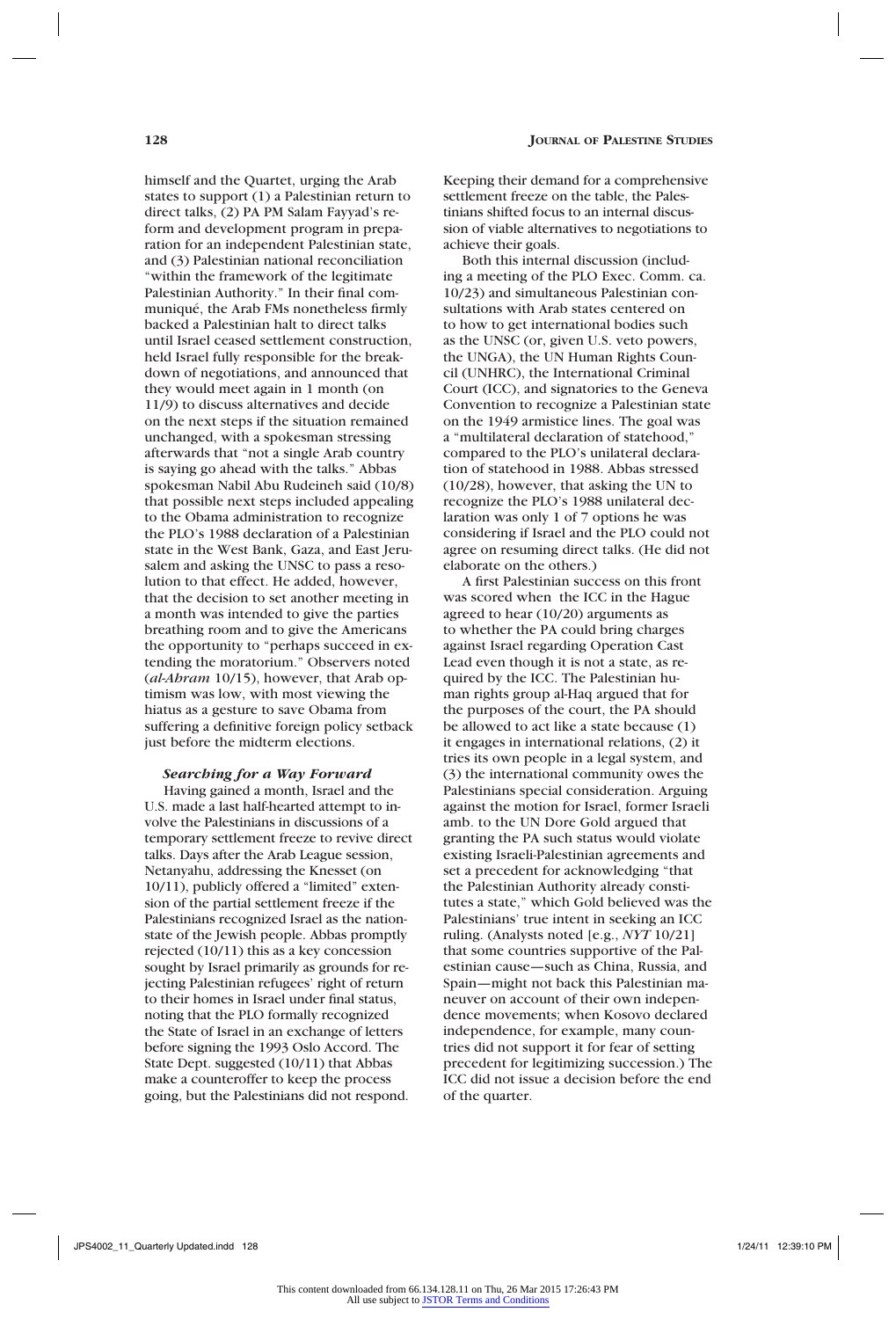himself and the Quartet, urging the Arab states to support (1) a Palestinian return to direct talks, (2) PA PM Salam Fayyad's reform and development program in preparation for an independent Palestinian state, and (3) Palestinian national reconciliation "within the framework of the legitimate Palestinian Authority." In their final communiqué, the Arab FMs nonetheless firmly backed a Palestinian halt to direct talks until Israel ceased settlement construction, held Israel fully responsible for the breakdown of negotiations, and announced that they would meet again in 1 month (on 11/9) to discuss alternatives and decide on the next steps if the situation remained unchanged, with a spokesman stressing afterwards that "not a single Arab country is saying go ahead with the talks." Abbas spokesman Nabil Abu Rudeineh said (10/8) that possible next steps included appealing to the Obama administration to recognize the PLO's 1988 declaration of a Palestinian state in the West Bank, Gaza, and East Jerusalem and asking the UNSC to pass a resolution to that effect. He added, however, that the decision to set another meeting in a month was intended to give the parties breathing room and to give the Americans the opportunity to "perhaps succeed in extending the moratorium." Observers noted (*al-Ahram* 10/15), however, that Arab optimism was low, with most viewing the hiatus as a gesture to save Obama from suffering a definitive foreign policy setback just before the midterm elections.

### *Searching for a Way Forward*

Having gained a month, Israel and the U.S. made a last half-hearted attempt to involve the Palestinians in discussions of a temporary settlement freeze to revive direct talks. Days after the Arab League session, Netanyahu, addressing the Knesset (on 10/11), publicly offered a "limited" extension of the partial settlement freeze if the Palestinians recognized Israel as the nation-state of the Jewish people. Abbas promptly rejected (10/11) this as a key concession sought by Israel primarily as grounds for rejecting Palestinian refugees' right of return to their homes in Israel under final status, noting that the PLO formally recognized the State of Israel in an exchange of letters before signing the 1993 Oslo Accord. The State Dept. suggested (10/11) that Abbas make a counteroffer to keep the process going, but the Palestinians did not respond. Keeping their demand for a comprehensive settlement freeze on the table, the Palestinians shifted focus to an internal discussion of viable alternatives to negotiations to achieve their goals.

Both this internal discussion (including a meeting of the PLO Exec. Comm. ca. 10/23) and simultaneous Palestinian consultations with Arab states centered on to how to get international bodies such as the UNSC (or, given U.S. veto powers, the UNGA), the UN Human Rights Council (UNHRC), the International Criminal Court (ICC), and signatories to the Geneva Convention to recognize a Palestinian state on the 1949 armistice lines. The goal was a "multilateral declaration of statehood," compared to the PLO's unilateral declaration of statehood in 1988. Abbas stressed (10/28), however, that asking the UN to recognize the PLO's 1988 unilateral declaration was only 1 of 7 options he was considering if Israel and the PLO could not agree on resuming direct talks. (He did not elaborate on the others.)

A first Palestinian success on this front was scored when the ICC in the Hague agreed to hear (10/20) arguments as to whether the PA could bring charges against Israel regarding Operation Cast Lead even though it is not a state, as required by the ICC. The Palestinian human rights group al-Haq argued that for the purposes of the court, the PA should be allowed to act like a state because (1) it engages in international relations, (2) it tries its own people in a legal system, and (3) the international community owes the Palestinians special consideration. Arguing against the motion for Israel, former Israeli amb. to the UN Dore Gold argued that granting the PA such status would violate existing Israeli-Palestinian agreements and set a precedent for acknowledging "that the Palestinian Authority already constitutes a state," which Gold believed was the Palestinians' true intent in seeking an ICC ruling. (Analysts noted [e.g., *NYT* 10/21] that some countries supportive of the Palestinian cause—such as China, Russia, and Spain—might not back this Palestinian maneuver on account of their own independence movements; when Kosovo declared independence, for example, many countries did not support it for fear of setting precedent for legitimizing succession.) The ICC did not issue a decision before the end of the quarter.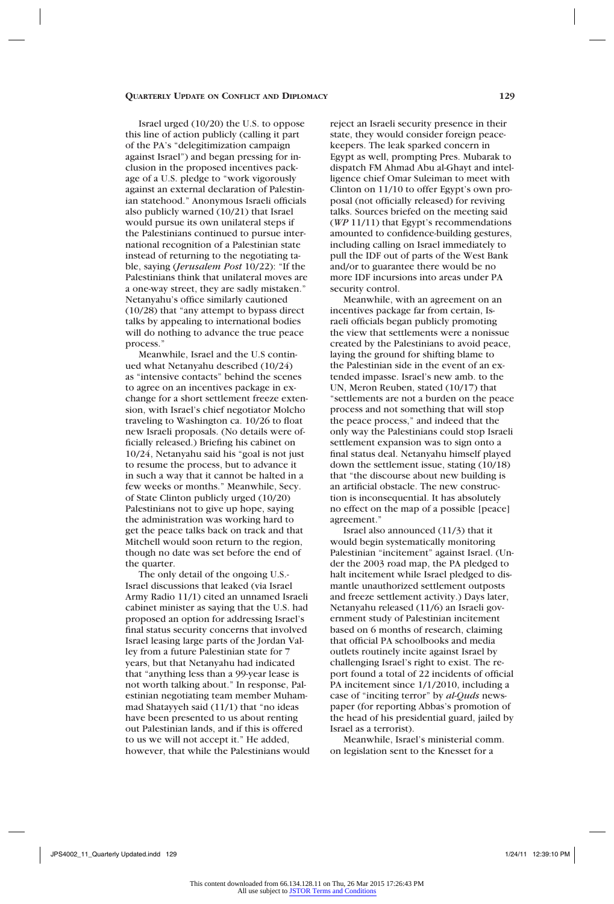Israel urged (10/20) the U.S. to oppose this line of action publicly (calling it part of the PA's "delegitimization campaign against Israel") and began pressing for inclusion in the proposed incentives package of a U.S. pledge to "work vigorously against an external declaration of Palestinian statehood." Anonymous Israeli officials also publicly warned (10/21) that Israel would pursue its own unilateral steps if the Palestinians continued to pursue international recognition of a Palestinian state instead of returning to the negotiating table, saying (*Jerusalem Post* 10/22): "If the Palestinians think that unilateral moves are a one-way street, they are sadly mistaken." Netanyahu's office similarly cautioned (10/28) that "any attempt to bypass direct talks by appealing to international bodies will do nothing to advance the true peace process."

Meanwhile, Israel and the U.S continued what Netanyahu described (10/24) as "intensive contacts" behind the scenes to agree on an incentives package in exchange for a short settlement freeze extension, with Israel's chief negotiator Molcho traveling to Washington ca. 10/26 to float new Israeli proposals. (No details were officially released.) Briefing his cabinet on 10/24, Netanyahu said his "goal is not just to resume the process, but to advance it in such a way that it cannot be halted in a few weeks or months." Meanwhile, Secy. of State Clinton publicly urged (10/20) Palestinians not to give up hope, saying the administration was working hard to get the peace talks back on track and that Mitchell would soon return to the region, though no date was set before the end of the quarter.

The only detail of the ongoing U.S.-Israel discussions that leaked (via Israel Army Radio 11/1) cited an unnamed Israeli cabinet minister as saying that the U.S. had proposed an option for addressing Israel's final status security concerns that involved Israel leasing large parts of the Jordan Valley from a future Palestinian state for 7 years, but that Netanyahu had indicated that "anything less than a 99-year lease is not worth talking about." In response, Palestinian negotiating team member Muhammad Shatayyeh said (11/1) that "no ideas have been presented to us about renting out Palestinian lands, and if this is offered to us we will not accept it." He added, however, that while the Palestinians would reject an Israeli security presence in their state, they would consider foreign peacekeepers. The leak sparked concern in Egypt as well, prompting Pres. Mubarak to dispatch FM Ahmad Abu al-Ghayt and intelligence chief Omar Suleiman to meet with Clinton on 11/10 to offer Egypt's own proposal (not officially released) for reviving talks. Sources briefed on the meeting said (*WP* 11/11) that Egypt's recommendations amounted to confidence-building gestures, including calling on Israel immediately to pull the IDF out of parts of the West Bank and/or to guarantee there would be no more IDF incursions into areas under PA security control.

Meanwhile, with an agreement on an incentives package far from certain, Israeli officials began publicly promoting the view that settlements were a nonissue created by the Palestinians to avoid peace, laying the ground for shifting blame to the Palestinian side in the event of an extended impasse. Israel's new amb. to the UN, Meron Reuben, stated (10/17) that "settlements are not a burden on the peace process and not something that will stop the peace process," and indeed that the only way the Palestinians could stop Israeli settlement expansion was to sign onto a final status deal. Netanyahu himself played down the settlement issue, stating (10/18) that "the discourse about new building is an artificial obstacle. The new construction is inconsequential. It has absolutely no effect on the map of a possible [peace] agreement."

Israel also announced (11/3) that it would begin systematically monitoring Palestinian "incitement" against Israel. (Under the 2003 road map, the PA pledged to halt incitement while Israel pledged to dismantle unauthorized settlement outposts and freeze settlement activity.) Days later, Netanyahu released (11/6) an Israeli government study of Palestinian incitement based on 6 months of research, claiming that official PA schoolbooks and media outlets routinely incite against Israel by challenging Israel's right to exist. The report found a total of 22 incidents of official PA incitement since 1/1/2010, including a case of "inciting terror" by *al-Quds* newspaper (for reporting Abbas's promotion of the head of his presidential guard, jailed by Israel as a terrorist).

Meanwhile, Israel's ministerial comm. on legislation sent to the Knesset for a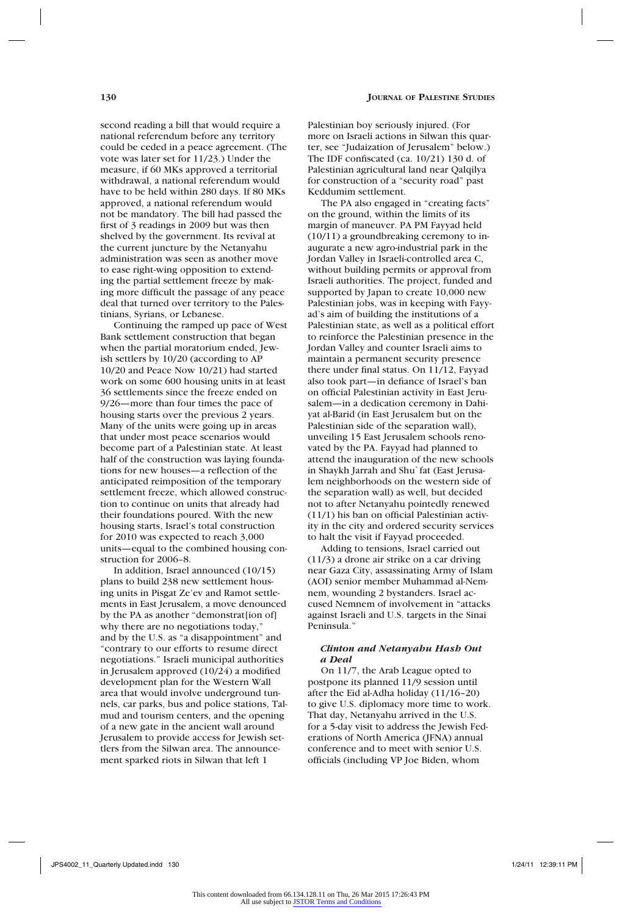second reading a bill that would require a national referendum before any territory could be ceded in a peace agreement. (The vote was later set for 11/23.) Under the measure, if 60 MKs approved a territorial withdrawal, a national referendum would have to be held within 280 days. If 80 MKs approved, a national referendum would not be mandatory. The bill had passed the first of 3 readings in 2009 but was then shelved by the government. Its revival at the current juncture by the Netanyahu administration was seen as another move to ease right-wing opposition to extending the partial settlement freeze by making more difficult the passage of any peace deal that turned over territory to the Palestinians, Syrians, or Lebanese.

Continuing the ramped up pace of West Bank settlement construction that began when the partial moratorium ended, Jewish settlers by 10/20 (according to AP 10/20 and Peace Now 10/21) had started work on some 600 housing units in at least 36 settlements since the freeze ended on 9/26—more than four times the pace of housing starts over the previous 2 years. Many of the units were going up in areas that under most peace scenarios would become part of a Palestinian state. At least half of the construction was laying foundations for new houses—a reflection of the anticipated reimposition of the temporary settlement freeze, which allowed construction to continue on units that already had their foundations poured. With the new housing starts, Israel's total construction for 2010 was expected to reach 3,000 units—equal to the combined housing construction for 2006–8.

In addition, Israel announced (10/15) plans to build 238 new settlement housing units in Pisgat Ze'ev and Ramot settlements in East Jerusalem, a move denounced by the PA as another "demonstrat[ion of] why there are no negotiations today," and by the U.S. as "a disappointment" and "contrary to our efforts to resume direct negotiations." Israeli municipal authorities in Jerusalem approved (10/24) a modified development plan for the Western Wall area that would involve underground tunnels, car parks, bus and police stations, Talmud and tourism centers, and the opening of a new gate in the ancient wall around Jerusalem to provide access for Jewish settlers from the Silwan area. The announcement sparked riots in Silwan that left 1 Palestinian boy seriously injured. (For more on Israeli actions in Silwan this quarter, see "Judaization of Jerusalem" below.) The IDF confiscated (ca. 10/21) 130 d. of Palestinian agricultural land near Qalqilya for construction of a "security road" past Keddumim settlement.

The PA also engaged in "creating facts" on the ground, within the limits of its margin of maneuver. PA PM Fayyad held (10/11) a groundbreaking ceremony to inaugurate a new agro-industrial park in the Jordan Valley in Israeli-controlled area C, without building permits or approval from Israeli authorities. The project, funded and supported by Japan to create 10,000 new Palestinian jobs, was in keeping with Fayyad's aim of building the institutions of a Palestinian state, as well as a political effort to reinforce the Palestinian presence in the Jordan Valley and counter Israeli aims to maintain a permanent security presence there under final status. On 11/12, Fayyad also took part—in defiance of Israel's ban on official Palestinian activity in East Jerusalem—in a dedication ceremony in Dahiyat al-Barid (in East Jerusalem but on the Palestinian side of the separation wall), unveiling 15 East Jerusalem schools renovated by the PA. Fayyad had planned to attend the inauguration of the new schools in Shaykh Jarrah and Shu`fat (East Jerusalem neighborhoods on the western side of the separation wall) as well, but decided not to after Netanyahu pointedly renewed (11/1) his ban on official Palestinian activity in the city and ordered security services to halt the visit if Fayyad proceeded.

Adding to tensions, Israel carried out (11/3) a drone air strike on a car driving near Gaza City, assassinating Army of Islam (AOI) senior member Muhammad al-Nemnem, wounding 2 bystanders. Israel accused Nemnem of involvement in "attacks against Israeli and U.S. targets in the Sinai Peninsula."

### *Clinton and Netanyahu Hash Out a Deal*

On 11/7, the Arab League opted to postpone its planned 11/9 session until after the Eid al-Adha holiday (11/16–20) to give U.S. diplomacy more time to work. That day, Netanyahu arrived in the U.S. for a 5-day visit to address the Jewish Federations of North America (JFNA) annual conference and to meet with senior U.S. officials (including VP Joe Biden, whom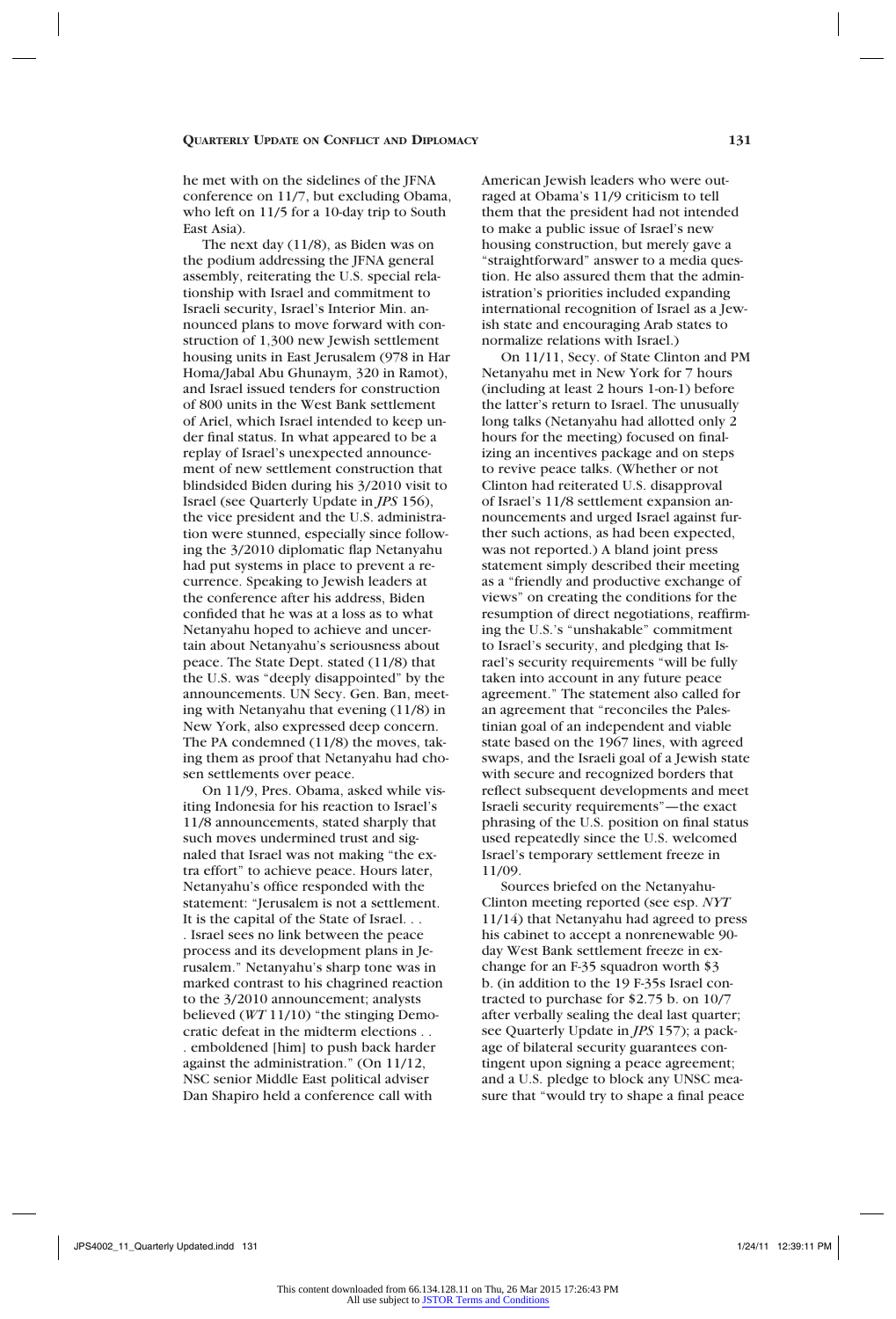he met with on the sidelines of the JFNA conference on 11/7, but excluding Obama, who left on 11/5 for a 10-day trip to South East Asia).

The next day (11/8), as Biden was on the podium addressing the JFNA general assembly, reiterating the U.S. special relationship with Israel and commitment to Israeli security, Israel's Interior Min. announced plans to move forward with construction of 1,300 new Jewish settlement housing units in East Jerusalem (978 in Har Homa/Jabal Abu Ghunaym, 320 in Ramot), and Israel issued tenders for construction of 800 units in the West Bank settlement of Ariel, which Israel intended to keep under final status. In what appeared to be a replay of Israel's unexpected announcement of new settlement construction that blindsided Biden during his 3/2010 visit to Israel (see Quarterly Update in *JPS* 156), the vice president and the U.S. administration were stunned, especially since following the 3/2010 diplomatic flap Netanyahu had put systems in place to prevent a recurrence. Speaking to Jewish leaders at the conference after his address, Biden confided that he was at a loss as to what Netanyahu hoped to achieve and uncertain about Netanyahu's seriousness about peace. The State Dept. stated (11/8) that the U.S. was "deeply disappointed" by the announcements. UN Secy. Gen. Ban, meeting with Netanyahu that evening (11/8) in New York, also expressed deep concern. The PA condemned (11/8) the moves, taking them as proof that Netanyahu had chosen settlements over peace.

On 11/9, Pres. Obama, asked while visiting Indonesia for his reaction to Israel's 11/8 announcements, stated sharply that such moves undermined trust and signaled that Israel was not making "the extra effort" to achieve peace. Hours later, Netanyahu's office responded with the statement: "Jerusalem is not a settlement. It is the capital of the State of Israel. . . . Israel sees no link between the peace process and its development plans in Jerusalem." Netanyahu's sharp tone was in marked contrast to his chagrined reaction to the 3/2010 announcement; analysts believed (*WT* 11/10) "the stinging Democratic defeat in the midterm elections . . . emboldened [him] to push back harder against the administration." (On 11/12, NSC senior Middle East political adviser Dan Shapiro held a conference call with American Jewish leaders who were outraged at Obama's 11/9 criticism to tell them that the president had not intended to make a public issue of Israel's new housing construction, but merely gave a "straightforward" answer to a media question. He also assured them that the administration's priorities included expanding international recognition of Israel as a Jewish state and encouraging Arab states to normalize relations with Israel.)

On 11/11, Secy. of State Clinton and PM Netanyahu met in New York for 7 hours (including at least 2 hours 1-on-1) before the latter's return to Israel. The unusually long talks (Netanyahu had allotted only 2 hours for the meeting) focused on finalizing an incentives package and on steps to revive peace talks. (Whether or not Clinton had reiterated U.S. disapproval of Israel's 11/8 settlement expansion announcements and urged Israel against further such actions, as had been expected, was not reported.) A bland joint press statement simply described their meeting as a "friendly and productive exchange of views" on creating the conditions for the resumption of direct negotiations, reaffirming the U.S.'s "unshakable" commitment to Israel's security, and pledging that Israel's security requirements "will be fully taken into account in any future peace agreement." The statement also called for an agreement that "reconciles the Palestinian goal of an independent and viable state based on the 1967 lines, with agreed swaps, and the Israeli goal of a Jewish state with secure and recognized borders that reflect subsequent developments and meet Israeli security requirements"—the exact phrasing of the U.S. position on final status used repeatedly since the U.S. welcomed Israel's temporary settlement freeze in 11/09.

Sources briefed on the Netanyahu-Clinton meeting reported (see esp. *NYT* 11/14) that Netanyahu had agreed to press his cabinet to accept a nonrenewable 90-day West Bank settlement freeze in exchange for an F-35 squadron worth $3 b. (in addition to the 19 F-35s Israel contracted to purchase for $2.75 b. on 10/7 after verbally sealing the deal last quarter; see Quarterly Update in *JPS* 157); a package of bilateral security guarantees contingent upon signing a peace agreement; and a U.S. pledge to block any UNSC measure that "would try to shape a final peace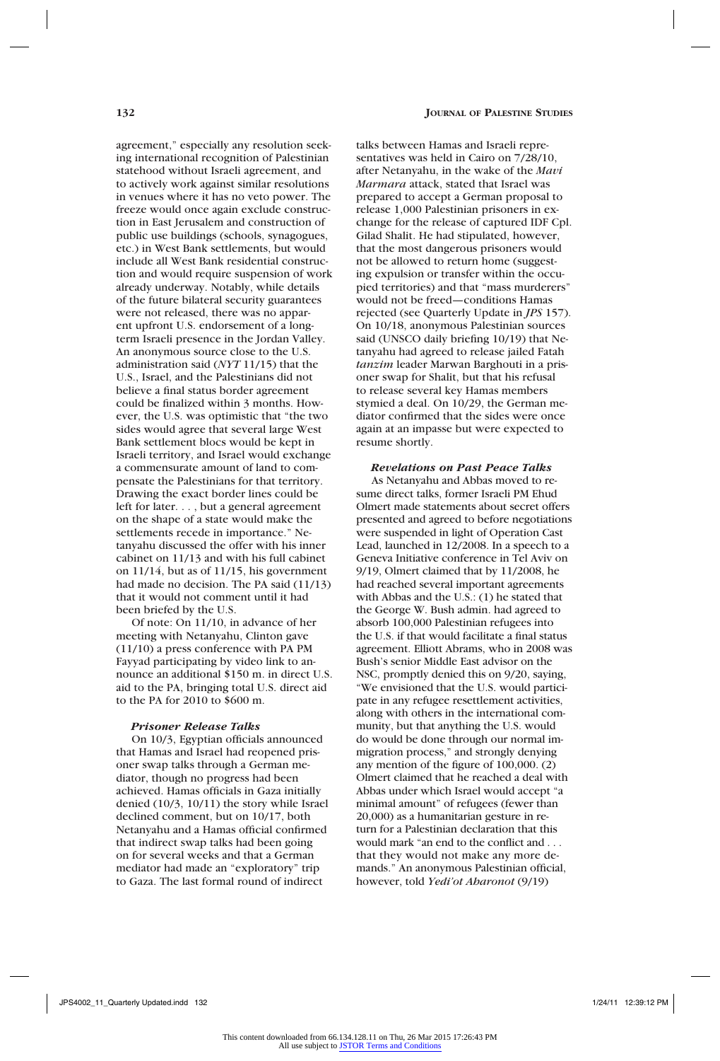agreement," especially any resolution seeking international recognition of Palestinian statehood without Israeli agreement, and to actively work against similar resolutions in venues where it has no veto power. The freeze would once again exclude construction in East Jerusalem and construction of public use buildings (schools, synagogues, etc.) in West Bank settlements, but would include all West Bank residential construction and would require suspension of work already underway. Notably, while details of the future bilateral security guarantees were not released, there was no apparent upfront U.S. endorsement of a long-term Israeli presence in the Jordan Valley. An anonymous source close to the U.S. administration said (*NYT* 11/15) that the U.S., Israel, and the Palestinians did not believe a final status border agreement could be finalized within 3 months. However, the U.S. was optimistic that "the two sides would agree that several large West Bank settlement blocs would be kept in Israeli territory, and Israel would exchange a commensurate amount of land to compensate the Palestinians for that territory. Drawing the exact border lines could be left for later. . . , but a general agreement on the shape of a state would make the settlements recede in importance." Netanyahu discussed the offer with his inner cabinet on 11/13 and with his full cabinet on 11/14, but as of 11/15, his government had made no decision. The PA said (11/13) that it would not comment until it had been briefed by the U.S.

Of note: On 11/10, in advance of her meeting with Netanyahu, Clinton gave (11/10) a press conference with PA PM Fayyad participating by video link to announce an additional $150 m. in direct U.S. aid to the PA, bringing total U.S. direct aid to the PA for 2010 to $600 m.

#### *Prisoner Release Talks*

On 10/3, Egyptian officials announced that Hamas and Israel had reopened prisoner swap talks through a German mediator, though no progress had been achieved. Hamas officials in Gaza initially denied (10/3, 10/11) the story while Israel declined comment, but on 10/17, both Netanyahu and a Hamas official confirmed that indirect swap talks had been going on for several weeks and that a German mediator had made an "exploratory" trip to Gaza. The last formal round of indirect talks between Hamas and Israeli representatives was held in Cairo on 7/28/10, after Netanyahu, in the wake of the *Mavi Marmara* attack, stated that Israel was prepared to accept a German proposal to release 1,000 Palestinian prisoners in exchange for the release of captured IDF Cpl. Gilad Shalit. He had stipulated, however, that the most dangerous prisoners would not be allowed to return home (suggesting expulsion or transfer within the occupied territories) and that "mass murderers" would not be freed—conditions Hamas rejected (see Quarterly Update in *JPS* 157). On 10/18, anonymous Palestinian sources said (UNSCO daily briefing 10/19) that Netanyahu had agreed to release jailed Fatah *tanzim* leader Marwan Barghouti in a prisoner swap for Shalit, but that his refusal to release several key Hamas members stymied a deal. On 10/29, the German mediator confirmed that the sides were once again at an impasse but were expected to resume shortly.

#### *Revelations on Past Peace Talks*

As Netanyahu and Abbas moved to resume direct talks, former Israeli PM Ehud Olmert made statements about secret offers presented and agreed to before negotiations were suspended in light of Operation Cast Lead, launched in 12/2008. In a speech to a Geneva Initiative conference in Tel Aviv on 9/19, Olmert claimed that by 11/2008, he had reached several important agreements with Abbas and the U.S.: (1) he stated that the George W. Bush admin. had agreed to absorb 100,000 Palestinian refugees into the U.S. if that would facilitate a final status agreement. Elliott Abrams, who in 2008 was Bush's senior Middle East advisor on the NSC, promptly denied this on 9/20, saying, "We envisioned that the U.S. would participate in any refugee resettlement activities, along with others in the international community, but that anything the U.S. would do would be done through our normal immigration process," and strongly denying any mention of the figure of 100,000. (2) Olmert claimed that he reached a deal with Abbas under which Israel would accept "a minimal amount" of refugees (fewer than 20,000) as a humanitarian gesture in return for a Palestinian declaration that this would mark "an end to the conflict and . . . that they would not make any more demands." An anonymous Palestinian official, however, told *Yedi'ot Aharonot* (9/19)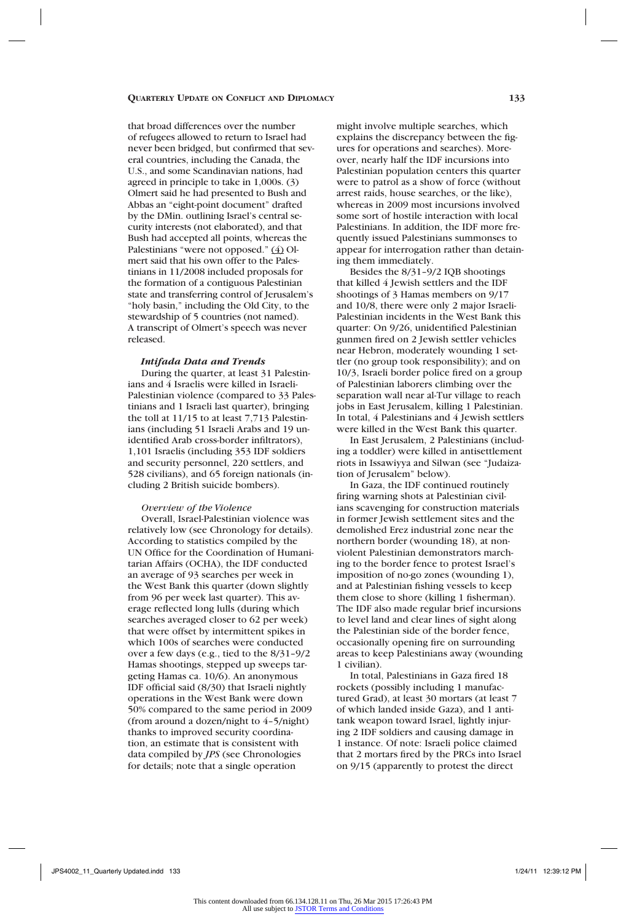that broad differences over the number of refugees allowed to return to Israel had never been bridged, but confirmed that several countries, including the Canada, the U.S., and some Scandinavian nations, had agreed in principle to take in 1,000s. (3) Olmert said he had presented to Bush and Abbas an "eight-point document" drafted by the DMin. outlining Israel's central security interests (not elaborated), and that Bush had accepted all points, whereas the Palestinians "were not opposed." (4) Olmert said that his own offer to the Palestinians in 11/2008 included proposals for the formation of a contiguous Palestinian state and transferring control of Jerusalem's "holy basin," including the Old City, to the stewardship of 5 countries (not named). A transcript of Olmert's speech was never released.

### *Intifada Data and Trends*

During the quarter, at least 31 Palestinians and 4 Israelis were killed in Israeli-Palestinian violence (compared to 33 Palestinians and 1 Israeli last quarter), bringing the toll at 11/15 to at least 7,713 Palestinians (including 51 Israeli Arabs and 19 unidentified Arab cross-border infiltrators), 1,101 Israelis (including 353 IDF soldiers and security personnel, 220 settlers, and 528 civilians), and 65 foreign nationals (including 2 British suicide bombers).

#### *Overview of the Violence*

Overall, Israel-Palestinian violence was relatively low (see Chronology for details). According to statistics compiled by the UN Office for the Coordination of Humanitarian Affairs (OCHA), the IDF conducted an average of 93 searches per week in the West Bank this quarter (down slightly from 96 per week last quarter). This average reflected long lulls (during which searches averaged closer to 62 per week) that were offset by intermittent spikes in which 100s of searches were conducted over a few days (e.g., tied to the 8/31–9/2 Hamas shootings, stepped up sweeps targeting Hamas ca. 10/6). An anonymous IDF official said (8/30) that Israeli nightly operations in the West Bank were down 50% compared to the same period in 2009 (from around a dozen/night to 4–5/night) thanks to improved security coordination, an estimate that is consistent with data compiled by *JPS* (see Chronologies for details; note that a single operation might involve multiple searches, which explains the discrepancy between the figures for operations and searches). Moreover, nearly half the IDF incursions into Palestinian population centers this quarter were to patrol as a show of force (without arrest raids, house searches, or the like), whereas in 2009 most incursions involved some sort of hostile interaction with local Palestinians. In addition, the IDF more frequently issued Palestinians summonses to appear for interrogation rather than detaining them immediately.

Besides the 8/31–9/2 IQB shootings that killed 4 Jewish settlers and the IDF shootings of 3 Hamas members on 9/17 and 10/8, there were only 2 major Israeli-Palestinian incidents in the West Bank this quarter: On 9/26, unidentified Palestinian gunmen fired on 2 Jewish settler vehicles near Hebron, moderately wounding 1 settler (no group took responsibility); and on 10/3, Israeli border police fired on a group of Palestinian laborers climbing over the separation wall near al-Tur village to reach jobs in East Jerusalem, killing 1 Palestinian. In total, 4 Palestinians and 4 Jewish settlers were killed in the West Bank this quarter.

In East Jerusalem, 2 Palestinians (including a toddler) were killed in antisettlement riots in Issawiyya and Silwan (see "Judaization of Jerusalem" below).

In Gaza, the IDF continued routinely firing warning shots at Palestinian civilians scavenging for construction materials in former Jewish settlement sites and the demolished Erez industrial zone near the northern border (wounding 18), at nonviolent Palestinian demonstrators marching to the border fence to protest Israel's imposition of no-go zones (wounding 1), and at Palestinian fishing vessels to keep them close to shore (killing 1 fisherman). The IDF also made regular brief incursions to level land and clear lines of sight along the Palestinian side of the border fence, occasionally opening fire on surrounding areas to keep Palestinians away (wounding 1 civilian).

In total, Palestinians in Gaza fired 18 rockets (possibly including 1 manufactured Grad), at least 30 mortars (at least 7 of which landed inside Gaza), and 1 antitank weapon toward Israel, lightly injuring 2 IDF soldiers and causing damage in 1 instance. Of note: Israeli police claimed that 2 mortars fired by the PRCs into Israel on 9/15 (apparently to protest the direct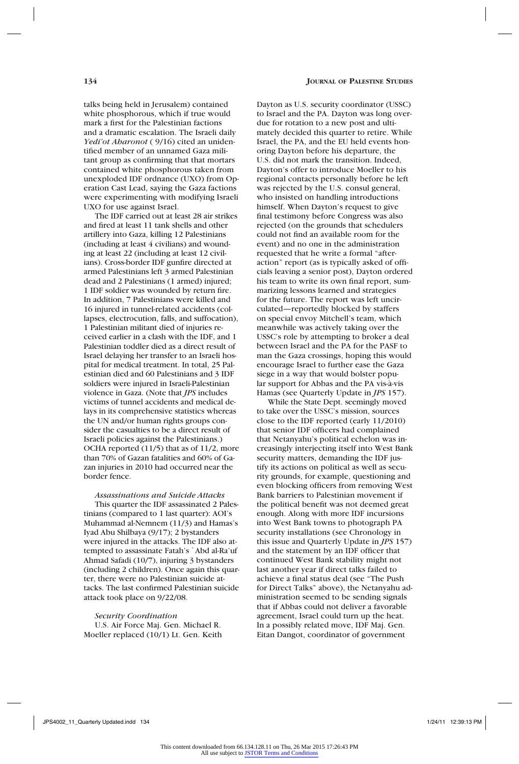talks being held in Jerusalem) contained white phosphorous, which if true would mark a first for the Palestinian factions and a dramatic escalation. The Israeli daily *Yedi'ot Aharonot* ( 9/16) cited an unidentified member of an unnamed Gaza militant group as confirming that that mortars contained white phosphorous taken from unexploded IDF ordnance (UXO) from Operation Cast Lead, saying the Gaza factions were experimenting with modifying Israeli UXO for use against Israel.

The IDF carried out at least 28 air strikes and fired at least 11 tank shells and other artillery into Gaza, killing 12 Palestinians (including at least 4 civilians) and wounding at least 22 (including at least 12 civilians). Cross-border IDF gunfire directed at armed Palestinians left 3 armed Palestinian dead and 2 Palestinians (1 armed) injured; 1 IDF soldier was wounded by return fire. In addition, 7 Palestinians were killed and 16 injured in tunnel-related accidents (collapses, electrocution, falls, and suffocation), 1 Palestinian militant died of injuries received earlier in a clash with the IDF, and 1 Palestinian toddler died as a direct result of Israel delaying her transfer to an Israeli hospital for medical treatment. In total, 25 Palestinian died and 60 Palestinians and 3 IDF soldiers were injured in Israeli-Palestinian violence in Gaza. (Note that *JPS* includes victims of tunnel accidents and medical delays in its comprehensive statistics whereas the UN and/or human rights groups consider the casualties to be a direct result of Israeli policies against the Palestinians.) OCHA reported (11/5) that as of 11/2, more than 70% of Gazan fatalities and 60% of Gazan injuries in 2010 had occurred near the border fence.

*Assassinations and Suicide Attacks*

This quarter the IDF assassinated 2 Palestinians (compared to 1 last quarter): AOI's Muhammad al-Nemnem (11/3) and Hamas's Iyad Abu Shilbaya (9/17); 2 bystanders were injured in the attacks. The IDF also attempted to assassinate Fatah's `Abd al-Ra'uf Ahmad Safadi (10/7), injuring 3 bystanders (including 2 children). Once again this quarter, there were no Palestinian suicide attacks. The last confirmed Palestinian suicide attack took place on 9/22/08.

*Security Coordination*

U.S. Air Force Maj. Gen. Michael R. Moeller replaced (10/1) Lt. Gen. Keith Dayton as U.S. security coordinator (USSC) to Israel and the PA. Dayton was long overdue for rotation to a new post and ultimately decided this quarter to retire. While Israel, the PA, and the EU held events honoring Dayton before his departure, the U.S. did not mark the transition. Indeed, Dayton's offer to introduce Moeller to his regional contacts personally before he left was rejected by the U.S. consul general, who insisted on handling introductions himself. When Dayton's request to give final testimony before Congress was also rejected (on the grounds that schedulers could not find an available room for the event) and no one in the administration requested that he write a formal "after-action" report (as is typically asked of officials leaving a senior post), Dayton ordered his team to write its own final report, summarizing lessons learned and strategies for the future. The report was left uncirculated—reportedly blocked by staffers on special envoy Mitchell's team, which meanwhile was actively taking over the USSC's role by attempting to broker a deal between Israel and the PA for the PASF to man the Gaza crossings, hoping this would encourage Israel to further ease the Gaza siege in a way that would bolster popular support for Abbas and the PA vis-à-vis Hamas (see Quarterly Update in *JPS* 157).

While the State Dept. seemingly moved to take over the USSC's mission, sources close to the IDF reported (early 11/2010) that senior IDF officers had complained that Netanyahu's political echelon was increasingly interjecting itself into West Bank security matters, demanding the IDF justify its actions on political as well as security grounds, for example, questioning and even blocking officers from removing West Bank barriers to Palestinian movement if the political benefit was not deemed great enough. Along with more IDF incursions into West Bank towns to photograph PA security installations (see Chronology in this issue and Quarterly Update in *JPS* 157) and the statement by an IDF officer that continued West Bank stability might not last another year if direct talks failed to achieve a final status deal (see "The Push for Direct Talks" above), the Netanyahu administration seemed to be sending signals that if Abbas could not deliver a favorable agreement, Israel could turn up the heat. In a possibly related move, IDF Maj. Gen. Eitan Dangot, coordinator of government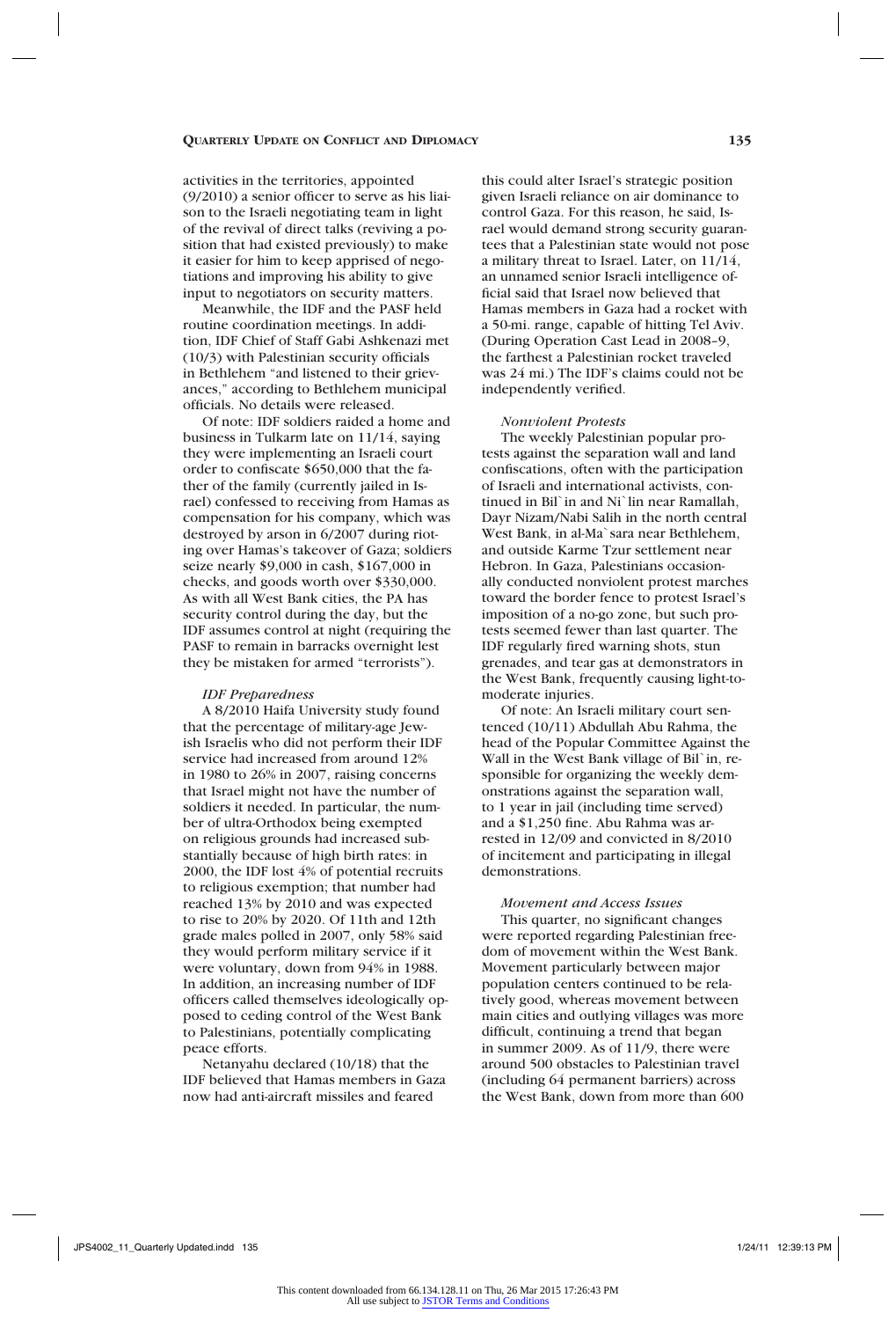activities in the territories, appointed (9/2010) a senior officer to serve as his liaison to the Israeli negotiating team in light of the revival of direct talks (reviving a position that had existed previously) to make it easier for him to keep apprised of negotiations and improving his ability to give input to negotiators on security matters.

Meanwhile, the IDF and the PASF held routine coordination meetings. In addition, IDF Chief of Staff Gabi Ashkenazi met (10/3) with Palestinian security officials in Bethlehem "and listened to their grievances," according to Bethlehem municipal officials. No details were released.

Of note: IDF soldiers raided a home and business in Tulkarm late on 11/14, saying they were implementing an Israeli court order to confiscate $650,000 that the father of the family (currently jailed in Israel) confessed to receiving from Hamas as compensation for his company, which was destroyed by arson in 6/2007 during rioting over Hamas's takeover of Gaza; soldiers seize nearly $9,000 in cash, $167,000 in checks, and goods worth over $330,000. As with all West Bank cities, the PA has security control during the day, but the IDF assumes control at night (requiring the PASF to remain in barracks overnight lest they be mistaken for armed "terrorists").

*IDF Preparedness*

A 8/2010 Haifa University study found that the percentage of military-age Jewish Israelis who did not perform their IDF service had increased from around 12% in 1980 to 26% in 2007, raising concerns that Israel might not have the number of soldiers it needed. In particular, the number of ultra-Orthodox being exempted on religious grounds had increased substantially because of high birth rates: in 2000, the IDF lost 4% of potential recruits to religious exemption; that number had reached 13% by 2010 and was expected to rise to 20% by 2020. Of 11th and 12th grade males polled in 2007, only 58% said they would perform military service if it were voluntary, down from 94% in 1988. In addition, an increasing number of IDF officers called themselves ideologically opposed to ceding control of the West Bank to Palestinians, potentially complicating peace efforts.

Netanyahu declared (10/18) that the IDF believed that Hamas members in Gaza now had anti-aircraft missiles and feared this could alter Israel's strategic position given Israeli reliance on air dominance to control Gaza. For this reason, he said, Israel would demand strong security guarantees that a Palestinian state would not pose a military threat to Israel. Later, on 11/14, an unnamed senior Israeli intelligence official said that Israel now believed that Hamas members in Gaza had a rocket with a 50-mi. range, capable of hitting Tel Aviv. (During Operation Cast Lead in 2008–9, the farthest a Palestinian rocket traveled was 24 mi.) The IDF's claims could not be independently verified.

*Nonviolent Protests*

The weekly Palestinian popular protests against the separation wall and land confiscations, often with the participation of Israeli and international activists, continued in Bil`in and Ni`lin near Ramallah, Dayr Nizam/Nabi Salih in the north central West Bank, in al-Ma`sara near Bethlehem, and outside Karme Tzur settlement near Hebron. In Gaza, Palestinians occasionally conducted nonviolent protest marches toward the border fence to protest Israel's imposition of a no-go zone, but such protests seemed fewer than last quarter. The IDF regularly fired warning shots, stun grenades, and tear gas at demonstrators in the West Bank, frequently causing light-to-moderate injuries.

Of note: An Israeli military court sentenced (10/11) Abdullah Abu Rahma, the head of the Popular Committee Against the Wall in the West Bank village of Bil`in, responsible for organizing the weekly demonstrations against the separation wall, to 1 year in jail (including time served) and a $1,250 fine. Abu Rahma was arrested in 12/09 and convicted in 8/2010 of incitement and participating in illegal demonstrations.

*Movement and Access Issues*

This quarter, no significant changes were reported regarding Palestinian freedom of movement within the West Bank. Movement particularly between major population centers continued to be relatively good, whereas movement between main cities and outlying villages was more difficult, continuing a trend that began in summer 2009. As of 11/9, there were around 500 obstacles to Palestinian travel (including 64 permanent barriers) across the West Bank, down from more than 600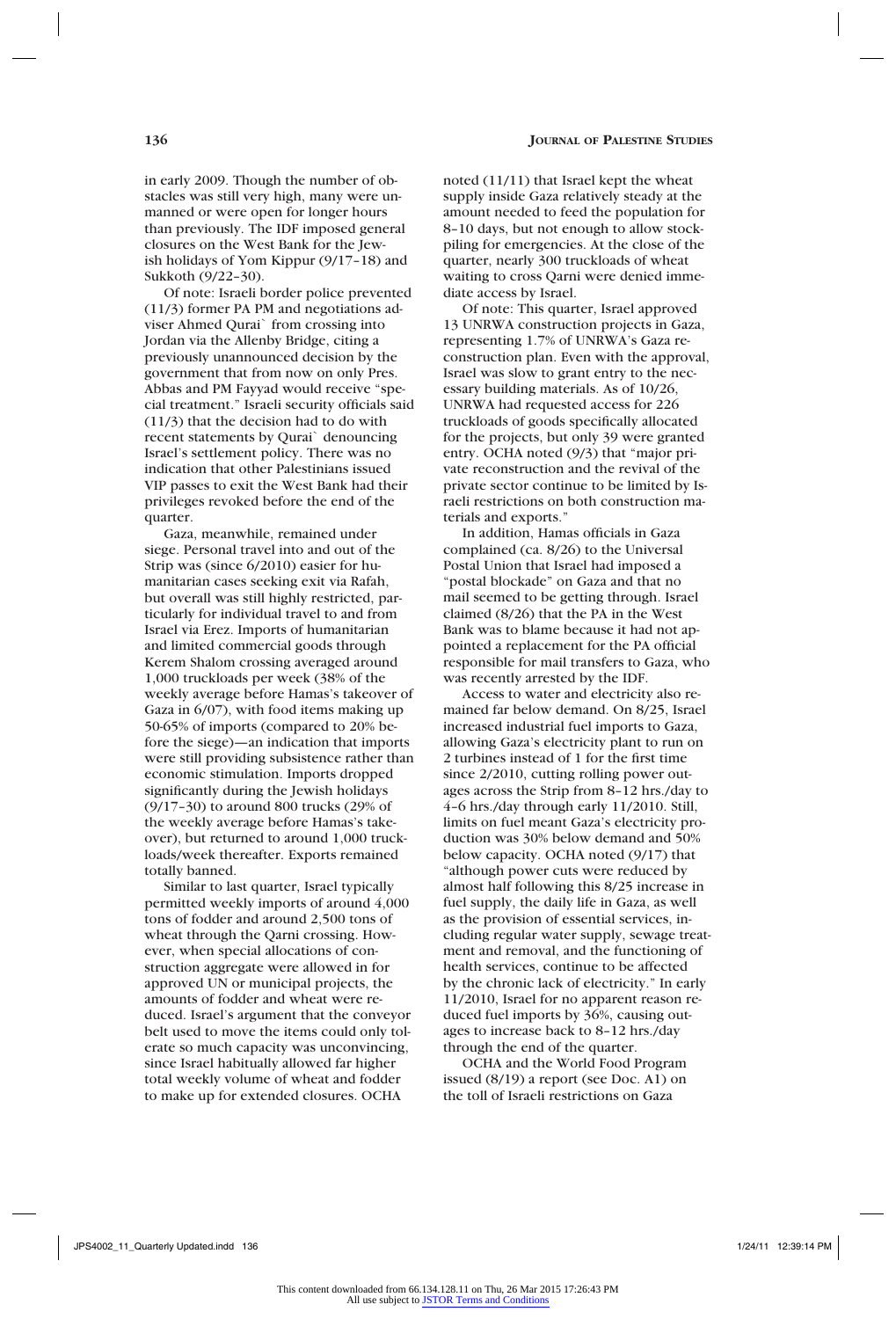in early 2009. Though the number of obstacles was still very high, many were unmanned or were open for longer hours than previously. The IDF imposed general closures on the West Bank for the Jewish holidays of Yom Kippur (9/17–18) and Sukkoth (9/22–30).

Of note: Israeli border police prevented (11/3) former PA PM and negotiations adviser Ahmed Qurai` from crossing into Jordan via the Allenby Bridge, citing a previously unannounced decision by the government that from now on only Pres. Abbas and PM Fayyad would receive "special treatment." Israeli security officials said (11/3) that the decision had to do with recent statements by Qurai` denouncing Israel's settlement policy. There was no indication that other Palestinians issued VIP passes to exit the West Bank had their privileges revoked before the end of the quarter.

Gaza, meanwhile, remained under siege. Personal travel into and out of the Strip was (since 6/2010) easier for humanitarian cases seeking exit via Rafah, but overall was still highly restricted, particularly for individual travel to and from Israel via Erez. Imports of humanitarian and limited commercial goods through Kerem Shalom crossing averaged around 1,000 truckloads per week (38% of the weekly average before Hamas's takeover of Gaza in 6/07), with food items making up 50-65% of imports (compared to 20% before the siege)—an indication that imports were still providing subsistence rather than economic stimulation. Imports dropped significantly during the Jewish holidays (9/17–30) to around 800 trucks (29% of the weekly average before Hamas's takeover), but returned to around 1,000 truckloads/week thereafter. Exports remained totally banned.

Similar to last quarter, Israel typically permitted weekly imports of around 4,000 tons of fodder and around 2,500 tons of wheat through the Qarni crossing. However, when special allocations of construction aggregate were allowed in for approved UN or municipal projects, the amounts of fodder and wheat were reduced. Israel's argument that the conveyor belt used to move the items could only tolerate so much capacity was unconvincing, since Israel habitually allowed far higher total weekly volume of wheat and fodder to make up for extended closures. OCHA noted (11/11) that Israel kept the wheat supply inside Gaza relatively steady at the amount needed to feed the population for 8–10 days, but not enough to allow stockpiling for emergencies. At the close of the quarter, nearly 300 truckloads of wheat waiting to cross Qarni were denied immediate access by Israel.

Of note: This quarter, Israel approved 13 UNRWA construction projects in Gaza, representing 1.7% of UNRWA's Gaza reconstruction plan. Even with the approval, Israel was slow to grant entry to the necessary building materials. As of 10/26, UNRWA had requested access for 226 truckloads of goods specifically allocated for the projects, but only 39 were granted entry. OCHA noted (9/3) that "major private reconstruction and the revival of the private sector continue to be limited by Israeli restrictions on both construction materials and exports."

In addition, Hamas officials in Gaza complained (ca. 8/26) to the Universal Postal Union that Israel had imposed a "postal blockade" on Gaza and that no mail seemed to be getting through. Israel claimed (8/26) that the PA in the West Bank was to blame because it had not appointed a replacement for the PA official responsible for mail transfers to Gaza, who was recently arrested by the IDF.

Access to water and electricity also remained far below demand. On 8/25, Israel increased industrial fuel imports to Gaza, allowing Gaza's electricity plant to run on 2 turbines instead of 1 for the first time since 2/2010, cutting rolling power outages across the Strip from 8–12 hrs./day to 4–6 hrs./day through early 11/2010. Still, limits on fuel meant Gaza's electricity production was 30% below demand and 50% below capacity. OCHA noted (9/17) that "although power cuts were reduced by almost half following this 8/25 increase in fuel supply, the daily life in Gaza, as well as the provision of essential services, including regular water supply, sewage treatment and removal, and the functioning of health services, continue to be affected by the chronic lack of electricity." In early 11/2010, Israel for no apparent reason reduced fuel imports by 36%, causing outages to increase back to 8–12 hrs./day through the end of the quarter.

OCHA and the World Food Program issued (8/19) a report (see Doc. A1) on the toll of Israeli restrictions on Gaza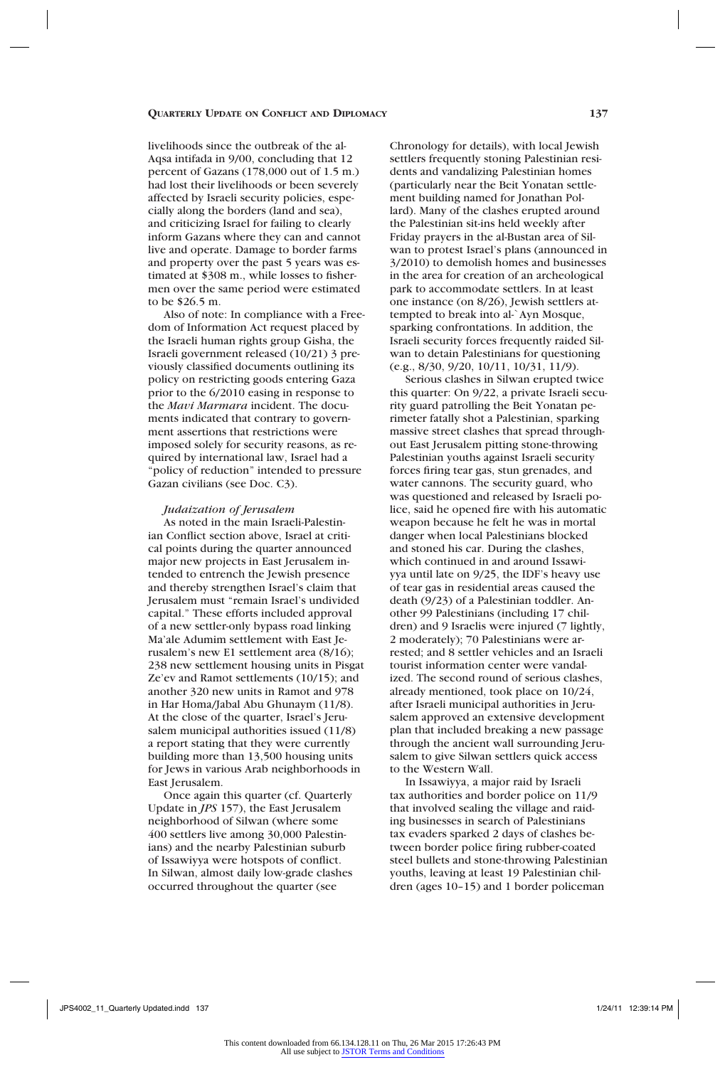livelihoods since the outbreak of the al-Aqsa intifada in 9/00, concluding that 12 percent of Gazans (178,000 out of 1.5 m.) had lost their livelihoods or been severely affected by Israeli security policies, especially along the borders (land and sea), and criticizing Israel for failing to clearly inform Gazans where they can and cannot live and operate. Damage to border farms and property over the past 5 years was estimated at $308 m., while losses to fishermen over the same period were estimated to be $26.5 m.

Also of note: In compliance with a Freedom of Information Act request placed by the Israeli human rights group Gisha, the Israeli government released (10/21) 3 previously classified documents outlining its policy on restricting goods entering Gaza prior to the 6/2010 easing in response to the *Mavi Marmara* incident. The documents indicated that contrary to government assertions that restrictions were imposed solely for security reasons, as required by international law, Israel had a "policy of reduction" intended to pressure Gazan civilians (see Doc. C3).

### *Judaization of Jerusalem*

As noted in the main Israeli-Palestinian Conflict section above, Israel at critical points during the quarter announced major new projects in East Jerusalem intended to entrench the Jewish presence and thereby strengthen Israel's claim that Jerusalem must "remain Israel's undivided capital." These efforts included approval of a new settler-only bypass road linking Ma'ale Adumim settlement with East Jerusalem's new E1 settlement area (8/16); 238 new settlement housing units in Pisgat Ze'ev and Ramot settlements (10/15); and another 320 new units in Ramot and 978 in Har Homa/Jabal Abu Ghunaym (11/8). At the close of the quarter, Israel's Jerusalem municipal authorities issued (11/8) a report stating that they were currently building more than 13,500 housing units for Jews in various Arab neighborhoods in East Jerusalem.

Once again this quarter (cf. Quarterly Update in *JPS* 157), the East Jerusalem neighborhood of Silwan (where some 400 settlers live among 30,000 Palestinians) and the nearby Palestinian suburb of Issawiyya were hotspots of conflict. In Silwan, almost daily low-grade clashes occurred throughout the quarter (see Chronology for details), with local Jewish settlers frequently stoning Palestinian residents and vandalizing Palestinian homes (particularly near the Beit Yonatan settlement building named for Jonathan Pollard). Many of the clashes erupted around the Palestinian sit-ins held weekly after Friday prayers in the al-Bustan area of Silwan to protest Israel's plans (announced in 3/2010) to demolish homes and businesses in the area for creation of an archeological park to accommodate settlers. In at least one instance (on 8/26), Jewish settlers attempted to break into al-`Ayn Mosque, sparking confrontations. In addition, the Israeli security forces frequently raided Silwan to detain Palestinians for questioning (e.g., 8/30, 9/20, 10/11, 10/31, 11/9).

Serious clashes in Silwan erupted twice this quarter: On 9/22, a private Israeli security guard patrolling the Beit Yonatan perimeter fatally shot a Palestinian, sparking massive street clashes that spread throughout East Jerusalem pitting stone-throwing Palestinian youths against Israeli security forces firing tear gas, stun grenades, and water cannons. The security guard, who was questioned and released by Israeli police, said he opened fire with his automatic weapon because he felt he was in mortal danger when local Palestinians blocked and stoned his car. During the clashes, which continued in and around Issawiyya until late on 9/25, the IDF's heavy use of tear gas in residential areas caused the death (9/23) of a Palestinian toddler. Another 99 Palestinians (including 17 children) and 9 Israelis were injured (7 lightly, 2 moderately); 70 Palestinians were arrested; and 8 settler vehicles and an Israeli tourist information center were vandalized. The second round of serious clashes, already mentioned, took place on 10/24, after Israeli municipal authorities in Jerusalem approved an extensive development plan that included breaking a new passage through the ancient wall surrounding Jerusalem to give Silwan settlers quick access to the Western Wall.

In Issawiyya, a major raid by Israeli tax authorities and border police on 11/9 that involved sealing the village and raiding businesses in search of Palestinians tax evaders sparked 2 days of clashes between border police firing rubber-coated steel bullets and stone-throwing Palestinian youths, leaving at least 19 Palestinian children (ages 10–15) and 1 border policeman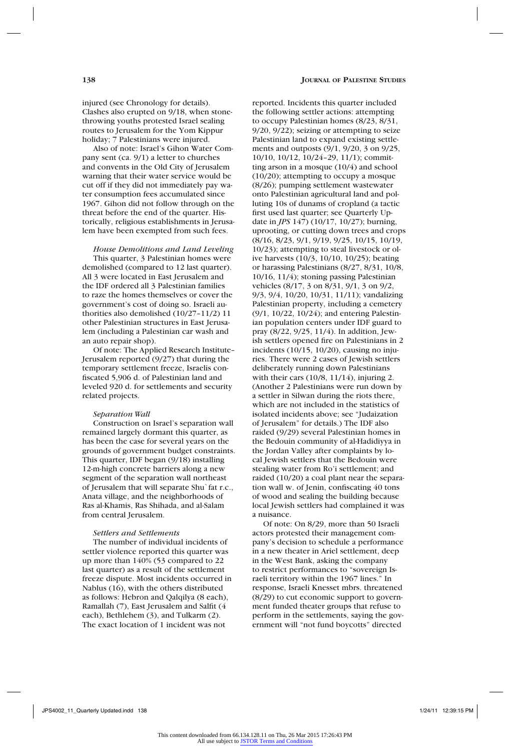injured (see Chronology for details). Clashes also erupted on 9/18, when stone-throwing youths protested Israel sealing routes to Jerusalem for the Yom Kippur holiday; 7 Palestinians were injured.

Also of note: Israel's Gihon Water Company sent (ca. 9/1) a letter to churches and convents in the Old City of Jerusalem warning that their water service would be cut off if they did not immediately pay water consumption fees accumulated since 1967. Gihon did not follow through on the threat before the end of the quarter. Historically, religious establishments in Jerusalem have been exempted from such fees.

*House Demolitions and Land Leveling*

This quarter, 3 Palestinian homes were demolished (compared to 12 last quarter). All 3 were located in East Jerusalem and the IDF ordered all 3 Palestinian families to raze the homes themselves or cover the government's cost of doing so. Israeli authorities also demolished (10/27–11/2) 11 other Palestinian structures in East Jerusalem (including a Palestinian car wash and an auto repair shop).

Of note: The Applied Research Institute–Jerusalem reported (9/27) that during the temporary settlement freeze, Israelis confiscated 5,906 d. of Palestinian land and leveled 920 d. for settlements and security related projects.

*Separation Wall*

Construction on Israel's separation wall remained largely dormant this quarter, as has been the case for several years on the grounds of government budget constraints. This quarter, IDF began (9/18) installing 12-m-high concrete barriers along a new segment of the separation wall northeast of Jerusalem that will separate Shu`fat r.c., Anata village, and the neighborhoods of Ras al-Khamis, Ras Shihada, and al-Salam from central Jerusalem.

*Settlers and Settlements*

The number of individual incidents of settler violence reported this quarter was up more than 140% (53 compared to 22 last quarter) as a result of the settlement freeze dispute. Most incidents occurred in Nablus (16), with the others distributed as follows: Hebron and Qalqilya (8 each), Ramallah (7), East Jerusalem and Salfit (4 each), Bethlehem (3), and Tulkarm (2). The exact location of 1 incident was not reported. Incidents this quarter included the following settler actions: attempting to occupy Palestinian homes (8/23, 8/31, 9/20, 9/22); seizing or attempting to seize Palestinian land to expand existing settlements and outposts (9/1, 9/20, 3 on 9/25, 10/10, 10/12, 10/24–29, 11/1); committing arson in a mosque (10/4) and school (10/20); attempting to occupy a mosque (8/26); pumping settlement wastewater onto Palestinian agricultural land and polluting 10s of dunams of cropland (a tactic first used last quarter; see Quarterly Update in *JPS* 147) (10/17, 10/27); burning, uprooting, or cutting down trees and crops (8/16, 8/23, 9/1, 9/19, 9/25, 10/15, 10/19, 10/23); attempting to steal livestock or olive harvests (10/3, 10/10, 10/25); beating or harassing Palestinians (8/27, 8/31, 10/8, 10/16, 11/4); stoning passing Palestinian vehicles (8/17, 3 on 8/31, 9/1, 3 on 9/2, 9/3, 9/4, 10/20, 10/31, 11/11); vandalizing Palestinian property, including a cemetery (9/1, 10/22, 10/24); and entering Palestinian population centers under IDF guard to pray (8/22, 9/25, 11/4). In addition, Jewish settlers opened fire on Palestinians in 2 incidents (10/15, 10/20), causing no injuries. There were 2 cases of Jewish settlers deliberately running down Palestinians with their cars (10/8, 11/14), injuring 2. (Another 2 Palestinians were run down by a settler in Silwan during the riots there, which are not included in the statistics of isolated incidents above; see "Judaization of Jerusalem" for details.) The IDF also raided (9/29) several Palestinian homes in the Bedouin community of al-Hadidiyya in the Jordan Valley after complaints by local Jewish settlers that the Bedouin were stealing water from Ro'i settlement; and raided (10/20) a coal plant near the separation wall w. of Jenin, confiscating 40 tons of wood and sealing the building because local Jewish settlers had complained it was a nuisance.

Of note: On 8/29, more than 50 Israeli actors protested their management company's decision to schedule a performance in a new theater in Ariel settlement, deep in the West Bank, asking the company to restrict performances to "sovereign Israeli territory within the 1967 lines." In response, Israeli Knesset mbrs. threatened (8/29) to cut economic support to government funded theater groups that refuse to perform in the settlements, saying the government will "not fund boycotts" directed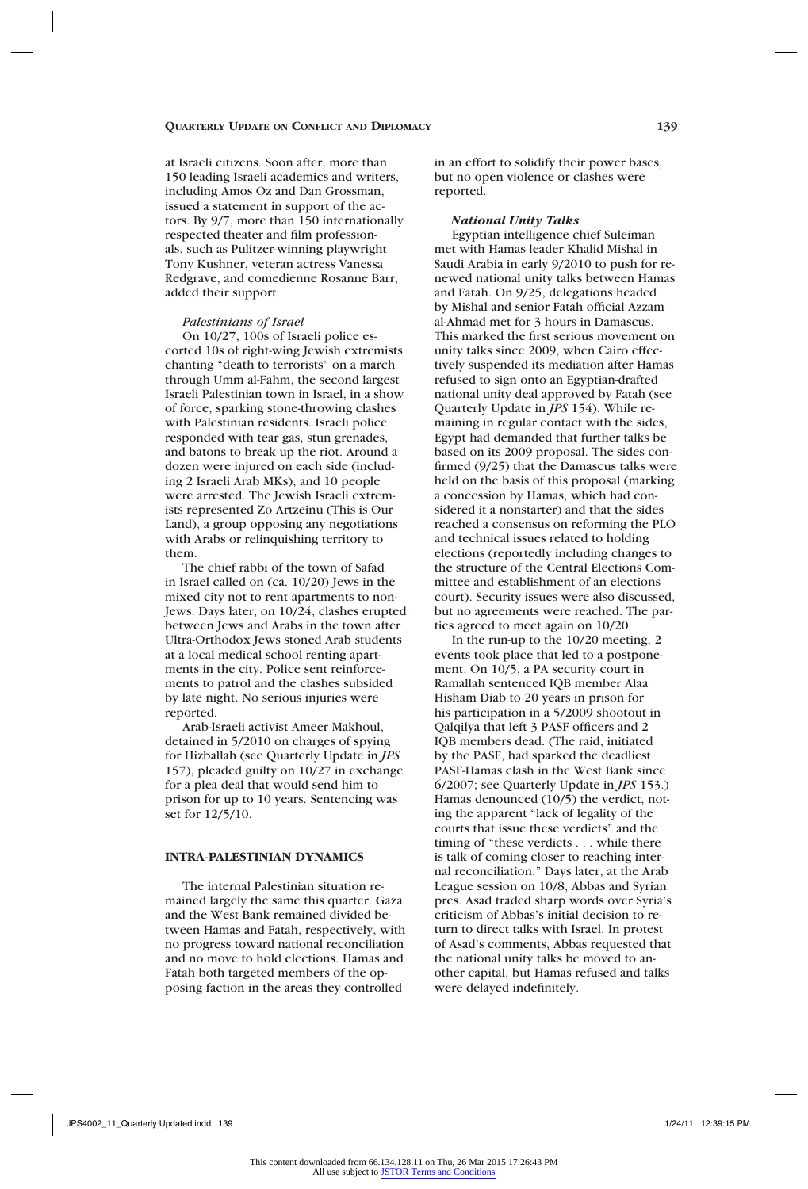at Israeli citizens. Soon after, more than 150 leading Israeli academics and writers, including Amos Oz and Dan Grossman, issued a statement in support of the actors. By 9/7, more than 150 internationally respected theater and film professionals, such as Pulitzer-winning playwright Tony Kushner, veteran actress Vanessa Redgrave, and comedienne Rosanne Barr, added their support.

*Palestinians of Israel*

On 10/27, 100s of Israeli police escorted 10s of right-wing Jewish extremists chanting "death to terrorists" on a march through Umm al-Fahm, the second largest Israeli Palestinian town in Israel, in a show of force, sparking stone-throwing clashes with Palestinian residents. Israeli police responded with tear gas, stun grenades, and batons to break up the riot. Around a dozen were injured on each side (including 2 Israeli Arab MKs), and 10 people were arrested. The Jewish Israeli extremists represented Zo Artzeinu (This is Our Land), a group opposing any negotiations with Arabs or relinquishing territory to them.

The chief rabbi of the town of Safad in Israel called on (ca. 10/20) Jews in the mixed city not to rent apartments to non-Jews. Days later, on 10/24, clashes erupted between Jews and Arabs in the town after Ultra-Orthodox Jews stoned Arab students at a local medical school renting apartments in the city. Police sent reinforcements to patrol and the clashes subsided by late night. No serious injuries were reported.

Arab-Israeli activist Ameer Makhoul, detained in 5/2010 on charges of spying for Hizballah (see Quarterly Update in *JPS* 157), pleaded guilty on 10/27 in exchange for a plea deal that would send him to prison for up to 10 years. Sentencing was set for 12/5/10.

## INTRA-PALESTINIAN DYNAMICS

The internal Palestinian situation remained largely the same this quarter. Gaza and the West Bank remained divided between Hamas and Fatah, respectively, with no progress toward national reconciliation and no move to hold elections. Hamas and Fatah both targeted members of the opposing faction in the areas they controlled in an effort to solidify their power bases, but no open violence or clashes were reported.

***National Unity Talks***

Egyptian intelligence chief Suleiman met with Hamas leader Khalid Mishal in Saudi Arabia in early 9/2010 to push for renewed national unity talks between Hamas and Fatah. On 9/25, delegations headed by Mishal and senior Fatah official Azzam al-Ahmad met for 3 hours in Damascus. This marked the first serious movement on unity talks since 2009, when Cairo effectively suspended its mediation after Hamas refused to sign onto an Egyptian-drafted national unity deal approved by Fatah (see Quarterly Update in *JPS* 154). While remaining in regular contact with the sides, Egypt had demanded that further talks be based on its 2009 proposal. The sides confirmed (9/25) that the Damascus talks were held on the basis of this proposal (marking a concession by Hamas, which had considered it a nonstarter) and that the sides reached a consensus on reforming the PLO and technical issues related to holding elections (reportedly including changes to the structure of the Central Elections Committee and establishment of an elections court). Security issues were also discussed, but no agreements were reached. The parties agreed to meet again on 10/20.

In the run-up to the 10/20 meeting, 2 events took place that led to a postponement. On 10/5, a PA security court in Ramallah sentenced IQB member Alaa Hisham Diab to 20 years in prison for his participation in a 5/2009 shootout in Qalqilya that left 3 PASF officers and 2 IQB members dead. (The raid, initiated by the PASF, had sparked the deadliest PASF-Hamas clash in the West Bank since 6/2007; see Quarterly Update in *JPS* 153.) Hamas denounced (10/5) the verdict, noting the apparent "lack of legality of the courts that issue these verdicts" and the timing of "these verdicts . . . while there is talk of coming closer to reaching internal reconciliation." Days later, at the Arab League session on 10/8, Abbas and Syrian pres. Asad traded sharp words over Syria's criticism of Abbas's initial decision to return to direct talks with Israel. In protest of Asad's comments, Abbas requested that the national unity talks be moved to another capital, but Hamas refused and talks were delayed indefinitely.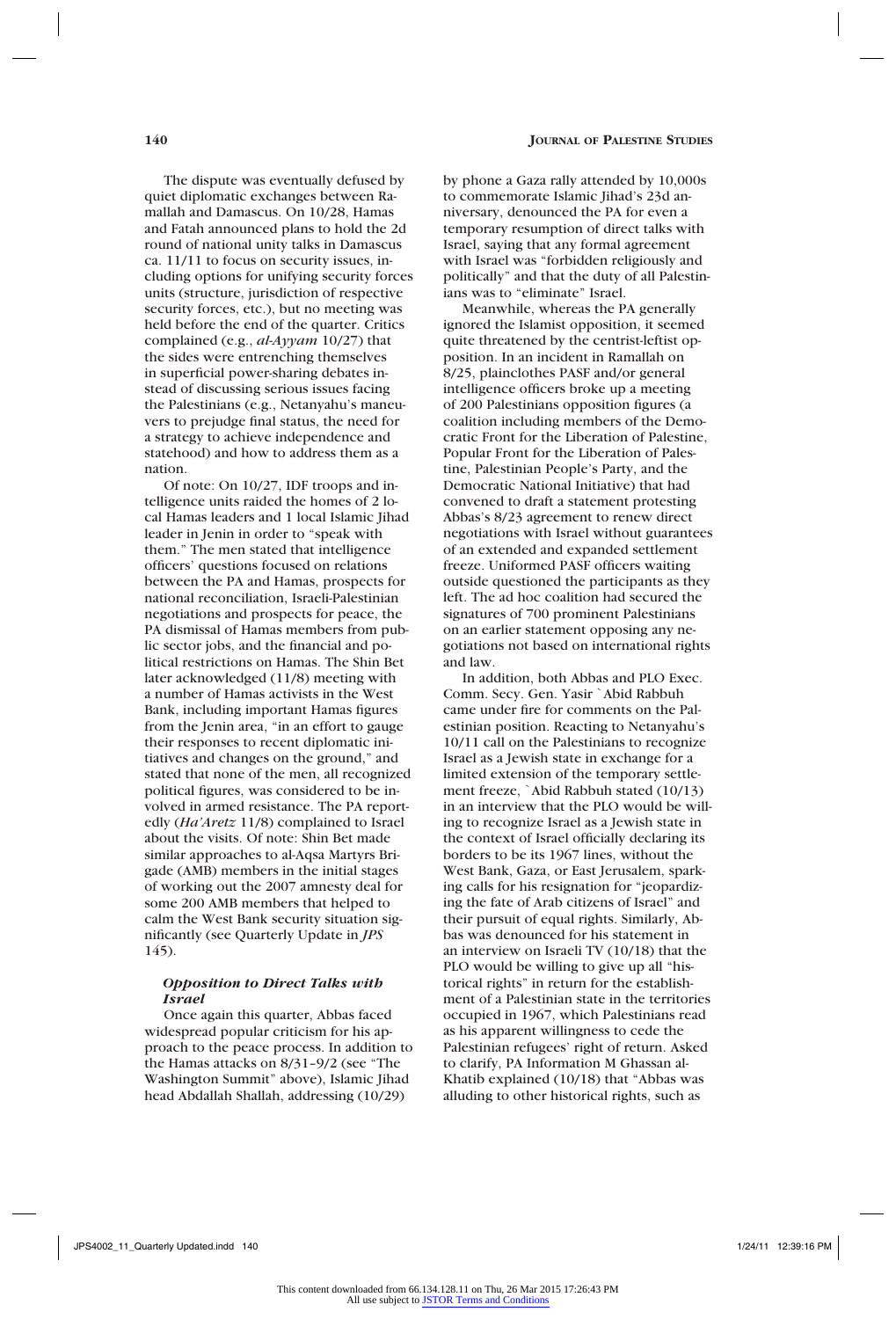The dispute was eventually defused by quiet diplomatic exchanges between Ramallah and Damascus. On 10/28, Hamas and Fatah announced plans to hold the 2d round of national unity talks in Damascus ca. 11/11 to focus on security issues, including options for unifying security forces units (structure, jurisdiction of respective security forces, etc.), but no meeting was held before the end of the quarter. Critics complained (e.g., *al-Ayyam* 10/27) that the sides were entrenching themselves in superficial power-sharing debates instead of discussing serious issues facing the Palestinians (e.g., Netanyahu's maneuvers to prejudge final status, the need for a strategy to achieve independence and statehood) and how to address them as a nation.

Of note: On 10/27, IDF troops and intelligence units raided the homes of 2 local Hamas leaders and 1 local Islamic Jihad leader in Jenin in order to "speak with them." The men stated that intelligence officers' questions focused on relations between the PA and Hamas, prospects for national reconciliation, Israeli-Palestinian negotiations and prospects for peace, the PA dismissal of Hamas members from public sector jobs, and the financial and political restrictions on Hamas. The Shin Bet later acknowledged (11/8) meeting with a number of Hamas activists in the West Bank, including important Hamas figures from the Jenin area, "in an effort to gauge their responses to recent diplomatic initiatives and changes on the ground," and stated that none of the men, all recognized political figures, was considered to be involved in armed resistance. The PA reportedly (*Ha'Aretz* 11/8) complained to Israel about the visits. Of note: Shin Bet made similar approaches to al-Aqsa Martyrs Brigade (AMB) members in the initial stages of working out the 2007 amnesty deal for some 200 AMB members that helped to calm the West Bank security situation significantly (see Quarterly Update in *JPS* 145).

### *Opposition to Direct Talks with Israel*

Once again this quarter, Abbas faced widespread popular criticism for his approach to the peace process. In addition to the Hamas attacks on 8/31–9/2 (see "The Washington Summit" above), Islamic Jihad head Abdallah Shallah, addressing (10/29) by phone a Gaza rally attended by 10,000s to commemorate Islamic Jihad's 23d anniversary, denounced the PA for even a temporary resumption of direct talks with Israel, saying that any formal agreement with Israel was "forbidden religiously and politically" and that the duty of all Palestinians was to "eliminate" Israel.

Meanwhile, whereas the PA generally ignored the Islamist opposition, it seemed quite threatened by the centrist-leftist opposition. In an incident in Ramallah on 8/25, plainclothes PASF and/or general intelligence officers broke up a meeting of 200 Palestinians opposition figures (a coalition including members of the Democratic Front for the Liberation of Palestine, Popular Front for the Liberation of Palestine, Palestinian People's Party, and the Democratic National Initiative) that had convened to draft a statement protesting Abbas's 8/23 agreement to renew direct negotiations with Israel without guarantees of an extended and expanded settlement freeze. Uniformed PASF officers waiting outside questioned the participants as they left. The ad hoc coalition had secured the signatures of 700 prominent Palestinians on an earlier statement opposing any negotiations not based on international rights and law.

In addition, both Abbas and PLO Exec. Comm. Secy. Gen. Yasir `Abid Rabbuh came under fire for comments on the Palestinian position. Reacting to Netanyahu's 10/11 call on the Palestinians to recognize Israel as a Jewish state in exchange for a limited extension of the temporary settlement freeze, `Abid Rabbuh stated (10/13) in an interview that the PLO would be willing to recognize Israel as a Jewish state in the context of Israel officially declaring its borders to be its 1967 lines, without the West Bank, Gaza, or East Jerusalem, sparking calls for his resignation for "jeopardizing the fate of Arab citizens of Israel" and their pursuit of equal rights. Similarly, Abbas was denounced for his statement in an interview on Israeli TV (10/18) that the PLO would be willing to give up all "historical rights" in return for the establishment of a Palestinian state in the territories occupied in 1967, which Palestinians read as his apparent willingness to cede the Palestinian refugees' right of return. Asked to clarify, PA Information M Ghassan al-Khatib explained (10/18) that "Abbas was alluding to other historical rights, such as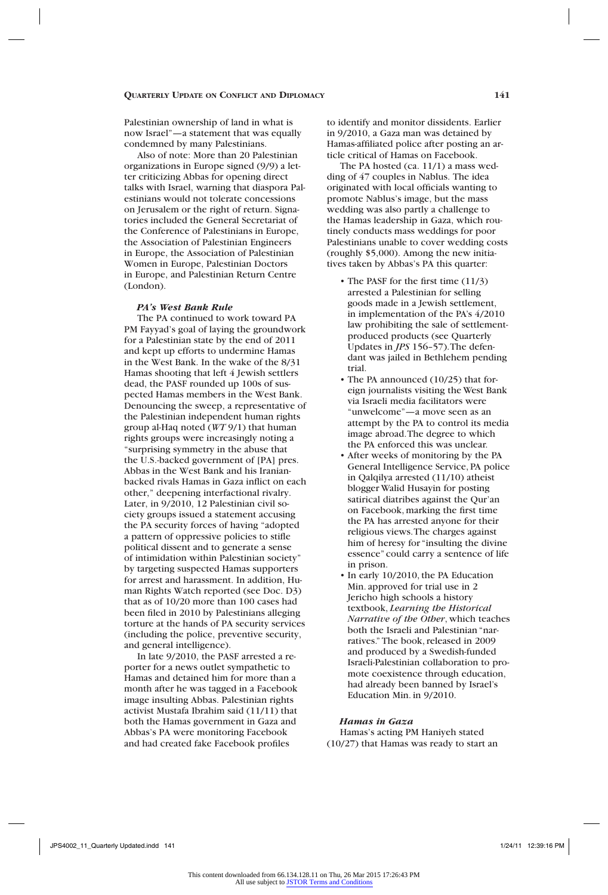Palestinian ownership of land in what is now Israel"—a statement that was equally condemned by many Palestinians.

Also of note: More than 20 Palestinian organizations in Europe signed (9/9) a letter criticizing Abbas for opening direct talks with Israel, warning that diaspora Palestinians would not tolerate concessions on Jerusalem or the right of return. Signatories included the General Secretariat of the Conference of Palestinians in Europe, the Association of Palestinian Engineers in Europe, the Association of Palestinian Women in Europe, Palestinian Doctors in Europe, and Palestinian Return Centre (London).

### *PA's West Bank Rule*

The PA continued to work toward PA PM Fayyad's goal of laying the groundwork for a Palestinian state by the end of 2011 and kept up efforts to undermine Hamas in the West Bank. In the wake of the 8/31 Hamas shooting that left 4 Jewish settlers dead, the PASF rounded up 100s of suspected Hamas members in the West Bank. Denouncing the sweep, a representative of the Palestinian independent human rights group al-Haq noted (*WT* 9/1) that human rights groups were increasingly noting a "surprising symmetry in the abuse that the U.S.-backed government of [PA] pres. Abbas in the West Bank and his Iranian-backed rivals Hamas in Gaza inflict on each other," deepening interfactional rivalry. Later, in 9/2010, 12 Palestinian civil society groups issued a statement accusing the PA security forces of having "adopted a pattern of oppressive policies to stifle political dissent and to generate a sense of intimidation within Palestinian society" by targeting suspected Hamas supporters for arrest and harassment. In addition, Human Rights Watch reported (see Doc. D3) that as of 10/20 more than 100 cases had been filed in 2010 by Palestinians alleging torture at the hands of PA security services (including the police, preventive security, and general intelligence).

In late 9/2010, the PASF arrested a reporter for a news outlet sympathetic to Hamas and detained him for more than a month after he was tagged in a Facebook image insulting Abbas. Palestinian rights activist Mustafa Ibrahim said (11/11) that both the Hamas government in Gaza and Abbas's PA were monitoring Facebook and had created fake Facebook profiles to identify and monitor dissidents. Earlier in 9/2010, a Gaza man was detained by Hamas-affiliated police after posting an article critical of Hamas on Facebook.

The PA hosted (ca. 11/1) a mass wedding of 47 couples in Nablus. The idea originated with local officials wanting to promote Nablus's image, but the mass wedding was also partly a challenge to the Hamas leadership in Gaza, which routinely conducts mass weddings for poor Palestinians unable to cover wedding costs (roughly $5,000). Among the new initiatives taken by Abbas's PA this quarter:

- The PASF for the first time (11/3) arrested a Palestinian for selling goods made in a Jewish settlement, in implementation of the PA's 4/2010 law prohibiting the sale of settlement-produced products (see Quarterly Updates in *JPS* 156–57). The defendant was jailed in Bethlehem pending trial.
- The PA announced (10/25) that foreign journalists visiting the West Bank via Israeli media facilitators were "unwelcome"—a move seen as an attempt by the PA to control its media image abroad. The degree to which the PA enforced this was unclear.
- After weeks of monitoring by the PA General Intelligence Service, PA police in Qalqilya arrested (11/10) atheist blogger Walid Husayin for posting satirical diatribes against the Qur'an on Facebook, marking the first time the PA has arrested anyone for their religious views. The charges against him of heresy for "insulting the divine essence" could carry a sentence of life in prison.
- In early 10/2010, the PA Education Min. approved for trial use in 2 Jericho high schools a history textbook, *Learning the Historical Narrative of the Other*, which teaches both the Israeli and Palestinian "narratives." The book, released in 2009 and produced by a Swedish-funded Israeli-Palestinian collaboration to promote coexistence through education, had already been banned by Israel's Education Min. in 9/2010.

### *Hamas in Gaza*

Hamas's acting PM Haniyeh stated (10/27) that Hamas was ready to start an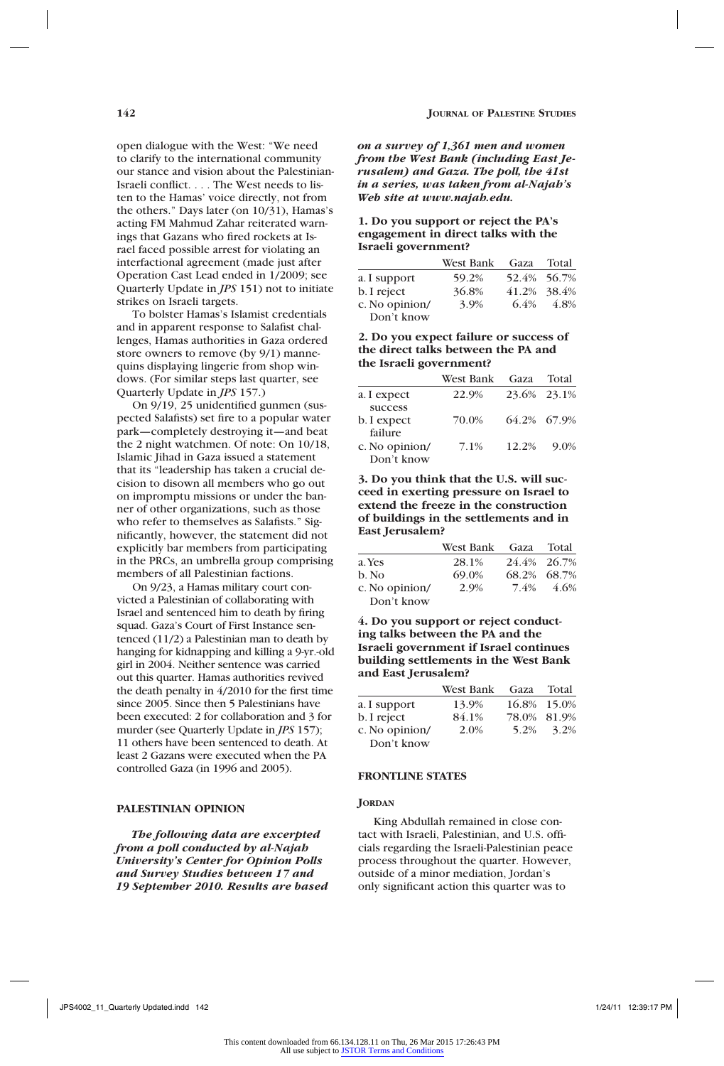open dialogue with the West: "We need to clarify to the international community our stance and vision about the Palestinian-Israeli conflict. . . . The West needs to listen to the Hamas' voice directly, not from the others." Days later (on 10/31), Hamas's acting FM Mahmud Zahar reiterated warnings that Gazans who fired rockets at Israel faced possible arrest for violating an interfactional agreement (made just after Operation Cast Lead ended in 1/2009; see Quarterly Update in *JPS* 151) not to initiate strikes on Israeli targets.

To bolster Hamas's Islamist credentials and in apparent response to Salafist challenges, Hamas authorities in Gaza ordered store owners to remove (by 9/1) mannequins displaying lingerie from shop windows. (For similar steps last quarter, see Quarterly Update in *JPS* 157.)

On 9/19, 25 unidentified gunmen (suspected Salafists) set fire to a popular water park—completely destroying it—and beat the 2 night watchmen. Of note: On 10/18, Islamic Jihad in Gaza issued a statement that its "leadership has taken a crucial decision to disown all members who go out on impromptu missions or under the banner of other organizations, such as those who refer to themselves as Salafists." Significantly, however, the statement did not explicitly bar members from participating in the PRCs, an umbrella group comprising members of all Palestinian factions.

On 9/23, a Hamas military court convicted a Palestinian of collaborating with Israel and sentenced him to death by firing squad. Gaza's Court of First Instance sentenced (11/2) a Palestinian man to death by hanging for kidnapping and killing a 9-yr.-old girl in 2004. Neither sentence was carried out this quarter. Hamas authorities revived the death penalty in 4/2010 for the first time since 2005. Since then 5 Palestinians have been executed: 2 for collaboration and 3 for murder (see Quarterly Update in *JPS* 157); 11 others have been sentenced to death. At least 2 Gazans were executed when the PA controlled Gaza (in 1996 and 2005).

## PALESTINIAN OPINION

***The following data are excerpted from a poll conducted by al-Najah University's Center for Opinion Polls and Survey Studies between 17 and 19 September 2010. Results are based on a survey of 1,361 men and women from the West Bank (including East Jerusalem) and Gaza. The poll, the 41st in a series, was taken from al-Najah's Web site at www.najah.edu.***

**1. Do you support or reject the PA's engagement in direct talks with the Israeli government?**

| | West Bank | Gaza | Total |
|---|---|---|---|
| a. I support | 59.2% | 52.4% | 56.7% |
| b. I reject | 36.8% | 41.2% | 38.4% |
| c. No opinion/ Don't know | 3.9% | 6.4% | 4.8% |

**2. Do you expect failure or success of the direct talks between the PA and the Israeli government?**

| | West Bank | Gaza | Total |
|---|---|---|---|
| a. I expect success | 22.9% | 23.6% | 23.1% |
| b. I expect failure | 70.0% | 64.2% | 67.9% |
| c. No opinion/ Don't know | 7.1% | 12.2% | 9.0% |

**3. Do you think that the U.S. will succeed in exerting pressure on Israel to extend the freeze in the construction of buildings in the settlements and in East Jerusalem?**

| | West Bank | Gaza | Total |
|---|---|---|---|
| a. Yes | 28.1% | 24.4% | 26.7% |
| b. No | 69.0% | 68.2% | 68.7% |
| c. No opinion/ Don't know | 2.9% | 7.4% | 4.6% |

**4. Do you support or reject conducting talks between the PA and the Israeli government if Israel continues building settlements in the West Bank and East Jerusalem?**

| | West Bank | Gaza | Total |
|---|---|---|---|
| a. I support | 13.9% | 16.8% | 15.0% |
| b. I reject | 84.1% | 78.0% | 81.9% |
| c. No opinion/ Don't know | 2.0% | 5.2% | 3.2% |

## FRONTLINE STATES

### JORDAN

King Abdullah remained in close contact with Israeli, Palestinian, and U.S. officials regarding the Israeli-Palestinian peace process throughout the quarter. However, outside of a minor mediation, Jordan's only significant action this quarter was to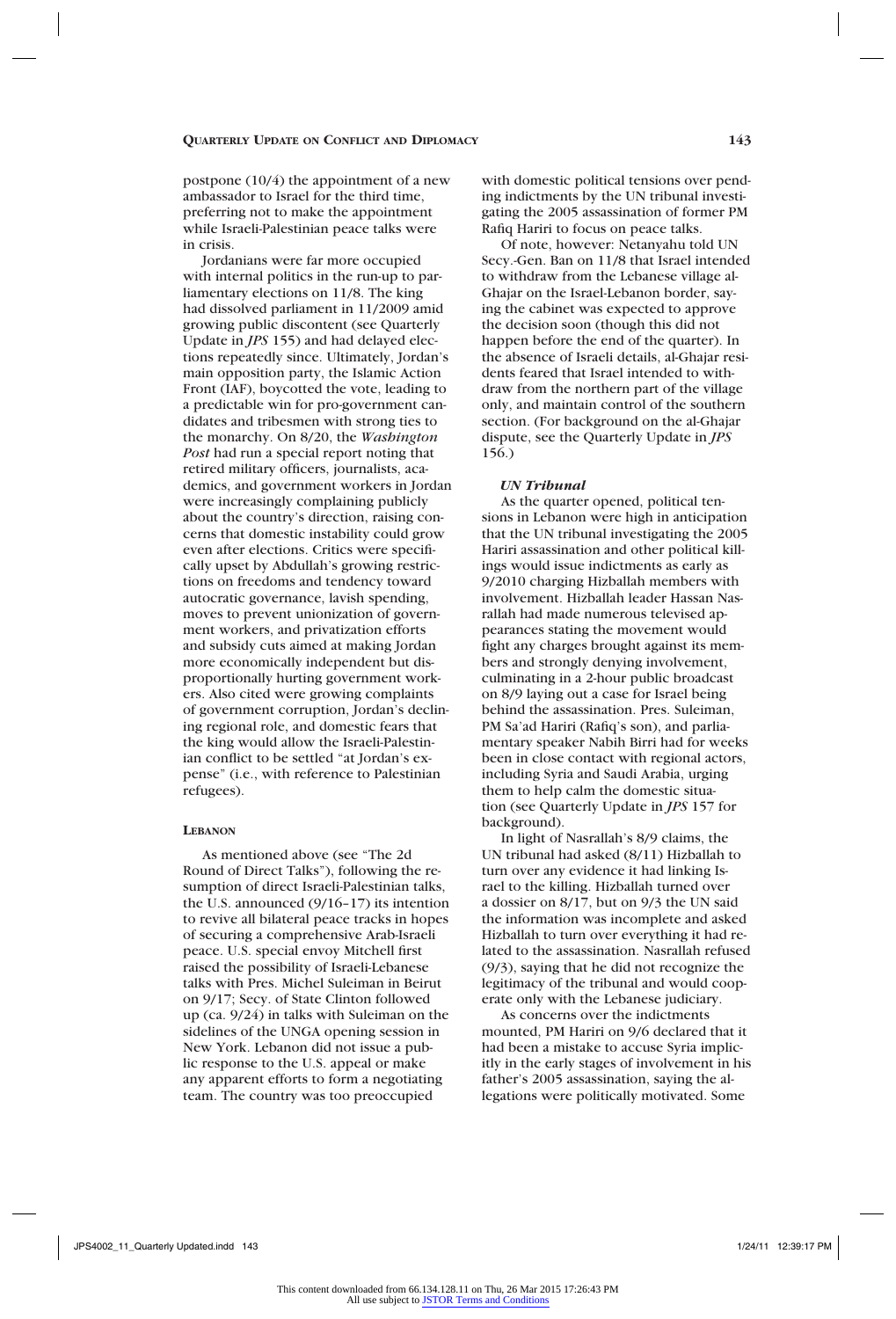postpone (10/4) the appointment of a new ambassador to Israel for the third time, preferring not to make the appointment while Israeli-Palestinian peace talks were in crisis.

Jordanians were far more occupied with internal politics in the run-up to parliamentary elections on 11/8. The king had dissolved parliament in 11/2009 amid growing public discontent (see Quarterly Update in *JPS* 155) and had delayed elections repeatedly since. Ultimately, Jordan's main opposition party, the Islamic Action Front (IAF), boycotted the vote, leading to a predictable win for pro-government candidates and tribesmen with strong ties to the monarchy. On 8/20, the *Washington Post* had run a special report noting that retired military officers, journalists, academics, and government workers in Jordan were increasingly complaining publicly about the country's direction, raising concerns that domestic instability could grow even after elections. Critics were specifically upset by Abdullah's growing restrictions on freedoms and tendency toward autocratic governance, lavish spending, moves to prevent unionization of government workers, and privatization efforts and subsidy cuts aimed at making Jordan more economically independent but disproportionally hurting government workers. Also cited were growing complaints of government corruption, Jordan's declining regional role, and domestic fears that the king would allow the Israeli-Palestinian conflict to be settled "at Jordan's expense" (i.e., with reference to Palestinian refugees).

## Lebanon

As mentioned above (see "The 2d Round of Direct Talks"), following the resumption of direct Israeli-Palestinian talks, the U.S. announced (9/16–17) its intention to revive all bilateral peace tracks in hopes of securing a comprehensive Arab-Israeli peace. U.S. special envoy Mitchell first raised the possibility of Israeli-Lebanese talks with Pres. Michel Suleiman in Beirut on 9/17; Secy. of State Clinton followed up (ca. 9/24) in talks with Suleiman on the sidelines of the UNGA opening session in New York. Lebanon did not issue a public response to the U.S. appeal or make any apparent efforts to form a negotiating team. The country was too preoccupied with domestic political tensions over pending indictments by the UN tribunal investigating the 2005 assassination of former PM Rafiq Hariri to focus on peace talks.

Of note, however: Netanyahu told UN Secy.-Gen. Ban on 11/8 that Israel intended to withdraw from the Lebanese village al-Ghajar on the Israel-Lebanon border, saying the cabinet was expected to approve the decision soon (though this did not happen before the end of the quarter). In the absence of Israeli details, al-Ghajar residents feared that Israel intended to withdraw from the northern part of the village only, and maintain control of the southern section. (For background on the al-Ghajar dispute, see the Quarterly Update in *JPS* 156.)

### *UN Tribunal*

As the quarter opened, political tensions in Lebanon were high in anticipation that the UN tribunal investigating the 2005 Hariri assassination and other political killings would issue indictments as early as 9/2010 charging Hizballah members with involvement. Hizballah leader Hassan Nasrallah had made numerous televised appearances stating the movement would fight any charges brought against its members and strongly denying involvement, culminating in a 2-hour public broadcast on 8/9 laying out a case for Israel being behind the assassination. Pres. Suleiman, PM Sa'ad Hariri (Rafiq's son), and parliamentary speaker Nabih Birri had for weeks been in close contact with regional actors, including Syria and Saudi Arabia, urging them to help calm the domestic situation (see Quarterly Update in *JPS* 157 for background).

In light of Nasrallah's 8/9 claims, the UN tribunal had asked (8/11) Hizballah to turn over any evidence it had linking Israel to the killing. Hizballah turned over a dossier on 8/17, but on 9/3 the UN said the information was incomplete and asked Hizballah to turn over everything it had related to the assassination. Nasrallah refused (9/3), saying that he did not recognize the legitimacy of the tribunal and would cooperate only with the Lebanese judiciary.

As concerns over the indictments mounted, PM Hariri on 9/6 declared that it had been a mistake to accuse Syria implicitly in the early stages of involvement in his father's 2005 assassination, saying the allegations were politically motivated. Some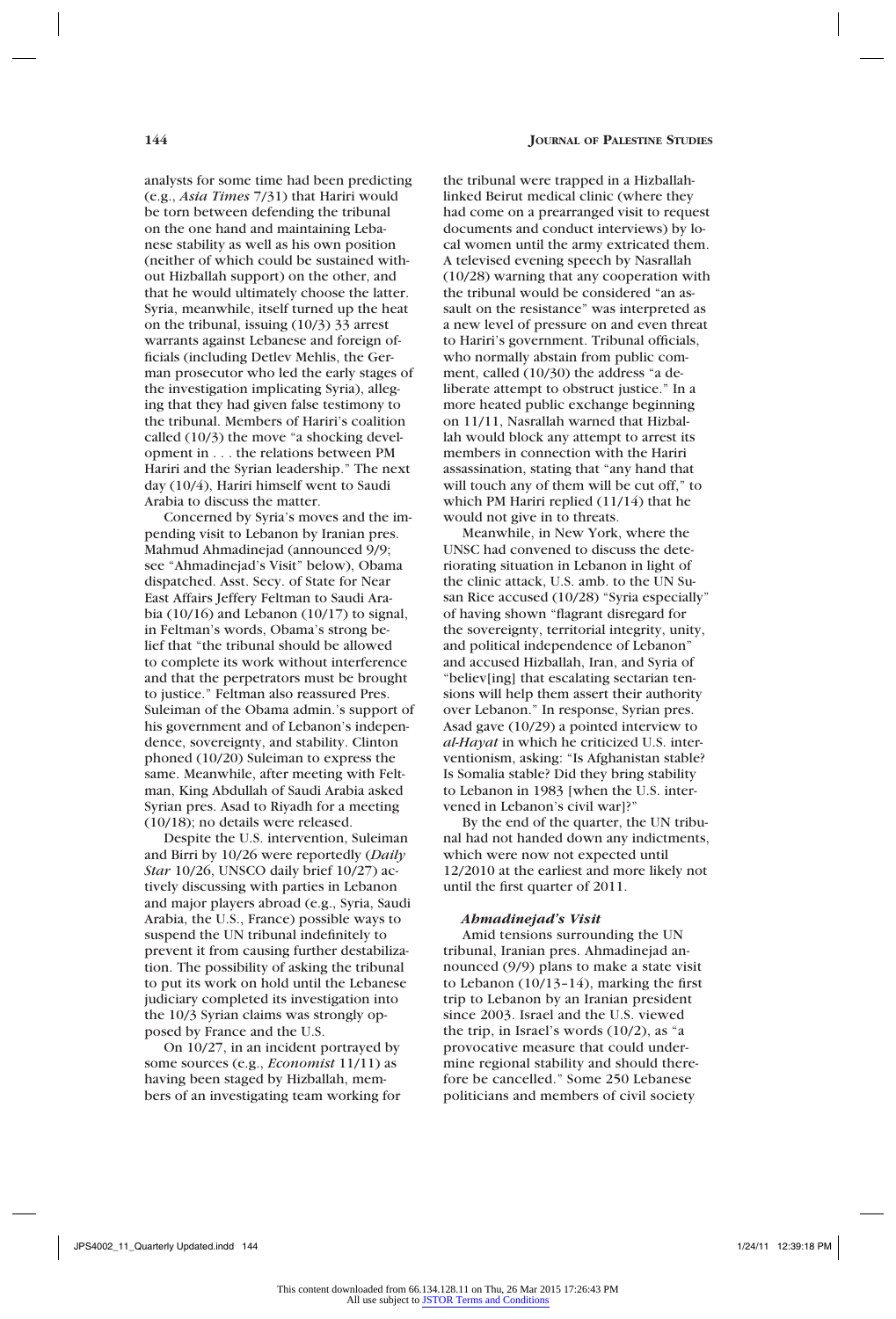analysts for some time had been predicting (e.g., *Asia Times* 7/31) that Hariri would be torn between defending the tribunal on the one hand and maintaining Lebanese stability as well as his own position (neither of which could be sustained without Hizballah support) on the other, and that he would ultimately choose the latter. Syria, meanwhile, itself turned up the heat on the tribunal, issuing (10/3) 33 arrest warrants against Lebanese and foreign officials (including Detlev Mehlis, the German prosecutor who led the early stages of the investigation implicating Syria), alleging that they had given false testimony to the tribunal. Members of Hariri's coalition called (10/3) the move "a shocking development in . . . the relations between PM Hariri and the Syrian leadership." The next day (10/4), Hariri himself went to Saudi Arabia to discuss the matter.

Concerned by Syria's moves and the impending visit to Lebanon by Iranian pres. Mahmud Ahmadinejad (announced 9/9; see "Ahmadinejad's Visit" below), Obama dispatched. Asst. Secy. of State for Near East Affairs Jeffery Feltman to Saudi Arabia (10/16) and Lebanon (10/17) to signal, in Feltman's words, Obama's strong belief that "the tribunal should be allowed to complete its work without interference and that the perpetrators must be brought to justice." Feltman also reassured Pres. Suleiman of the Obama admin.'s support of his government and of Lebanon's independence, sovereignty, and stability. Clinton phoned (10/20) Suleiman to express the same. Meanwhile, after meeting with Feltman, King Abdullah of Saudi Arabia asked Syrian pres. Asad to Riyadh for a meeting (10/18); no details were released.

Despite the U.S. intervention, Suleiman and Birri by 10/26 were reportedly (*Daily Star* 10/26, UNSCO daily brief 10/27) actively discussing with parties in Lebanon and major players abroad (e.g., Syria, Saudi Arabia, the U.S., France) possible ways to suspend the UN tribunal indefinitely to prevent it from causing further destabilization. The possibility of asking the tribunal to put its work on hold until the Lebanese judiciary completed its investigation into the 10/3 Syrian claims was strongly opposed by France and the U.S.

On 10/27, in an incident portrayed by some sources (e.g., *Economist* 11/11) as having been staged by Hizballah, members of an investigating team working for the tribunal were trapped in a Hizballah-linked Beirut medical clinic (where they had come on a prearranged visit to request documents and conduct interviews) by local women until the army extricated them. A televised evening speech by Nasrallah (10/28) warning that any cooperation with the tribunal would be considered "an assault on the resistance" was interpreted as a new level of pressure on and even threat to Hariri's government. Tribunal officials, who normally abstain from public comment, called (10/30) the address "a deliberate attempt to obstruct justice." In a more heated public exchange beginning on 11/11, Nasrallah warned that Hizballah would block any attempt to arrest its members in connection with the Hariri assassination, stating that "any hand that will touch any of them will be cut off," to which PM Hariri replied (11/14) that he would not give in to threats.

Meanwhile, in New York, where the UNSC had convened to discuss the deteriorating situation in Lebanon in light of the clinic attack, U.S. amb. to the UN Susan Rice accused (10/28) "Syria especially" of having shown "flagrant disregard for the sovereignty, territorial integrity, unity, and political independence of Lebanon" and accused Hizballah, Iran, and Syria of "believ[ing] that escalating sectarian tensions will help them assert their authority over Lebanon." In response, Syrian pres. Asad gave (10/29) a pointed interview to *al-Hayat* in which he criticized U.S. interventionism, asking: "Is Afghanistan stable? Is Somalia stable? Did they bring stability to Lebanon in 1983 [when the U.S. intervened in Lebanon's civil war]?"

By the end of the quarter, the UN tribunal had not handed down any indictments, which were now not expected until 12/2010 at the earliest and more likely not until the first quarter of 2011.

### *Ahmadinejad's Visit*

Amid tensions surrounding the UN tribunal, Iranian pres. Ahmadinejad announced (9/9) plans to make a state visit to Lebanon (10/13–14), marking the first trip to Lebanon by an Iranian president since 2003. Israel and the U.S. viewed the trip, in Israel's words (10/2), as "a provocative measure that could undermine regional stability and should therefore be cancelled." Some 250 Lebanese politicians and members of civil society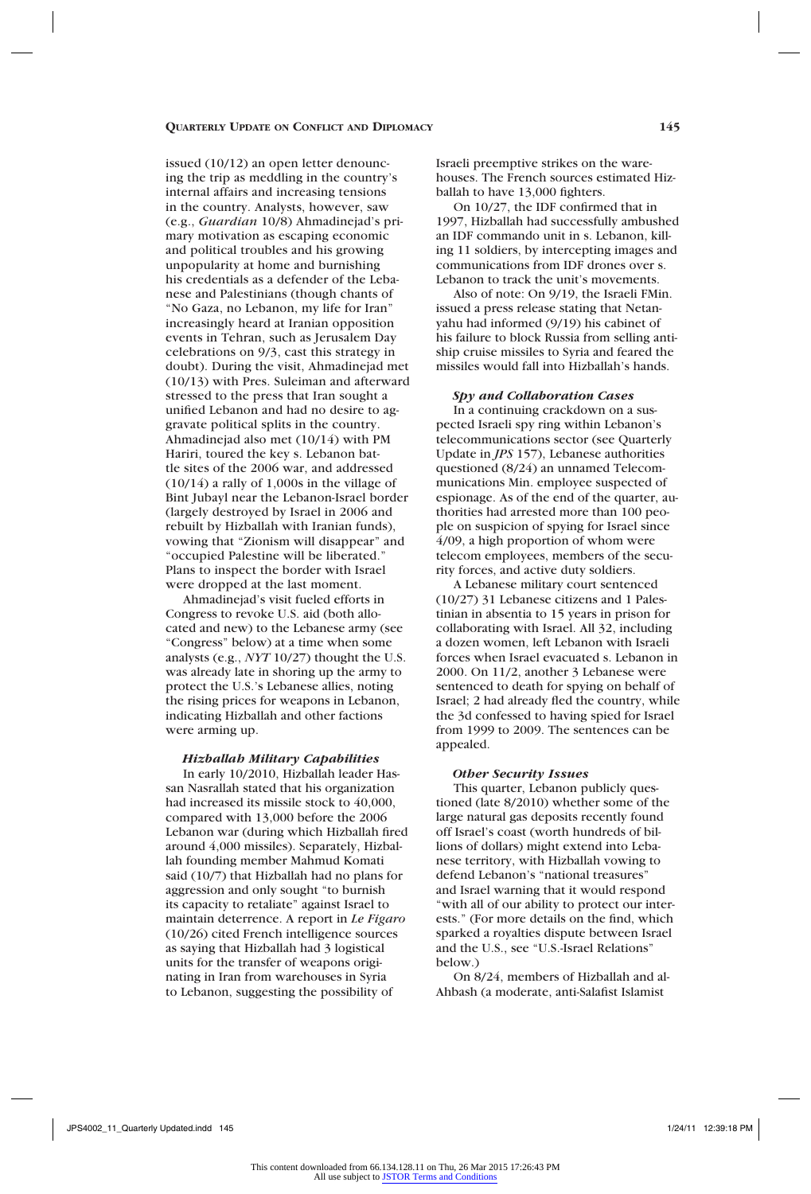issued (10/12) an open letter denouncing the trip as meddling in the country's internal affairs and increasing tensions in the country. Analysts, however, saw (e.g., *Guardian* 10/8) Ahmadinejad's primary motivation as escaping economic and political troubles and his growing unpopularity at home and burnishing his credentials as a defender of the Lebanese and Palestinians (though chants of "No Gaza, no Lebanon, my life for Iran" increasingly heard at Iranian opposition events in Tehran, such as Jerusalem Day celebrations on 9/3, cast this strategy in doubt). During the visit, Ahmadinejad met (10/13) with Pres. Suleiman and afterward stressed to the press that Iran sought a unified Lebanon and had no desire to aggravate political splits in the country. Ahmadinejad also met (10/14) with PM Hariri, toured the key s. Lebanon battle sites of the 2006 war, and addressed (10/14) a rally of 1,000s in the village of Bint Jubayl near the Lebanon-Israel border (largely destroyed by Israel in 2006 and rebuilt by Hizballah with Iranian funds), vowing that "Zionism will disappear" and "occupied Palestine will be liberated." Plans to inspect the border with Israel were dropped at the last moment.

Ahmadinejad's visit fueled efforts in Congress to revoke U.S. aid (both allocated and new) to the Lebanese army (see "Congress" below) at a time when some analysts (e.g., *NYT* 10/27) thought the U.S. was already late in shoring up the army to protect the U.S.'s Lebanese allies, noting the rising prices for weapons in Lebanon, indicating Hizballah and other factions were arming up.

### *Hizballah Military Capabilities*

In early 10/2010, Hizballah leader Hassan Nasrallah stated that his organization had increased its missile stock to 40,000, compared with 13,000 before the 2006 Lebanon war (during which Hizballah fired around 4,000 missiles). Separately, Hizballah founding member Mahmud Komati said (10/7) that Hizballah had no plans for aggression and only sought "to burnish its capacity to retaliate" against Israel to maintain deterrence. A report in *Le Figaro* (10/26) cited French intelligence sources as saying that Hizballah had 3 logistical units for the transfer of weapons originating in Iran from warehouses in Syria to Lebanon, suggesting the possibility of Israeli preemptive strikes on the warehouses. The French sources estimated Hizballah to have 13,000 fighters.

On 10/27, the IDF confirmed that in 1997, Hizballah had successfully ambushed an IDF commando unit in s. Lebanon, killing 11 soldiers, by intercepting images and communications from IDF drones over s. Lebanon to track the unit's movements.

Also of note: On 9/19, the Israeli FMin. issued a press release stating that Netanyahu had informed (9/19) his cabinet of his failure to block Russia from selling antiship cruise missiles to Syria and feared the missiles would fall into Hizballah's hands.

### *Spy and Collaboration Cases*

In a continuing crackdown on a suspected Israeli spy ring within Lebanon's telecommunications sector (see Quarterly Update in *JPS* 157), Lebanese authorities questioned (8/24) an unnamed Telecommunications Min. employee suspected of espionage. As of the end of the quarter, authorities had arrested more than 100 people on suspicion of spying for Israel since 4/09, a high proportion of whom were telecom employees, members of the security forces, and active duty soldiers.

A Lebanese military court sentenced (10/27) 31 Lebanese citizens and 1 Palestinian in absentia to 15 years in prison for collaborating with Israel. All 32, including a dozen women, left Lebanon with Israeli forces when Israel evacuated s. Lebanon in 2000. On 11/2, another 3 Lebanese were sentenced to death for spying on behalf of Israel; 2 had already fled the country, while the 3d confessed to having spied for Israel from 1999 to 2009. The sentences can be appealed.

### *Other Security Issues*

This quarter, Lebanon publicly questioned (late 8/2010) whether some of the large natural gas deposits recently found off Israel's coast (worth hundreds of billions of dollars) might extend into Lebanese territory, with Hizballah vowing to defend Lebanon's "national treasures" and Israel warning that it would respond "with all of our ability to protect our interests." (For more details on the find, which sparked a royalties dispute between Israel and the U.S., see "U.S.-Israel Relations" below.)

On 8/24, members of Hizballah and al-Ahbash (a moderate, anti-Salafist Islamist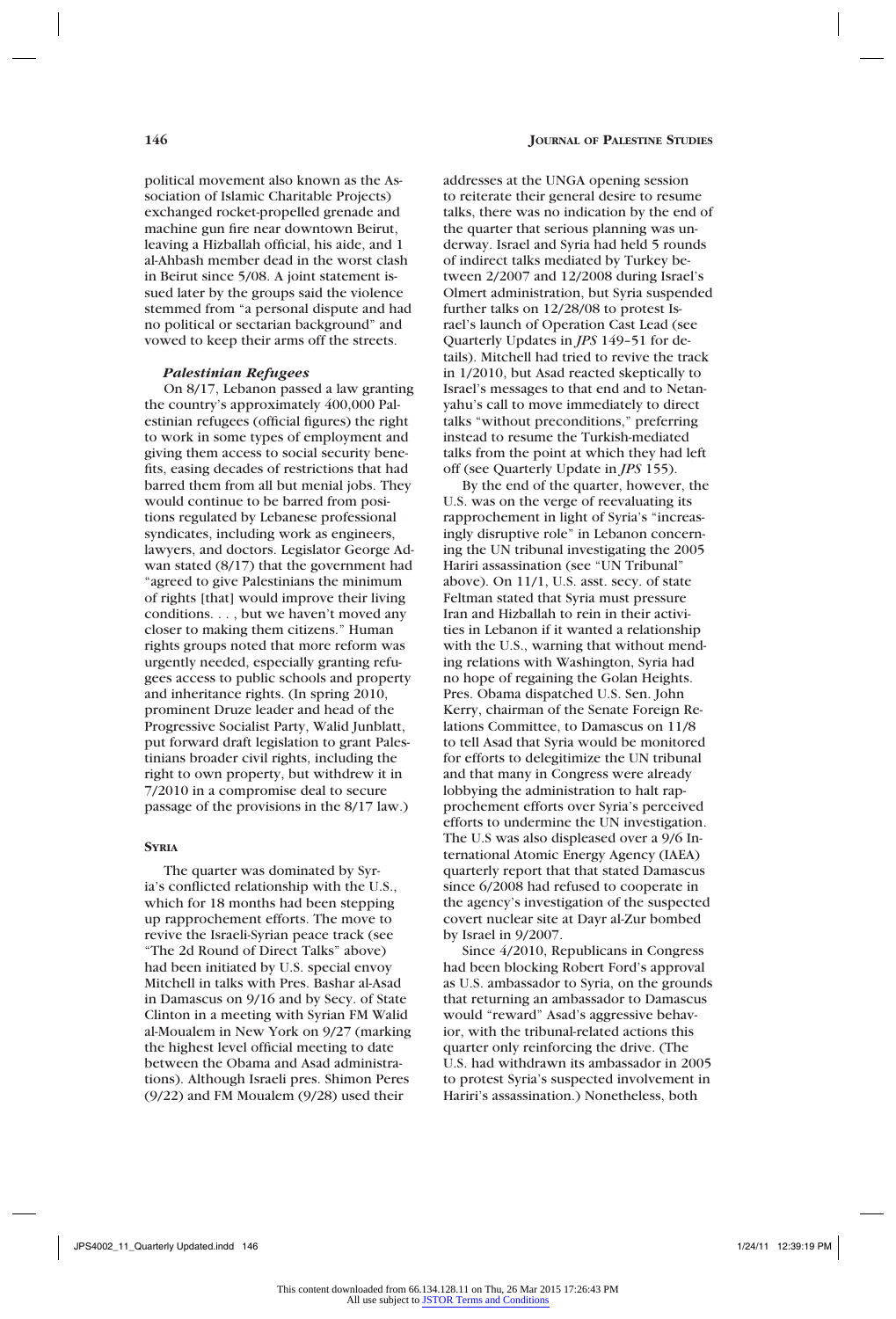political movement also known as the Association of Islamic Charitable Projects) exchanged rocket-propelled grenade and machine gun fire near downtown Beirut, leaving a Hizballah official, his aide, and 1 al-Ahbash member dead in the worst clash in Beirut since 5/08. A joint statement issued later by the groups said the violence stemmed from "a personal dispute and had no political or sectarian background" and vowed to keep their arms off the streets.

#### *Palestinian Refugees*

On 8/17, Lebanon passed a law granting the country's approximately 400,000 Palestinian refugees (official figures) the right to work in some types of employment and giving them access to social security benefits, easing decades of restrictions that had barred them from all but menial jobs. They would continue to be barred from positions regulated by Lebanese professional syndicates, including work as engineers, lawyers, and doctors. Legislator George Adwan stated (8/17) that the government had "agreed to give Palestinians the minimum of rights [that] would improve their living conditions. . . , but we haven't moved any closer to making them citizens." Human rights groups noted that more reform was urgently needed, especially granting refugees access to public schools and property and inheritance rights. (In spring 2010, prominent Druze leader and head of the Progressive Socialist Party, Walid Junblatt, put forward draft legislation to grant Palestinians broader civil rights, including the right to own property, but withdrew it in 7/2010 in a compromise deal to secure passage of the provisions in the 8/17 law.)

### Syria

The quarter was dominated by Syria's conflicted relationship with the U.S., which for 18 months had been stepping up rapprochement efforts. The move to revive the Israeli-Syrian peace track (see "The 2d Round of Direct Talks" above) had been initiated by U.S. special envoy Mitchell in talks with Pres. Bashar al-Asad in Damascus on 9/16 and by Secy. of State Clinton in a meeting with Syrian FM Walid al-Moualem in New York on 9/27 (marking the highest level official meeting to date between the Obama and Asad administrations). Although Israeli pres. Shimon Peres (9/22) and FM Moualem (9/28) used their addresses at the UNGA opening session to reiterate their general desire to resume talks, there was no indication by the end of the quarter that serious planning was underway. Israel and Syria had held 5 rounds of indirect talks mediated by Turkey between 2/2007 and 12/2008 during Israel's Olmert administration, but Syria suspended further talks on 12/28/08 to protest Israel's launch of Operation Cast Lead (see Quarterly Updates in *JPS* 149–51 for details). Mitchell had tried to revive the track in 1/2010, but Asad reacted skeptically to Israel's messages to that end and to Netanyahu's call to move immediately to direct talks "without preconditions," preferring instead to resume the Turkish-mediated talks from the point at which they had left off (see Quarterly Update in *JPS* 155).

By the end of the quarter, however, the U.S. was on the verge of reevaluating its rapprochement in light of Syria's "increasingly disruptive role" in Lebanon concerning the UN tribunal investigating the 2005 Hariri assassination (see "UN Tribunal" above). On 11/1, U.S. asst. secy. of state Feltman stated that Syria must pressure Iran and Hizballah to rein in their activities in Lebanon if it wanted a relationship with the U.S., warning that without mending relations with Washington, Syria had no hope of regaining the Golan Heights. Pres. Obama dispatched U.S. Sen. John Kerry, chairman of the Senate Foreign Relations Committee, to Damascus on 11/8 to tell Asad that Syria would be monitored for efforts to delegitimize the UN tribunal and that many in Congress were already lobbying the administration to halt rapprochement efforts over Syria's perceived efforts to undermine the UN investigation. The U.S was also displeased over a 9/6 International Atomic Energy Agency (IAEA) quarterly report that that stated Damascus since 6/2008 had refused to cooperate in the agency's investigation of the suspected covert nuclear site at Dayr al-Zur bombed by Israel in 9/2007.

Since 4/2010, Republicans in Congress had been blocking Robert Ford's approval as U.S. ambassador to Syria, on the grounds that returning an ambassador to Damascus would "reward" Asad's aggressive behavior, with the tribunal-related actions this quarter only reinforcing the drive. (The U.S. had withdrawn its ambassador in 2005 to protest Syria's suspected involvement in Hariri's assassination.) Nonetheless, both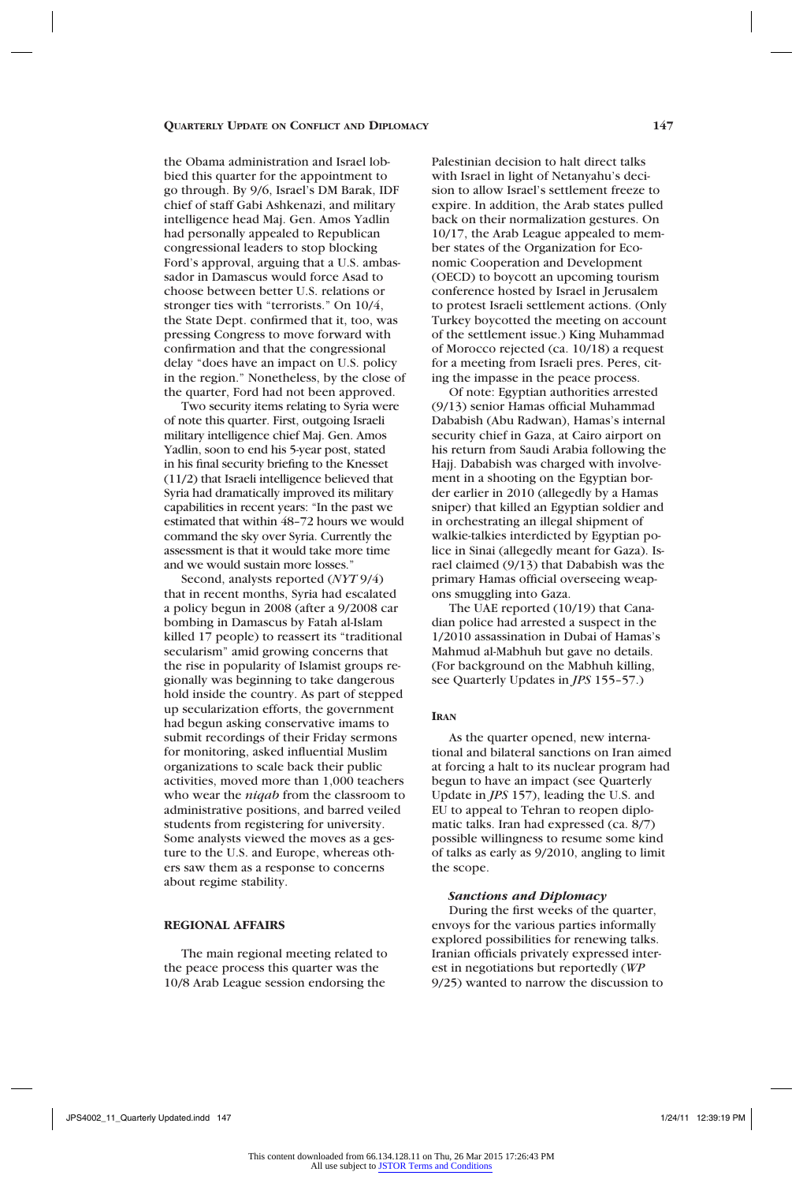the Obama administration and Israel lobbied this quarter for the appointment to go through. By 9/6, Israel's DM Barak, IDF chief of staff Gabi Ashkenazi, and military intelligence head Maj. Gen. Amos Yadlin had personally appealed to Republican congressional leaders to stop blocking Ford's approval, arguing that a U.S. ambassador in Damascus would force Asad to choose between better U.S. relations or stronger ties with "terrorists." On 10/4, the State Dept. confirmed that it, too, was pressing Congress to move forward with confirmation and that the congressional delay "does have an impact on U.S. policy in the region." Nonetheless, by the close of the quarter, Ford had not been approved.

Two security items relating to Syria were of note this quarter. First, outgoing Israeli military intelligence chief Maj. Gen. Amos Yadlin, soon to end his 5-year post, stated in his final security briefing to the Knesset (11/2) that Israeli intelligence believed that Syria had dramatically improved its military capabilities in recent years: "In the past we estimated that within 48–72 hours we would command the sky over Syria. Currently the assessment is that it would take more time and we would sustain more losses."

Second, analysts reported (*NYT* 9/4) that in recent months, Syria had escalated a policy begun in 2008 (after a 9/2008 car bombing in Damascus by Fatah al-Islam killed 17 people) to reassert its "traditional secularism" amid growing concerns that the rise in popularity of Islamist groups regionally was beginning to take dangerous hold inside the country. As part of stepped up secularization efforts, the government had begun asking conservative imams to submit recordings of their Friday sermons for monitoring, asked influential Muslim organizations to scale back their public activities, moved more than 1,000 teachers who wear the *niqab* from the classroom to administrative positions, and barred veiled students from registering for university. Some analysts viewed the moves as a gesture to the U.S. and Europe, whereas others saw them as a response to concerns about regime stability.

## REGIONAL AFFAIRS

The main regional meeting related to the peace process this quarter was the 10/8 Arab League session endorsing the Palestinian decision to halt direct talks with Israel in light of Netanyahu's decision to allow Israel's settlement freeze to expire. In addition, the Arab states pulled back on their normalization gestures. On 10/17, the Arab League appealed to member states of the Organization for Economic Cooperation and Development (OECD) to boycott an upcoming tourism conference hosted by Israel in Jerusalem to protest Israeli settlement actions. (Only Turkey boycotted the meeting on account of the settlement issue.) King Muhammad of Morocco rejected (ca. 10/18) a request for a meeting from Israeli pres. Peres, citing the impasse in the peace process.

Of note: Egyptian authorities arrested (9/13) senior Hamas official Muhammad Dababish (Abu Radwan), Hamas's internal security chief in Gaza, at Cairo airport on his return from Saudi Arabia following the Hajj. Dababish was charged with involvement in a shooting on the Egyptian border earlier in 2010 (allegedly by a Hamas sniper) that killed an Egyptian soldier and in orchestrating an illegal shipment of walkie-talkies interdicted by Egyptian police in Sinai (allegedly meant for Gaza). Israel claimed (9/13) that Dababish was the primary Hamas official overseeing weapons smuggling into Gaza.

The UAE reported (10/19) that Canadian police had arrested a suspect in the 1/2010 assassination in Dubai of Hamas's Mahmud al-Mabhuh but gave no details. (For background on the Mabhuh killing, see Quarterly Updates in *JPS* 155–57.)

## IRAN

As the quarter opened, new international and bilateral sanctions on Iran aimed at forcing a halt to its nuclear program had begun to have an impact (see Quarterly Update in *JPS* 157), leading the U.S. and EU to appeal to Tehran to reopen diplomatic talks. Iran had expressed (ca. 8/7) possible willingness to resume some kind of talks as early as 9/2010, angling to limit the scope.

### *Sanctions and Diplomacy*

During the first weeks of the quarter, envoys for the various parties informally explored possibilities for renewing talks. Iranian officials privately expressed interest in negotiations but reportedly (*WP* 9/25) wanted to narrow the discussion to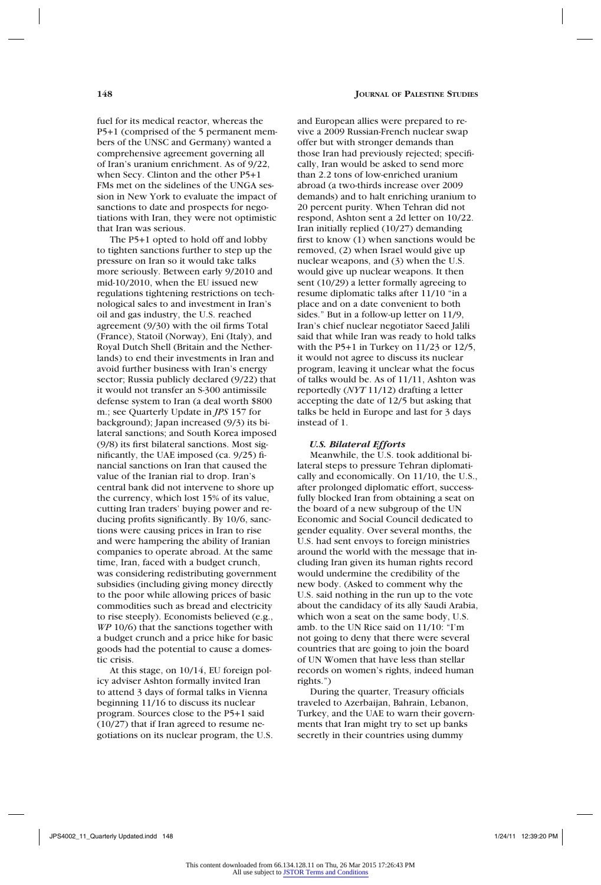fuel for its medical reactor, whereas the P5+1 (comprised of the 5 permanent members of the UNSC and Germany) wanted a comprehensive agreement governing all of Iran's uranium enrichment. As of 9/22, when Secy. Clinton and the other P5+1 FMs met on the sidelines of the UNGA session in New York to evaluate the impact of sanctions to date and prospects for negotiations with Iran, they were not optimistic that Iran was serious.

The P5+1 opted to hold off and lobby to tighten sanctions further to step up the pressure on Iran so it would take talks more seriously. Between early 9/2010 and mid-10/2010, when the EU issued new regulations tightening restrictions on technological sales to and investment in Iran's oil and gas industry, the U.S. reached agreement (9/30) with the oil firms Total (France), Statoil (Norway), Eni (Italy), and Royal Dutch Shell (Britain and the Netherlands) to end their investments in Iran and avoid further business with Iran's energy sector; Russia publicly declared (9/22) that it would not transfer an S-300 antimissile defense system to Iran (a deal worth $800 m.; see Quarterly Update in *JPS* 157 for background); Japan increased (9/3) its bilateral sanctions; and South Korea imposed (9/8) its first bilateral sanctions. Most significantly, the UAE imposed (ca. 9/25) financial sanctions on Iran that caused the value of the Iranian rial to drop. Iran's central bank did not intervene to shore up the currency, which lost 15% of its value, cutting Iran traders' buying power and reducing profits significantly. By 10/6, sanctions were causing prices in Iran to rise and were hampering the ability of Iranian companies to operate abroad. At the same time, Iran, faced with a budget crunch, was considering redistributing government subsidies (including giving money directly to the poor while allowing prices of basic commodities such as bread and electricity to rise steeply). Economists believed (e.g., *WP* 10/6) that the sanctions together with a budget crunch and a price hike for basic goods had the potential to cause a domestic crisis.

At this stage, on 10/14, EU foreign policy adviser Ashton formally invited Iran to attend 3 days of formal talks in Vienna beginning 11/16 to discuss its nuclear program. Sources close to the P5+1 said (10/27) that if Iran agreed to resume negotiations on its nuclear program, the U.S. and European allies were prepared to revive a 2009 Russian-French nuclear swap offer but with stronger demands than those Iran had previously rejected; specifically, Iran would be asked to send more than 2.2 tons of low-enriched uranium abroad (a two-thirds increase over 2009 demands) and to halt enriching uranium to 20 percent purity. When Tehran did not respond, Ashton sent a 2d letter on 10/22. Iran initially replied (10/27) demanding first to know (1) when sanctions would be removed, (2) when Israel would give up nuclear weapons, and (3) when the U.S. would give up nuclear weapons. It then sent (10/29) a letter formally agreeing to resume diplomatic talks after 11/10 "in a place and on a date convenient to both sides." But in a follow-up letter on 11/9, Iran's chief nuclear negotiator Saeed Jalili said that while Iran was ready to hold talks with the P5+1 in Turkey on 11/23 or 12/5, it would not agree to discuss its nuclear program, leaving it unclear what the focus of talks would be. As of 11/11, Ashton was reportedly (*NYT* 11/12) drafting a letter accepting the date of 12/5 but asking that talks be held in Europe and last for 3 days instead of 1.

#### *U.S. Bilateral Efforts*

Meanwhile, the U.S. took additional bilateral steps to pressure Tehran diplomatically and economically. On 11/10, the U.S., after prolonged diplomatic effort, successfully blocked Iran from obtaining a seat on the board of a new subgroup of the UN Economic and Social Council dedicated to gender equality. Over several months, the U.S. had sent envoys to foreign ministries around the world with the message that including Iran given its human rights record would undermine the credibility of the new body. (Asked to comment why the U.S. said nothing in the run up to the vote about the candidacy of its ally Saudi Arabia, which won a seat on the same body, U.S. amb. to the UN Rice said on 11/10: "I'm not going to deny that there were several countries that are going to join the board of UN Women that have less than stellar records on women's rights, indeed human rights.")

During the quarter, Treasury officials traveled to Azerbaijan, Bahrain, Lebanon, Turkey, and the UAE to warn their governments that Iran might try to set up banks secretly in their countries using dummy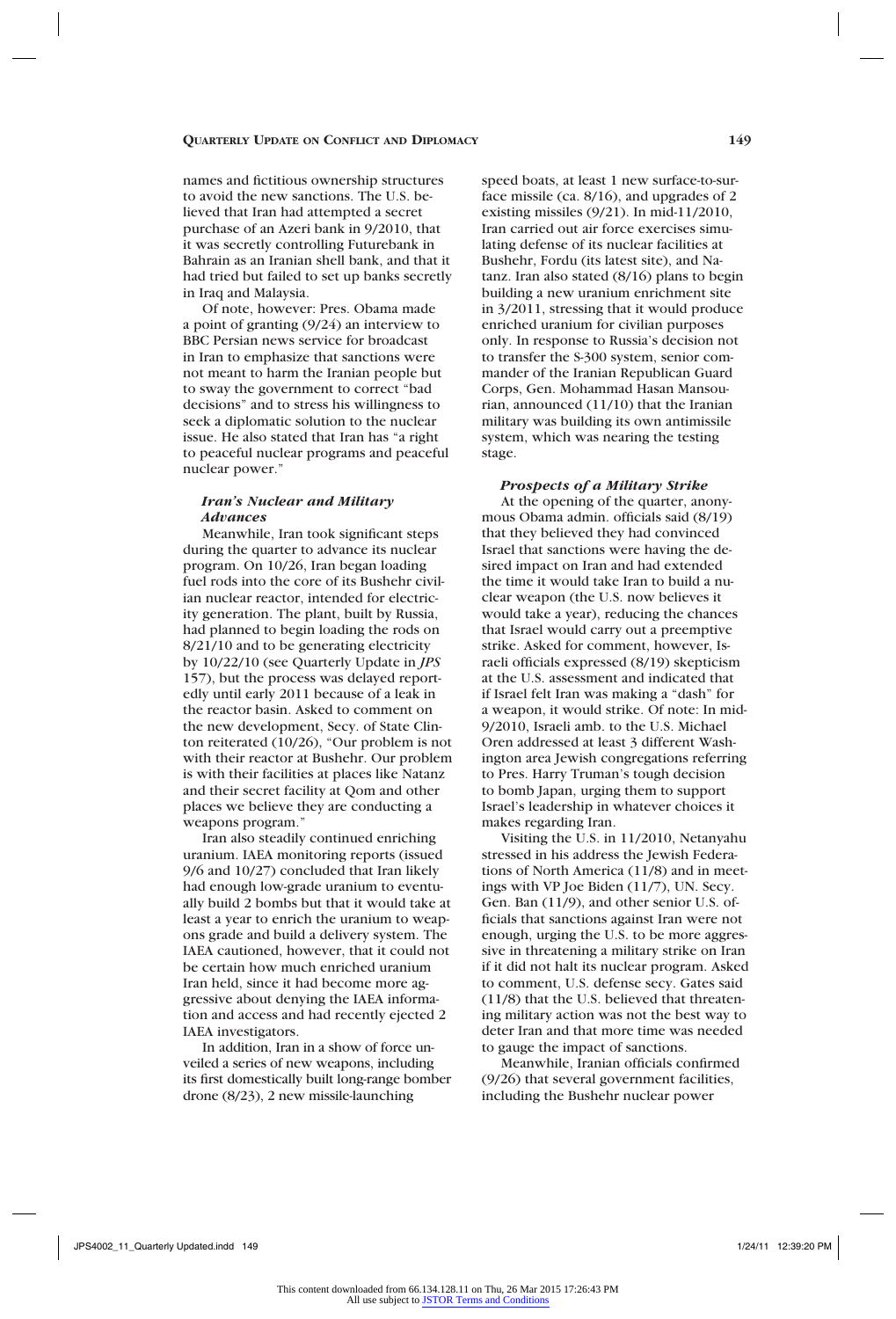names and fictitious ownership structures to avoid the new sanctions. The U.S. believed that Iran had attempted a secret purchase of an Azeri bank in 9/2010, that it was secretly controlling Futurebank in Bahrain as an Iranian shell bank, and that it had tried but failed to set up banks secretly in Iraq and Malaysia.

Of note, however: Pres. Obama made a point of granting (9/24) an interview to BBC Persian news service for broadcast in Iran to emphasize that sanctions were not meant to harm the Iranian people but to sway the government to correct "bad decisions" and to stress his willingness to seek a diplomatic solution to the nuclear issue. He also stated that Iran has "a right to peaceful nuclear programs and peaceful nuclear power."

### *Iran's Nuclear and Military Advances*

Meanwhile, Iran took significant steps during the quarter to advance its nuclear program. On 10/26, Iran began loading fuel rods into the core of its Bushehr civilian nuclear reactor, intended for electricity generation. The plant, built by Russia, had planned to begin loading the rods on 8/21/10 and to be generating electricity by 10/22/10 (see Quarterly Update in *JPS* 157), but the process was delayed reportedly until early 2011 because of a leak in the reactor basin. Asked to comment on the new development, Secy. of State Clinton reiterated (10/26), "Our problem is not with their reactor at Bushehr. Our problem is with their facilities at places like Natanz and their secret facility at Qom and other places we believe they are conducting a weapons program."

Iran also steadily continued enriching uranium. IAEA monitoring reports (issued 9/6 and 10/27) concluded that Iran likely had enough low-grade uranium to eventually build 2 bombs but that it would take at least a year to enrich the uranium to weapons grade and build a delivery system. The IAEA cautioned, however, that it could not be certain how much enriched uranium Iran held, since it had become more aggressive about denying the IAEA information and access and had recently ejected 2 IAEA investigators.

In addition, Iran in a show of force unveiled a series of new weapons, including its first domestically built long-range bomber drone (8/23), 2 new missile-launching speed boats, at least 1 new surface-to-surface missile (ca. 8/16), and upgrades of 2 existing missiles (9/21). In mid-11/2010, Iran carried out air force exercises simulating defense of its nuclear facilities at Bushehr, Fordu (its latest site), and Natanz. Iran also stated (8/16) plans to begin building a new uranium enrichment site in 3/2011, stressing that it would produce enriched uranium for civilian purposes only. In response to Russia's decision not to transfer the S-300 system, senior commander of the Iranian Republican Guard Corps, Gen. Mohammad Hasan Mansourian, announced (11/10) that the Iranian military was building its own antimissile system, which was nearing the testing stage.

### *Prospects of a Military Strike*

At the opening of the quarter, anonymous Obama admin. officials said (8/19) that they believed they had convinced Israel that sanctions were having the desired impact on Iran and had extended the time it would take Iran to build a nuclear weapon (the U.S. now believes it would take a year), reducing the chances that Israel would carry out a preemptive strike. Asked for comment, however, Israeli officials expressed (8/19) skepticism at the U.S. assessment and indicated that if Israel felt Iran was making a "dash" for a weapon, it would strike. Of note: In mid-9/2010, Israeli amb. to the U.S. Michael Oren addressed at least 3 different Washington area Jewish congregations referring to Pres. Harry Truman's tough decision to bomb Japan, urging them to support Israel's leadership in whatever choices it makes regarding Iran.

Visiting the U.S. in 11/2010, Netanyahu stressed in his address the Jewish Federations of North America (11/8) and in meetings with VP Joe Biden (11/7), UN. Secy. Gen. Ban (11/9), and other senior U.S. officials that sanctions against Iran were not enough, urging the U.S. to be more aggressive in threatening a military strike on Iran if it did not halt its nuclear program. Asked to comment, U.S. defense secy. Gates said (11/8) that the U.S. believed that threatening military action was not the best way to deter Iran and that more time was needed to gauge the impact of sanctions.

Meanwhile, Iranian officials confirmed (9/26) that several government facilities, including the Bushehr nuclear power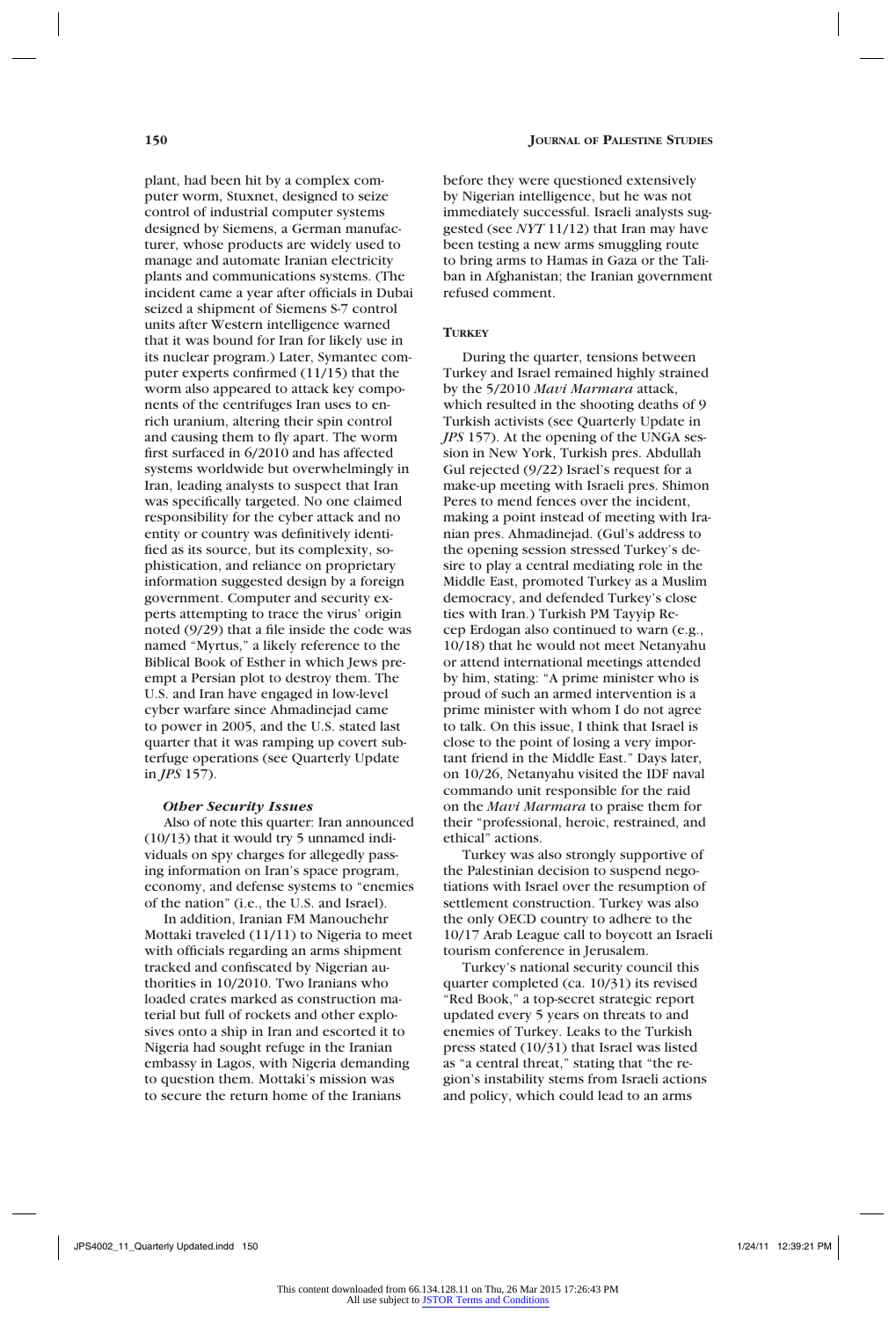plant, had been hit by a complex computer worm, Stuxnet, designed to seize control of industrial computer systems designed by Siemens, a German manufacturer, whose products are widely used to manage and automate Iranian electricity plants and communications systems. (The incident came a year after officials in Dubai seized a shipment of Siemens S-7 control units after Western intelligence warned that it was bound for Iran for likely use in its nuclear program.) Later, Symantec computer experts confirmed (11/15) that the worm also appeared to attack key components of the centrifuges Iran uses to enrich uranium, altering their spin control and causing them to fly apart. The worm first surfaced in 6/2010 and has affected systems worldwide but overwhelmingly in Iran, leading analysts to suspect that Iran was specifically targeted. No one claimed responsibility for the cyber attack and no entity or country was definitively identified as its source, but its complexity, sophistication, and reliance on proprietary information suggested design by a foreign government. Computer and security experts attempting to trace the virus' origin noted (9/29) that a file inside the code was named "Myrtus," a likely reference to the Biblical Book of Esther in which Jews preempt a Persian plot to destroy them. The U.S. and Iran have engaged in low-level cyber warfare since Ahmadinejad came to power in 2005, and the U.S. stated last quarter that it was ramping up covert subterfuge operations (see Quarterly Update in *JPS* 157).

#### *Other Security Issues*

Also of note this quarter: Iran announced (10/13) that it would try 5 unnamed individuals on spy charges for allegedly passing information on Iran's space program, economy, and defense systems to "enemies of the nation" (i.e., the U.S. and Israel).

In addition, Iranian FM Manouchehr Mottaki traveled (11/11) to Nigeria to meet with officials regarding an arms shipment tracked and confiscated by Nigerian authorities in 10/2010. Two Iranians who loaded crates marked as construction material but full of rockets and other explosives onto a ship in Iran and escorted it to Nigeria had sought refuge in the Iranian embassy in Lagos, with Nigeria demanding to question them. Mottaki's mission was to secure the return home of the Iranians before they were questioned extensively by Nigerian intelligence, but he was not immediately successful. Israeli analysts suggested (see *NYT* 11/12) that Iran may have been testing a new arms smuggling route to bring arms to Hamas in Gaza or the Taliban in Afghanistan; the Iranian government refused comment.

### Turkey

During the quarter, tensions between Turkey and Israel remained highly strained by the 5/2010 *Mavi Marmara* attack, which resulted in the shooting deaths of 9 Turkish activists (see Quarterly Update in *JPS* 157). At the opening of the UNGA session in New York, Turkish pres. Abdullah Gul rejected (9/22) Israel's request for a make-up meeting with Israeli pres. Shimon Peres to mend fences over the incident, making a point instead of meeting with Iranian pres. Ahmadinejad. (Gul's address to the opening session stressed Turkey's desire to play a central mediating role in the Middle East, promoted Turkey as a Muslim democracy, and defended Turkey's close ties with Iran.) Turkish PM Tayyip Recep Erdogan also continued to warn (e.g., 10/18) that he would not meet Netanyahu or attend international meetings attended by him, stating: "A prime minister who is proud of such an armed intervention is a prime minister with whom I do not agree to talk. On this issue, I think that Israel is close to the point of losing a very important friend in the Middle East." Days later, on 10/26, Netanyahu visited the IDF naval commando unit responsible for the raid on the *Mavi Marmara* to praise them for their "professional, heroic, restrained, and ethical" actions.

Turkey was also strongly supportive of the Palestinian decision to suspend negotiations with Israel over the resumption of settlement construction. Turkey was also the only OECD country to adhere to the 10/17 Arab League call to boycott an Israeli tourism conference in Jerusalem.

Turkey's national security council this quarter completed (ca. 10/31) its revised "Red Book," a top-secret strategic report updated every 5 years on threats to and enemies of Turkey. Leaks to the Turkish press stated (10/31) that Israel was listed as "a central threat," stating that "the region's instability stems from Israeli actions and policy, which could lead to an arms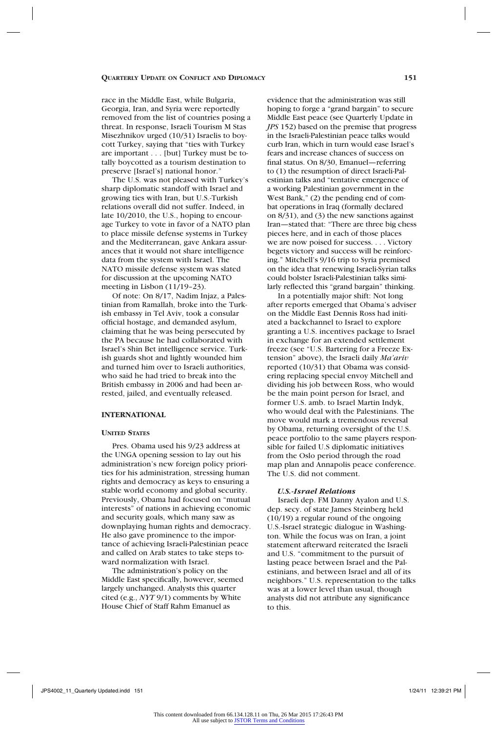race in the Middle East, while Bulgaria, Georgia, Iran, and Syria were reportedly removed from the list of countries posing a threat. In response, Israeli Tourism M Stas Misezhnikov urged (10/31) Israelis to boycott Turkey, saying that "ties with Turkey are important . . . [but] Turkey must be totally boycotted as a tourism destination to preserve [Israel's] national honor."

The U.S. was not pleased with Turkey's sharp diplomatic standoff with Israel and growing ties with Iran, but U.S.-Turkish relations overall did not suffer. Indeed, in late 10/2010, the U.S., hoping to encourage Turkey to vote in favor of a NATO plan to place missile defense systems in Turkey and the Mediterranean, gave Ankara assurances that it would not share intelligence data from the system with Israel. The NATO missile defense system was slated for discussion at the upcoming NATO meeting in Lisbon (11/19–23).

Of note: On 8/17, Nadim Injaz, a Palestinian from Ramallah, broke into the Turkish embassy in Tel Aviv, took a consular official hostage, and demanded asylum, claiming that he was being persecuted by the PA because he had collaborated with Israel's Shin Bet intelligence service. Turkish guards shot and lightly wounded him and turned him over to Israeli authorities, who said he had tried to break into the British embassy in 2006 and had been arrested, jailed, and eventually released.

## INTERNATIONAL

### UNITED STATES

Pres. Obama used his 9/23 address at the UNGA opening session to lay out his administration's new foreign policy priorities for his administration, stressing human rights and democracy as keys to ensuring a stable world economy and global security. Previously, Obama had focused on "mutual interests" of nations in achieving economic and security goals, which many saw as downplaying human rights and democracy. He also gave prominence to the importance of achieving Israeli-Palestinian peace and called on Arab states to take steps toward normalization with Israel.

The administration's policy on the Middle East specifically, however, seemed largely unchanged. Analysts this quarter cited (e.g., *NYT* 9/1) comments by White House Chief of Staff Rahm Emanuel as evidence that the administration was still hoping to forge a "grand bargain" to secure Middle East peace (see Quarterly Update in *JPS* 152) based on the premise that progress in the Israeli-Palestinian peace talks would curb Iran, which in turn would ease Israel's fears and increase chances of success on final status. On 8/30, Emanuel—referring to (1) the resumption of direct Israeli-Palestinian talks and "tentative emergence of a working Palestinian government in the West Bank," (2) the pending end of combat operations in Iraq (formally declared on 8/31), and (3) the new sanctions against Iran—stated that: "There are three big chess pieces here, and in each of those places we are now poised for success. . . . Victory begets victory and success will be reinforcing." Mitchell's 9/16 trip to Syria premised on the idea that renewing Israeli-Syrian talks could bolster Israeli-Palestinian talks similarly reflected this "grand bargain" thinking.

In a potentially major shift: Not long after reports emerged that Obama's adviser on the Middle East Dennis Ross had initiated a backchannel to Israel to explore granting a U.S. incentives package to Israel in exchange for an extended settlement freeze (see "U.S. Bartering for a Freeze Extension" above), the Israeli daily *Ma'ariv* reported (10/31) that Obama was considering replacing special envoy Mitchell and dividing his job between Ross, who would be the main point person for Israel, and former U.S. amb. to Israel Martin Indyk, who would deal with the Palestinians. The move would mark a tremendous reversal by Obama, returning oversight of the U.S. peace portfolio to the same players responsible for failed U.S diplomatic initiatives from the Oslo period through the road map plan and Annapolis peace conference. The U.S. did not comment.

#### *U.S.-Israel Relations*

Israeli dep. FM Danny Ayalon and U.S. dep. secy. of state James Steinberg held (10/19) a regular round of the ongoing U.S.-Israel strategic dialogue in Washington. While the focus was on Iran, a joint statement afterward reiterated the Israeli and U.S. "commitment to the pursuit of lasting peace between Israel and the Palestinians, and between Israel and all of its neighbors." U.S. representation to the talks was at a lower level than usual, though analysts did not attribute any significance to this.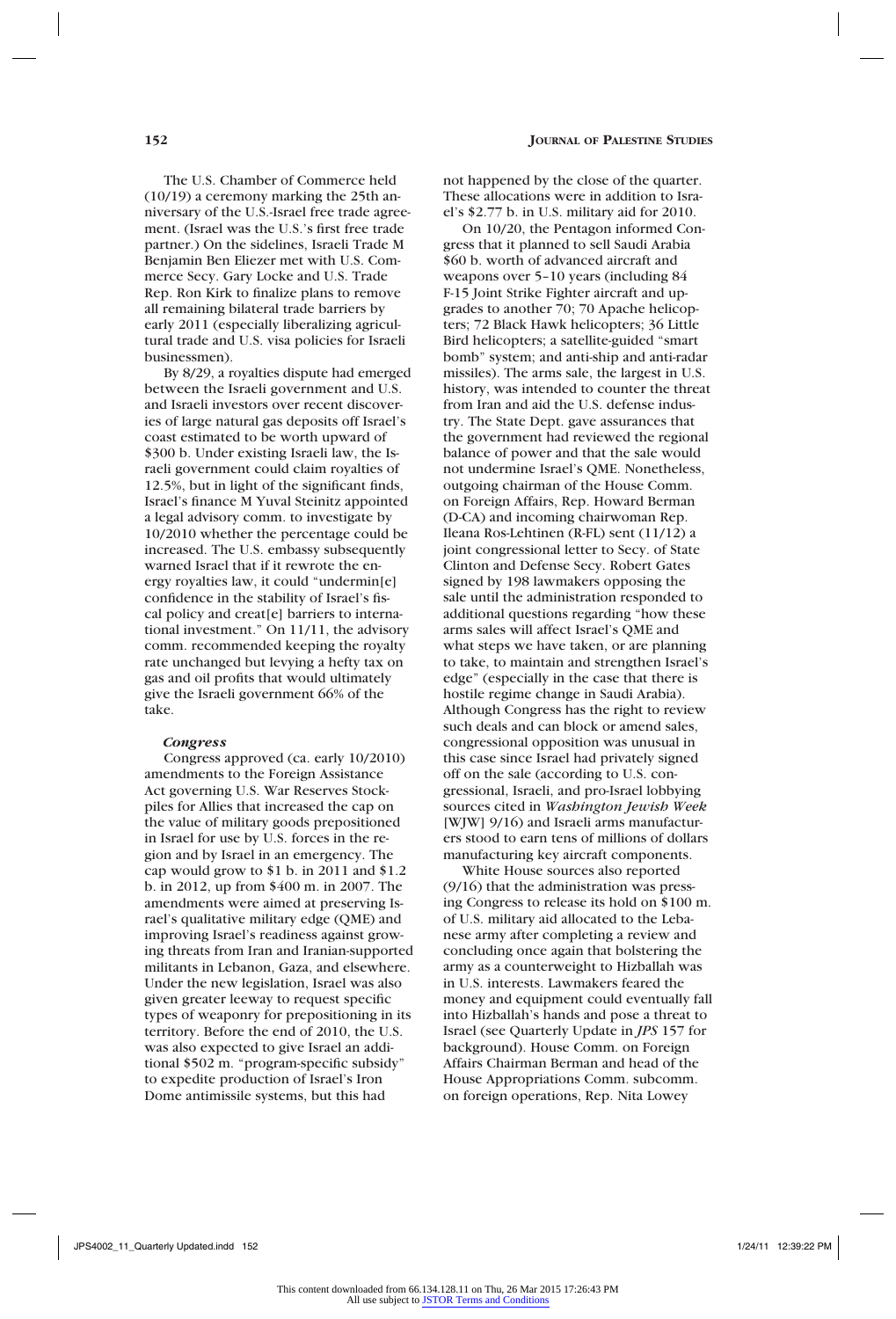The U.S. Chamber of Commerce held (10/19) a ceremony marking the 25th anniversary of the U.S.-Israel free trade agreement. (Israel was the U.S.'s first free trade partner.) On the sidelines, Israeli Trade M Benjamin Ben Eliezer met with U.S. Commerce Secy. Gary Locke and U.S. Trade Rep. Ron Kirk to finalize plans to remove all remaining bilateral trade barriers by early 2011 (especially liberalizing agricultural trade and U.S. visa policies for Israeli businessmen).

By 8/29, a royalties dispute had emerged between the Israeli government and U.S. and Israeli investors over recent discoveries of large natural gas deposits off Israel's coast estimated to be worth upward of \$300 b. Under existing Israeli law, the Israeli government could claim royalties of 12.5%, but in light of the significant finds, Israel's finance M Yuval Steinitz appointed a legal advisory comm. to investigate by 10/2010 whether the percentage could be increased. The U.S. embassy subsequently warned Israel that if it rewrote the energy royalties law, it could "undermin[e] confidence in the stability of Israel's fiscal policy and creat[e] barriers to international investment." On 11/11, the advisory comm. recommended keeping the royalty rate unchanged but levying a hefty tax on gas and oil profits that would ultimately give the Israeli government 66% of the take.

### *Congress*

Congress approved (ca. early 10/2010) amendments to the Foreign Assistance Act governing U.S. War Reserves Stockpiles for Allies that increased the cap on the value of military goods prepositioned in Israel for use by U.S. forces in the region and by Israel in an emergency. The cap would grow to \$1 b. in 2011 and \$1.2 b. in 2012, up from \$400 m. in 2007. The amendments were aimed at preserving Israel's qualitative military edge (QME) and improving Israel's readiness against growing threats from Iran and Iranian-supported militants in Lebanon, Gaza, and elsewhere. Under the new legislation, Israel was also given greater leeway to request specific types of weaponry for prepositioning in its territory. Before the end of 2010, the U.S. was also expected to give Israel an additional \$502 m. "program-specific subsidy" to expedite production of Israel's Iron Dome antimissile systems, but this had not happened by the close of the quarter. These allocations were in addition to Israel's \$2.77 b. in U.S. military aid for 2010.

On 10/20, the Pentagon informed Congress that it planned to sell Saudi Arabia \$60 b. worth of advanced aircraft and weapons over 5–10 years (including 84 F-15 Joint Strike Fighter aircraft and upgrades to another 70; 70 Apache helicopters; 72 Black Hawk helicopters; 36 Little Bird helicopters; a satellite-guided "smart bomb" system; and anti-ship and anti-radar missiles). The arms sale, the largest in U.S. history, was intended to counter the threat from Iran and aid the U.S. defense industry. The State Dept. gave assurances that the government had reviewed the regional balance of power and that the sale would not undermine Israel's QME. Nonetheless, outgoing chairman of the House Comm. on Foreign Affairs, Rep. Howard Berman (D-CA) and incoming chairwoman Rep. Ileana Ros-Lehtinen (R-FL) sent (11/12) a joint congressional letter to Secy. of State Clinton and Defense Secy. Robert Gates signed by 198 lawmakers opposing the sale until the administration responded to additional questions regarding "how these arms sales will affect Israel's QME and what steps we have taken, or are planning to take, to maintain and strengthen Israel's edge" (especially in the case that there is hostile regime change in Saudi Arabia). Although Congress has the right to review such deals and can block or amend sales, congressional opposition was unusual in this case since Israel had privately signed off on the sale (according to U.S. congressional, Israeli, and pro-Israel lobbying sources cited in *Washington Jewish Week* [WJW] 9/16) and Israeli arms manufacturers stood to earn tens of millions of dollars manufacturing key aircraft components.

White House sources also reported (9/16) that the administration was pressing Congress to release its hold on \$100 m. of U.S. military aid allocated to the Lebanese army after completing a review and concluding once again that bolstering the army as a counterweight to Hizballah was in U.S. interests. Lawmakers feared the money and equipment could eventually fall into Hizballah's hands and pose a threat to Israel (see Quarterly Update in *JPS* 157 for background). House Comm. on Foreign Affairs Chairman Berman and head of the House Appropriations Comm. subcomm. on foreign operations, Rep. Nita Lowey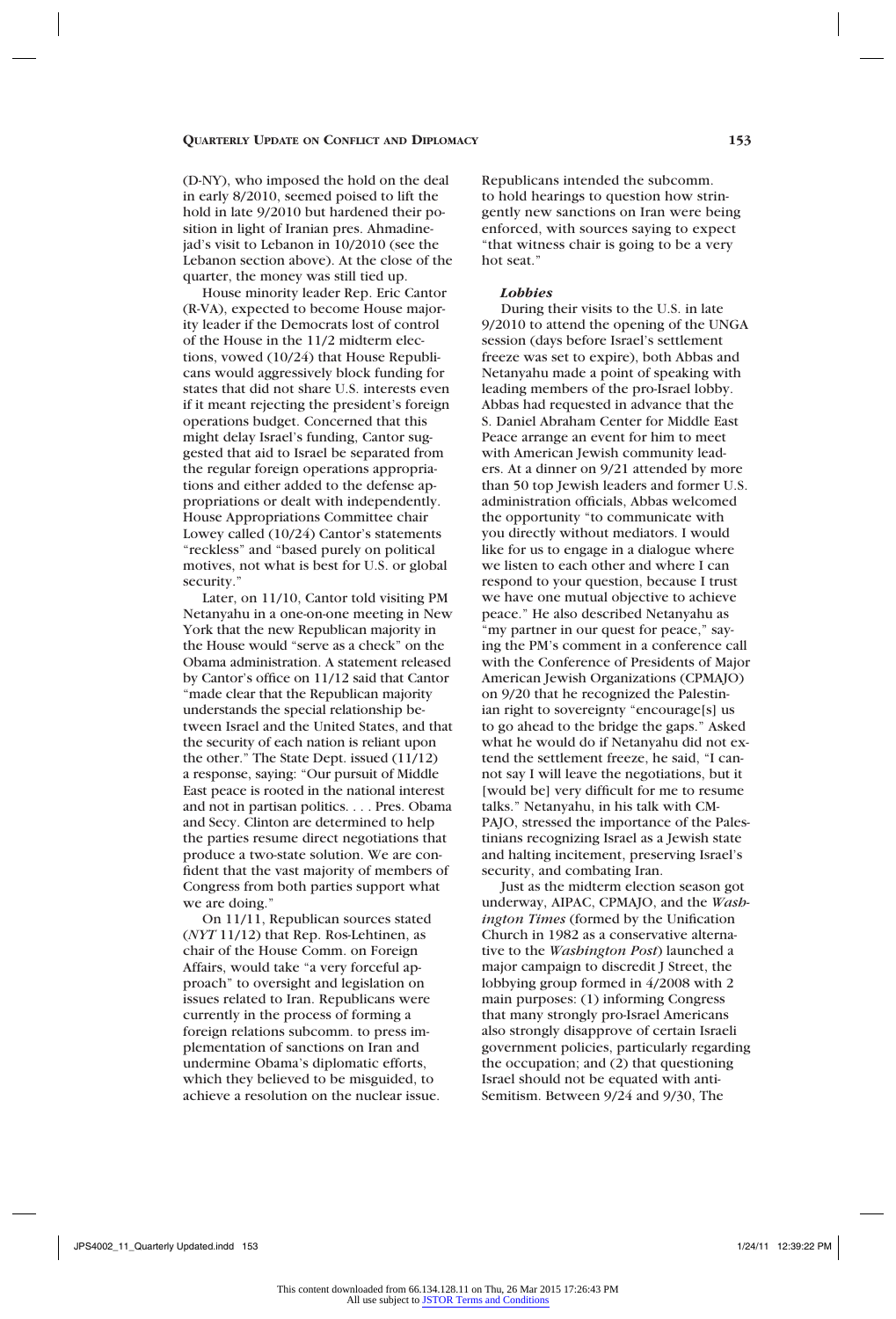(D-NY), who imposed the hold on the deal in early 8/2010, seemed poised to lift the hold in late 9/2010 but hardened their position in light of Iranian pres. Ahmadinejad's visit to Lebanon in 10/2010 (see the Lebanon section above). At the close of the quarter, the money was still tied up.

House minority leader Rep. Eric Cantor (R-VA), expected to become House majority leader if the Democrats lost of control of the House in the 11/2 midterm elections, vowed (10/24) that House Republicans would aggressively block funding for states that did not share U.S. interests even if it meant rejecting the president's foreign operations budget. Concerned that this might delay Israel's funding, Cantor suggested that aid to Israel be separated from the regular foreign operations appropriations and either added to the defense appropriations or dealt with independently. House Appropriations Committee chair Lowey called (10/24) Cantor's statements "reckless" and "based purely on political motives, not what is best for U.S. or global security."

Later, on 11/10, Cantor told visiting PM Netanyahu in a one-on-one meeting in New York that the new Republican majority in the House would "serve as a check" on the Obama administration. A statement released by Cantor's office on 11/12 said that Cantor "made clear that the Republican majority understands the special relationship between Israel and the United States, and that the security of each nation is reliant upon the other." The State Dept. issued (11/12) a response, saying: "Our pursuit of Middle East peace is rooted in the national interest and not in partisan politics. . . . Pres. Obama and Secy. Clinton are determined to help the parties resume direct negotiations that produce a two-state solution. We are confident that the vast majority of members of Congress from both parties support what we are doing."

On 11/11, Republican sources stated (*NYT* 11/12) that Rep. Ros-Lehtinen, as chair of the House Comm. on Foreign Affairs, would take "a very forceful approach" to oversight and legislation on issues related to Iran. Republicans were currently in the process of forming a foreign relations subcomm. to press implementation of sanctions on Iran and undermine Obama's diplomatic efforts, which they believed to be misguided, to achieve a resolution on the nuclear issue. Republicans intended the subcomm. to hold hearings to question how stringently new sanctions on Iran were being enforced, with sources saying to expect "that witness chair is going to be a very hot seat."

#### *Lobbies*

During their visits to the U.S. in late 9/2010 to attend the opening of the UNGA session (days before Israel's settlement freeze was set to expire), both Abbas and Netanyahu made a point of speaking with leading members of the pro-Israel lobby. Abbas had requested in advance that the S. Daniel Abraham Center for Middle East Peace arrange an event for him to meet with American Jewish community leaders. At a dinner on 9/21 attended by more than 50 top Jewish leaders and former U.S. administration officials, Abbas welcomed the opportunity "to communicate with you directly without mediators. I would like for us to engage in a dialogue where we listen to each other and where I can respond to your question, because I trust we have one mutual objective to achieve peace." He also described Netanyahu as "my partner in our quest for peace," saying the PM's comment in a conference call with the Conference of Presidents of Major American Jewish Organizations (CPMAJO) on 9/20 that he recognized the Palestinian right to sovereignty "encourage[s] us to go ahead to the bridge the gaps." Asked what he would do if Netanyahu did not extend the settlement freeze, he said, "I cannot say I will leave the negotiations, but it [would be] very difficult for me to resume talks." Netanyahu, in his talk with CMPAJO, stressed the importance of the Palestinians recognizing Israel as a Jewish state and halting incitement, preserving Israel's security, and combating Iran.

Just as the midterm election season got underway, AIPAC, CPMAJO, and the *Washington Times* (formed by the Unification Church in 1982 as a conservative alternative to the *Washington Post*) launched a major campaign to discredit J Street, the lobbying group formed in 4/2008 with 2 main purposes: (1) informing Congress that many strongly pro-Israel Americans also strongly disapprove of certain Israeli government policies, particularly regarding the occupation; and (2) that questioning Israel should not be equated with anti-Semitism. Between 9/24 and 9/30, The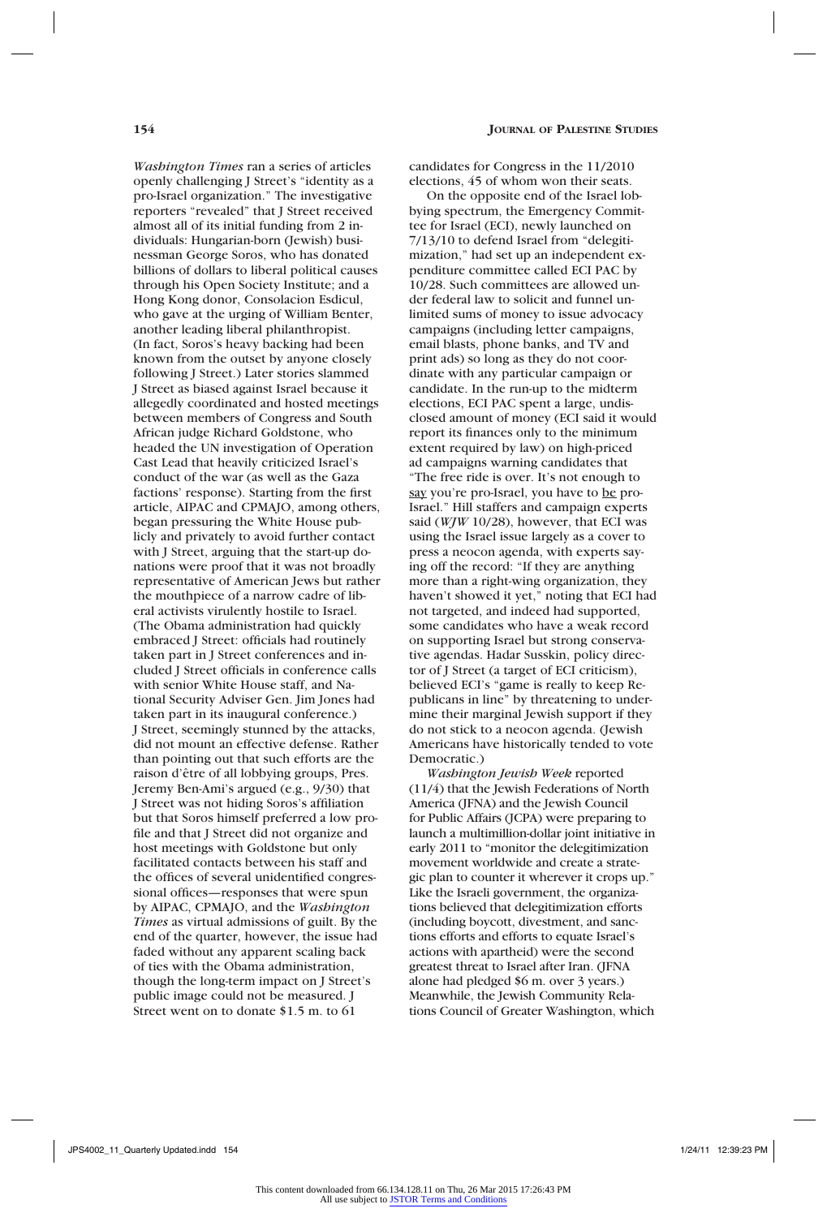*Washington Times* ran a series of articles openly challenging J Street's "identity as a pro-Israel organization." The investigative reporters "revealed" that J Street received almost all of its initial funding from 2 individuals: Hungarian-born (Jewish) businessman George Soros, who has donated billions of dollars to liberal political causes through his Open Society Institute; and a Hong Kong donor, Consolacion Esdicul, who gave at the urging of William Benter, another leading liberal philanthropist. (In fact, Soros's heavy backing had been known from the outset by anyone closely following J Street.) Later stories slammed J Street as biased against Israel because it allegedly coordinated and hosted meetings between members of Congress and South African judge Richard Goldstone, who headed the UN investigation of Operation Cast Lead that heavily criticized Israel's conduct of the war (as well as the Gaza factions' response). Starting from the first article, AIPAC and CPMAJO, among others, began pressuring the White House publicly and privately to avoid further contact with J Street, arguing that the start-up donations were proof that it was not broadly representative of American Jews but rather the mouthpiece of a narrow cadre of liberal activists virulently hostile to Israel. (The Obama administration had quickly embraced J Street: officials had routinely taken part in J Street conferences and included J Street officials in conference calls with senior White House staff, and National Security Adviser Gen. Jim Jones had taken part in its inaugural conference.) J Street, seemingly stunned by the attacks, did not mount an effective defense. Rather than pointing out that such efforts are the raison d'être of all lobbying groups, Pres. Jeremy Ben-Ami's argued (e.g., 9/30) that J Street was not hiding Soros's affiliation but that Soros himself preferred a low profile and that J Street did not organize and host meetings with Goldstone but only facilitated contacts between his staff and the offices of several unidentified congressional offices—responses that were spun by AIPAC, CPMAJO, and the *Washington Times* as virtual admissions of guilt. By the end of the quarter, however, the issue had faded without any apparent scaling back of ties with the Obama administration, though the long-term impact on J Street's public image could not be measured. J Street went on to donate $1.5 m. to 61 candidates for Congress in the 11/2010 elections, 45 of whom won their seats.

On the opposite end of the Israel lobbying spectrum, the Emergency Committee for Israel (ECI), newly launched on 7/13/10 to defend Israel from "delegitimization," had set up an independent expenditure committee called ECI PAC by 10/28. Such committees are allowed under federal law to solicit and funnel unlimited sums of money to issue advocacy campaigns (including letter campaigns, email blasts, phone banks, and TV and print ads) so long as they do not coordinate with any particular campaign or candidate. In the run-up to the midterm elections, ECI PAC spent a large, undisclosed amount of money (ECI said it would report its finances only to the minimum extent required by law) on high-priced ad campaigns warning candidates that "The free ride is over. It's not enough to say you're pro-Israel, you have to be pro-Israel." Hill staffers and campaign experts said (*WJW* 10/28), however, that ECI was using the Israel issue largely as a cover to press a neocon agenda, with experts saying off the record: "If they are anything more than a right-wing organization, they haven't showed it yet," noting that ECI had not targeted, and indeed had supported, some candidates who have a weak record on supporting Israel but strong conservative agendas. Hadar Susskin, policy director of J Street (a target of ECI criticism), believed ECI's "game is really to keep Republicans in line" by threatening to undermine their marginal Jewish support if they do not stick to a neocon agenda. (Jewish Americans have historically tended to vote Democratic.)

*Washington Jewish Week* reported (11/4) that the Jewish Federations of North America (JFNA) and the Jewish Council for Public Affairs (JCPA) were preparing to launch a multimillion-dollar joint initiative in early 2011 to "monitor the delegitimization movement worldwide and create a strategic plan to counter it wherever it crops up." Like the Israeli government, the organizations believed that delegitimization efforts (including boycott, divestment, and sanctions efforts and efforts to equate Israel's actions with apartheid) were the second greatest threat to Israel after Iran. (JFNA alone had pledged $6 m. over 3 years.) Meanwhile, the Jewish Community Relations Council of Greater Washington, which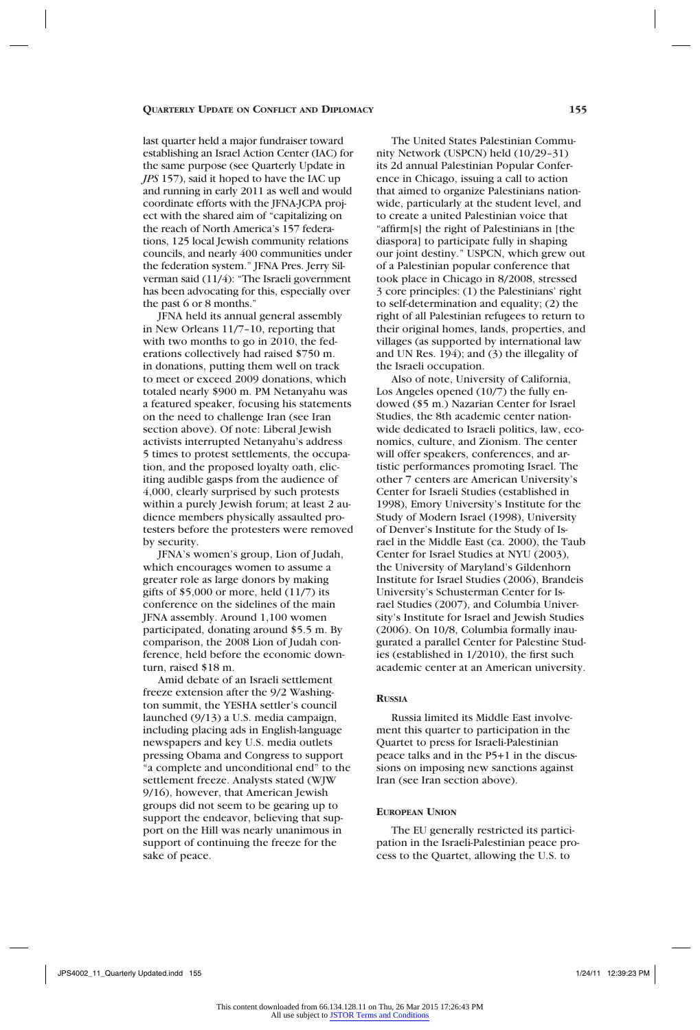last quarter held a major fundraiser toward establishing an Israel Action Center (IAC) for the same purpose (see Quarterly Update in *JPS* 157), said it hoped to have the IAC up and running in early 2011 as well and would coordinate efforts with the JFNA-JCPA project with the shared aim of "capitalizing on the reach of North America's 157 federations, 125 local Jewish community relations councils, and nearly 400 communities under the federation system." JFNA Pres. Jerry Silverman said (11/4): "The Israeli government has been advocating for this, especially over the past 6 or 8 months."

JFNA held its annual general assembly in New Orleans 11/7–10, reporting that with two months to go in 2010, the federations collectively had raised $750 m. in donations, putting them well on track to meet or exceed 2009 donations, which totaled nearly $900 m. PM Netanyahu was a featured speaker, focusing his statements on the need to challenge Iran (see Iran section above). Of note: Liberal Jewish activists interrupted Netanyahu's address 5 times to protest settlements, the occupation, and the proposed loyalty oath, eliciting audible gasps from the audience of 4,000, clearly surprised by such protests within a purely Jewish forum; at least 2 audience members physically assaulted protesters before the protesters were removed by security.

JFNA's women's group, Lion of Judah, which encourages women to assume a greater role as large donors by making gifts of $5,000 or more, held (11/7) its conference on the sidelines of the main JFNA assembly. Around 1,100 women participated, donating around $5.5 m. By comparison, the 2008 Lion of Judah conference, held before the economic downturn, raised $18 m.

Amid debate of an Israeli settlement freeze extension after the 9/2 Washington summit, the YESHA settler's council launched (9/13) a U.S. media campaign, including placing ads in English-language newspapers and key U.S. media outlets pressing Obama and Congress to support "a complete and unconditional end" to the settlement freeze. Analysts stated (WJW 9/16), however, that American Jewish groups did not seem to be gearing up to support the endeavor, believing that support on the Hill was nearly unanimous in support of continuing the freeze for the sake of peace.

The United States Palestinian Community Network (USPCN) held (10/29–31) its 2d annual Palestinian Popular Conference in Chicago, issuing a call to action that aimed to organize Palestinians nationwide, particularly at the student level, and to create a united Palestinian voice that "affirm[s] the right of Palestinians in [the diaspora] to participate fully in shaping our joint destiny." USPCN, which grew out of a Palestinian popular conference that took place in Chicago in 8/2008, stressed 3 core principles: (1) the Palestinians' right to self-determination and equality; (2) the right of all Palestinian refugees to return to their original homes, lands, properties, and villages (as supported by international law and UN Res. 194); and (3) the illegality of the Israeli occupation.

Also of note, University of California, Los Angeles opened (10/7) the fully endowed ($5 m.) Nazarian Center for Israel Studies, the 8th academic center nationwide dedicated to Israeli politics, law, economics, culture, and Zionism. The center will offer speakers, conferences, and artistic performances promoting Israel. The other 7 centers are American University's Center for Israeli Studies (established in 1998), Emory University's Institute for the Study of Modern Israel (1998), University of Denver's Institute for the Study of Israel in the Middle East (ca. 2000), the Taub Center for Israel Studies at NYU (2003), the University of Maryland's Gildenhorn Institute for Israel Studies (2006), Brandeis University's Schusterman Center for Israel Studies (2007), and Columbia University's Institute for Israel and Jewish Studies (2006). On 10/8, Columbia formally inaugurated a parallel Center for Palestine Studies (established in 1/2010), the first such academic center at an American university.

### Russia

Russia limited its Middle East involvement this quarter to participation in the Quartet to press for Israeli-Palestinian peace talks and in the P5+1 in the discussions on imposing new sanctions against Iran (see Iran section above).

### European Union

The EU generally restricted its participation in the Israeli-Palestinian peace process to the Quartet, allowing the U.S. to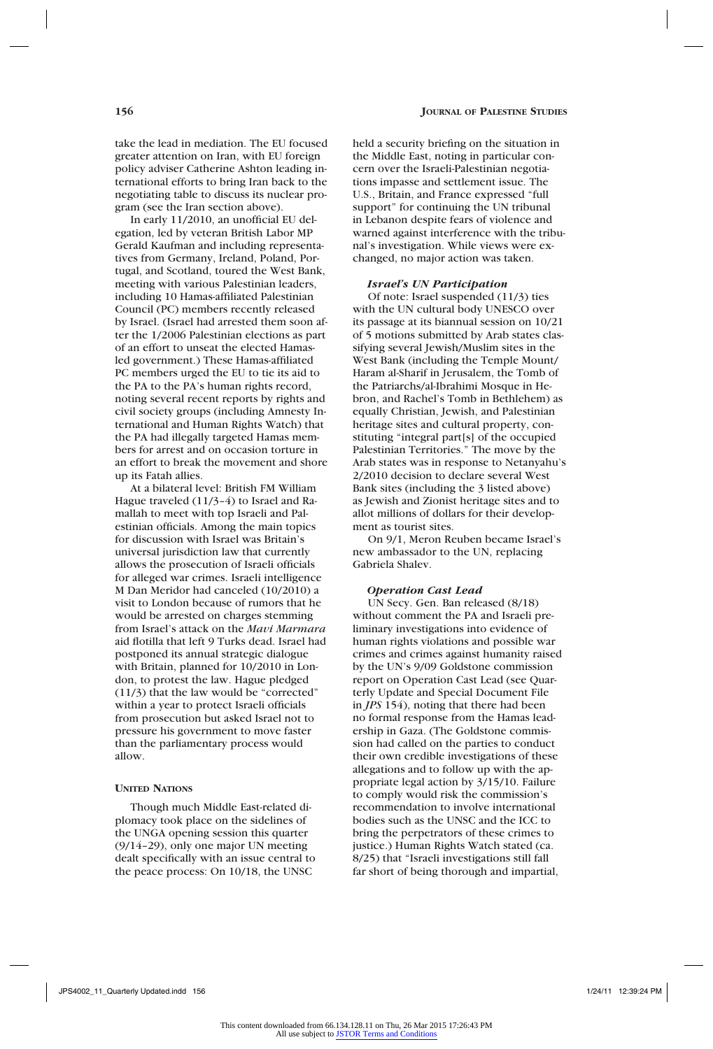take the lead in mediation. The EU focused greater attention on Iran, with EU foreign policy adviser Catherine Ashton leading international efforts to bring Iran back to the negotiating table to discuss its nuclear program (see the Iran section above).

In early 11/2010, an unofficial EU delegation, led by veteran British Labor MP Gerald Kaufman and including representatives from Germany, Ireland, Poland, Portugal, and Scotland, toured the West Bank, meeting with various Palestinian leaders, including 10 Hamas-affiliated Palestinian Council (PC) members recently released by Israel. (Israel had arrested them soon after the 1/2006 Palestinian elections as part of an effort to unseat the elected Hamas-led government.) These Hamas-affiliated PC members urged the EU to tie its aid to the PA to the PA's human rights record, noting several recent reports by rights and civil society groups (including Amnesty International and Human Rights Watch) that the PA had illegally targeted Hamas members for arrest and on occasion torture in an effort to break the movement and shore up its Fatah allies.

At a bilateral level: British FM William Hague traveled (11/3–4) to Israel and Ramallah to meet with top Israeli and Palestinian officials. Among the main topics for discussion with Israel was Britain's universal jurisdiction law that currently allows the prosecution of Israeli officials for alleged war crimes. Israeli intelligence M Dan Meridor had canceled (10/2010) a visit to London because of rumors that he would be arrested on charges stemming from Israel's attack on the *Mavi Marmara* aid flotilla that left 9 Turks dead. Israel had postponed its annual strategic dialogue with Britain, planned for 10/2010 in London, to protest the law. Hague pledged (11/3) that the law would be "corrected" within a year to protect Israeli officials from prosecution but asked Israel not to pressure his government to move faster than the parliamentary process would allow.

## United Nations

Though much Middle East-related diplomacy took place on the sidelines of the UNGA opening session this quarter (9/14–29), only one major UN meeting dealt specifically with an issue central to the peace process: On 10/18, the UNSC held a security briefing on the situation in the Middle East, noting in particular concern over the Israeli-Palestinian negotiations impasse and settlement issue. The U.S., Britain, and France expressed "full support" for continuing the UN tribunal in Lebanon despite fears of violence and warned against interference with the tribunal's investigation. While views were exchanged, no major action was taken.

### *Israel's UN Participation*

Of note: Israel suspended (11/3) ties with the UN cultural body UNESCO over its passage at its biannual session on 10/21 of 5 motions submitted by Arab states classifying several Jewish/Muslim sites in the West Bank (including the Temple Mount/Haram al-Sharif in Jerusalem, the Tomb of the Patriarchs/al-Ibrahimi Mosque in Hebron, and Rachel's Tomb in Bethlehem) as equally Christian, Jewish, and Palestinian heritage sites and cultural property, constituting "integral part[s] of the occupied Palestinian Territories." The move by the Arab states was in response to Netanyahu's 2/2010 decision to declare several West Bank sites (including the 3 listed above) as Jewish and Zionist heritage sites and to allot millions of dollars for their development as tourist sites.

On 9/1, Meron Reuben became Israel's new ambassador to the UN, replacing Gabriela Shalev.

### *Operation Cast Lead*

UN Secy. Gen. Ban released (8/18) without comment the PA and Israeli preliminary investigations into evidence of human rights violations and possible war crimes and crimes against humanity raised by the UN's 9/09 Goldstone commission report on Operation Cast Lead (see Quarterly Update and Special Document File in *JPS* 154), noting that there had been no formal response from the Hamas leadership in Gaza. (The Goldstone commission had called on the parties to conduct their own credible investigations of these allegations and to follow up with the appropriate legal action by 3/15/10. Failure to comply would risk the commission's recommendation to involve international bodies such as the UNSC and the ICC to bring the perpetrators of these crimes to justice.) Human Rights Watch stated (ca. 8/25) that "Israeli investigations still fall far short of being thorough and impartial,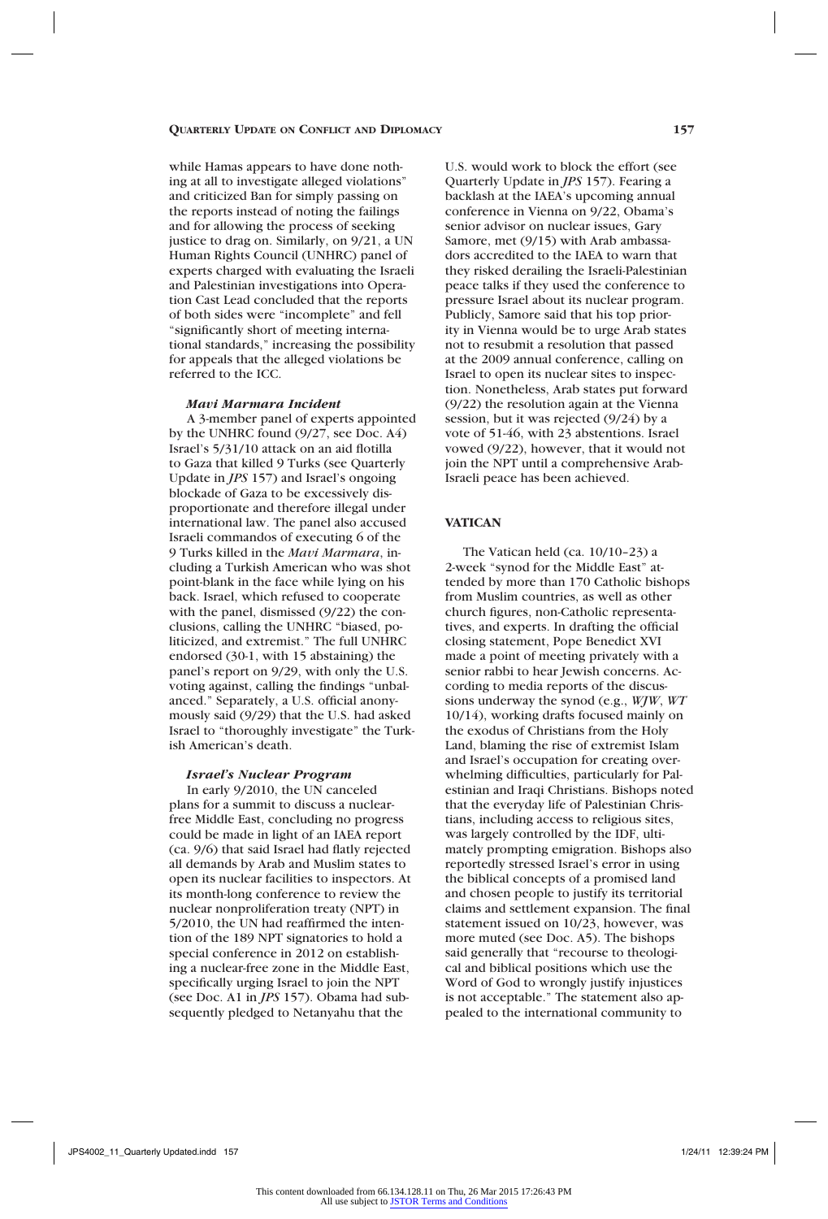while Hamas appears to have done nothing at all to investigate alleged violations" and criticized Ban for simply passing on the reports instead of noting the failings and for allowing the process of seeking justice to drag on. Similarly, on 9/21, a UN Human Rights Council (UNHRC) panel of experts charged with evaluating the Israeli and Palestinian investigations into Operation Cast Lead concluded that the reports of both sides were "incomplete" and fell "significantly short of meeting international standards," increasing the possibility for appeals that the alleged violations be referred to the ICC.

#### *Mavi Marmara Incident*

A 3-member panel of experts appointed by the UNHRC found (9/27, see Doc. A4) Israel's 5/31/10 attack on an aid flotilla to Gaza that killed 9 Turks (see Quarterly Update in *JPS* 157) and Israel's ongoing blockade of Gaza to be excessively disproportionate and therefore illegal under international law. The panel also accused Israeli commandos of executing 6 of the 9 Turks killed in the *Mavi Marmara*, including a Turkish American who was shot point-blank in the face while lying on his back. Israel, which refused to cooperate with the panel, dismissed (9/22) the conclusions, calling the UNHRC "biased, politicized, and extremist." The full UNHRC endorsed (30-1, with 15 abstaining) the panel's report on 9/29, with only the U.S. voting against, calling the findings "unbalanced." Separately, a U.S. official anonymously said (9/29) that the U.S. had asked Israel to "thoroughly investigate" the Turkish American's death.

#### *Israel's Nuclear Program*

In early 9/2010, the UN canceled plans for a summit to discuss a nuclear-free Middle East, concluding no progress could be made in light of an IAEA report (ca. 9/6) that said Israel had flatly rejected all demands by Arab and Muslim states to open its nuclear facilities to inspectors. At its month-long conference to review the nuclear nonproliferation treaty (NPT) in 5/2010, the UN had reaffirmed the intention of the 189 NPT signatories to hold a special conference in 2012 on establishing a nuclear-free zone in the Middle East, specifically urging Israel to join the NPT (see Doc. A1 in *JPS* 157). Obama had subsequently pledged to Netanyahu that the U.S. would work to block the effort (see Quarterly Update in *JPS* 157). Fearing a backlash at the IAEA's upcoming annual conference in Vienna on 9/22, Obama's senior advisor on nuclear issues, Gary Samore, met (9/15) with Arab ambassadors accredited to the IAEA to warn that they risked derailing the Israeli-Palestinian peace talks if they used the conference to pressure Israel about its nuclear program. Publicly, Samore said that his top priority in Vienna would be to urge Arab states not to resubmit a resolution that passed at the 2009 annual conference, calling on Israel to open its nuclear sites to inspection. Nonetheless, Arab states put forward (9/22) the resolution again at the Vienna session, but it was rejected (9/24) by a vote of 51-46, with 23 abstentions. Israel vowed (9/22), however, that it would not join the NPT until a comprehensive Arab-Israeli peace has been achieved.

### VATICAN

The Vatican held (ca. 10/10–23) a 2-week "synod for the Middle East" attended by more than 170 Catholic bishops from Muslim countries, as well as other church figures, non-Catholic representatives, and experts. In drafting the official closing statement, Pope Benedict XVI made a point of meeting privately with a senior rabbi to hear Jewish concerns. According to media reports of the discussions underway the synod (e.g., *WJW*, *WT* 10/14), working drafts focused mainly on the exodus of Christians from the Holy Land, blaming the rise of extremist Islam and Israel's occupation for creating overwhelming difficulties, particularly for Palestinian and Iraqi Christians. Bishops noted that the everyday life of Palestinian Christians, including access to religious sites, was largely controlled by the IDF, ultimately prompting emigration. Bishops also reportedly stressed Israel's error in using the biblical concepts of a promised land and chosen people to justify its territorial claims and settlement expansion. The final statement issued on 10/23, however, was more muted (see Doc. A5). The bishops said generally that "recourse to theological and biblical positions which use the Word of God to wrongly justify injustices is not acceptable." The statement also appealed to the international community to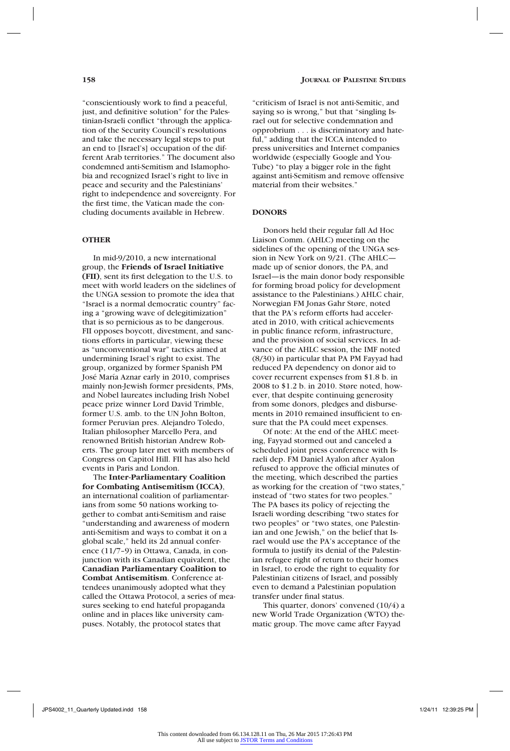"conscientiously work to find a peaceful, just, and definitive solution" for the Palestinian-Israeli conflict "through the application of the Security Council's resolutions and take the necessary legal steps to put an end to [Israel's] occupation of the different Arab territories." The document also condemned anti-Semitism and Islamophobia and recognized Israel's right to live in peace and security and the Palestinians' right to independence and sovereignty. For the first time, the Vatican made the concluding documents available in Hebrew.

## OTHER

In mid-9/2010, a new international group, the **Friends of Israel Initiative (FII)**, sent its first delegation to the U.S. to meet with world leaders on the sidelines of the UNGA session to promote the idea that "Israel is a normal democratic country" facing a "growing wave of delegitimization" that is so pernicious as to be dangerous. FII opposes boycott, divestment, and sanctions efforts in particular, viewing these as "unconventional war" tactics aimed at undermining Israel's right to exist. The group, organized by former Spanish PM José María Aznar early in 2010, comprises mainly non-Jewish former presidents, PMs, and Nobel laureates including Irish Nobel peace prize winner Lord David Trimble, former U.S. amb. to the UN John Bolton, former Peruvian pres. Alejandro Toledo, Italian philosopher Marcello Pera, and renowned British historian Andrew Roberts. The group later met with members of Congress on Capitol Hill. FII has also held events in Paris and London.

The **Inter-Parliamentary Coalition for Combating Antisemitism (ICCA)**, an international coalition of parliamentarians from some 50 nations working together to combat anti-Semitism and raise "understanding and awareness of modern anti-Semitism and ways to combat it on a global scale," held its 2d annual conference (11/7–9) in Ottawa, Canada, in conjunction with its Canadian equivalent, the **Canadian Parliamentary Coalition to Combat Antisemitism**. Conference attendees unanimously adopted what they called the Ottawa Protocol, a series of measures seeking to end hateful propaganda online and in places like university campuses. Notably, the protocol states that "criticism of Israel is not anti-Semitic, and saying so is wrong," but that "singling Israel out for selective condemnation and opprobrium . . . is discriminatory and hateful," adding that the ICCA intended to press universities and Internet companies worldwide (especially Google and YouTube) "to play a bigger role in the fight against anti-Semitism and remove offensive material from their websites."

## DONORS

Donors held their regular fall Ad Hoc Liaison Comm. (AHLC) meeting on the sidelines of the opening of the UNGA session in New York on 9/21. (The AHLC—made up of senior donors, the PA, and Israel—is the main donor body responsible for forming broad policy for development assistance to the Palestinians.) AHLC chair, Norwegian FM Jonas Gahr Støre, noted that the PA's reform efforts had accelerated in 2010, with critical achievements in public finance reform, infrastructure, and the provision of social services. In advance of the AHLC session, the IMF noted (8/30) in particular that PA PM Fayyad had reduced PA dependency on donor aid to cover recurrent expenses from $1.8 b. in 2008 to $1.2 b. in 2010. Støre noted, however, that despite continuing generosity from some donors, pledges and disbursements in 2010 remained insufficient to ensure that the PA could meet expenses.

Of note: At the end of the AHLC meeting, Fayyad stormed out and canceled a scheduled joint press conference with Israeli dep. FM Daniel Ayalon after Ayalon refused to approve the official minutes of the meeting, which described the parties as working for the creation of "two states," instead of "two states for two peoples." The PA bases its policy of rejecting the Israeli wording describing "two states for two peoples" or "two states, one Palestinian and one Jewish," on the belief that Israel would use the PA's acceptance of the formula to justify its denial of the Palestinian refugee right of return to their homes in Israel, to erode the right to equality for Palestinian citizens of Israel, and possibly even to demand a Palestinian population transfer under final status.

This quarter, donors' convened (10/4) a new World Trade Organization (WTO) thematic group. The move came after Fayyad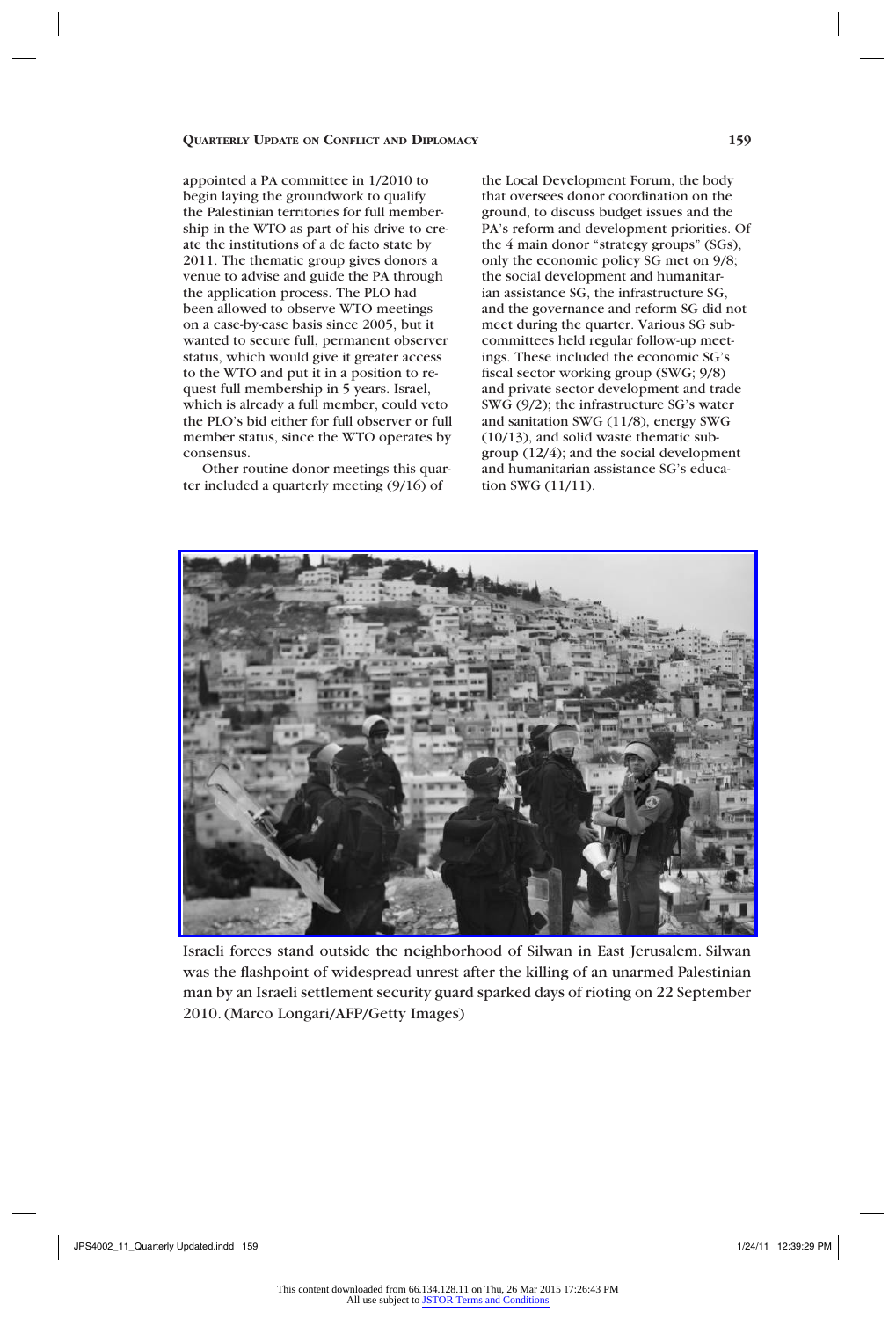appointed a PA committee in 1/2010 to begin laying the groundwork to qualify the Palestinian territories for full membership in the WTO as part of his drive to create the institutions of a de facto state by 2011. The thematic group gives donors a venue to advise and guide the PA through the application process. The PLO had been allowed to observe WTO meetings on a case-by-case basis since 2005, but it wanted to secure full, permanent observer status, which would give it greater access to the WTO and put it in a position to request full membership in 5 years. Israel, which is already a full member, could veto the PLO's bid either for full observer or full member status, since the WTO operates by consensus.

Other routine donor meetings this quarter included a quarterly meeting (9/16) of the Local Development Forum, the body that oversees donor coordination on the ground, to discuss budget issues and the PA's reform and development priorities. Of the 4 main donor "strategy groups" (SGs), only the economic policy SG met on 9/8; the social development and humanitarian assistance SG, the infrastructure SG, and the governance and reform SG did not meet during the quarter. Various SG subcommittees held regular follow-up meetings. These included the economic SG's fiscal sector working group (SWG; 9/8) and private sector development and trade SWG (9/2); the infrastructure SG's water and sanitation SWG (11/8), energy SWG (10/13), and solid waste thematic subgroup (12/4); and the social development and humanitarian assistance SG's education SWG (11/11).

Israeli forces stand outside the neighborhood of Silwan in East Jerusalem. Silwan was the flashpoint of widespread unrest after the killing of an unarmed Palestinian man by an Israeli settlement security guard sparked days of rioting on 22 September 2010. (Marco Longari/AFP/Getty Images)